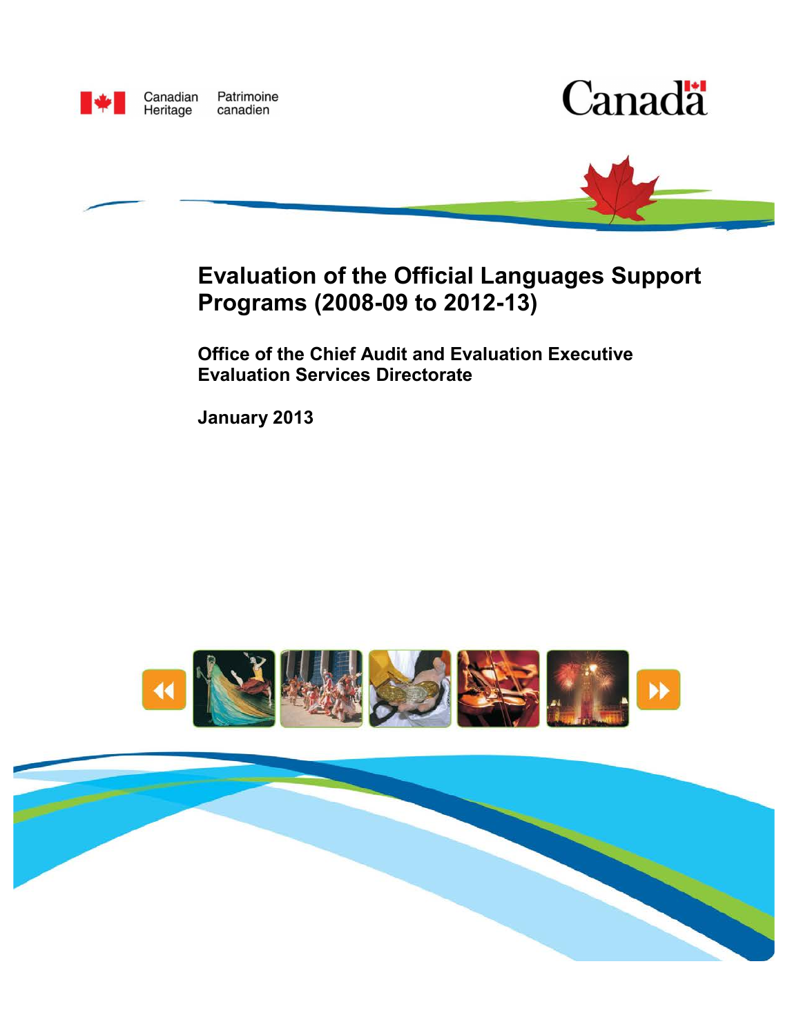Canadian Heritage Patrimoine canadien

Canada

# Evaluation of the Official Languages Support Programs (2008-09 to 2012-13)

**Office of the Chief Audit and Evaluation Executive**
**Evaluation Services Directorate**

**January 2013**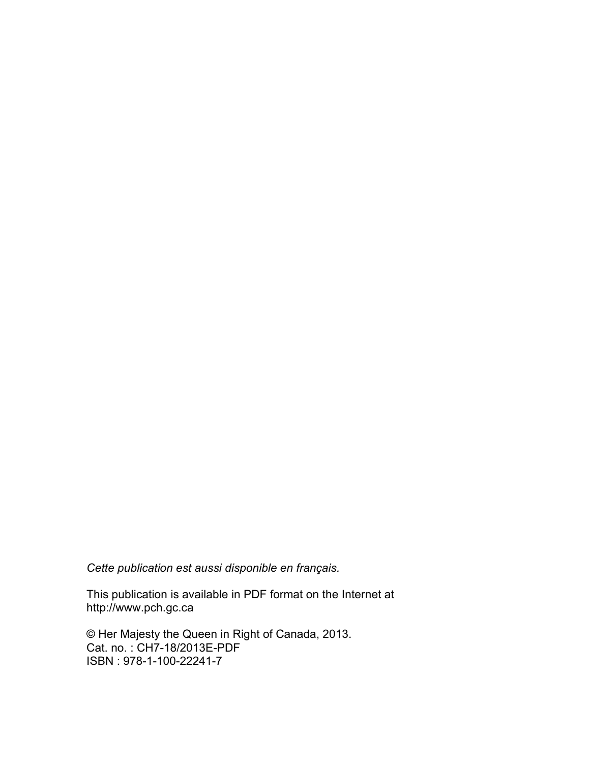*Cette publication est aussi disponible en français.*

This publication is available in PDF format on the Internet at
http://www.pch.gc.ca

© Her Majesty the Queen in Right of Canada, 2013.
Cat. no. : CH7-18/2013E-PDF
ISBN : 978-1-100-22241-7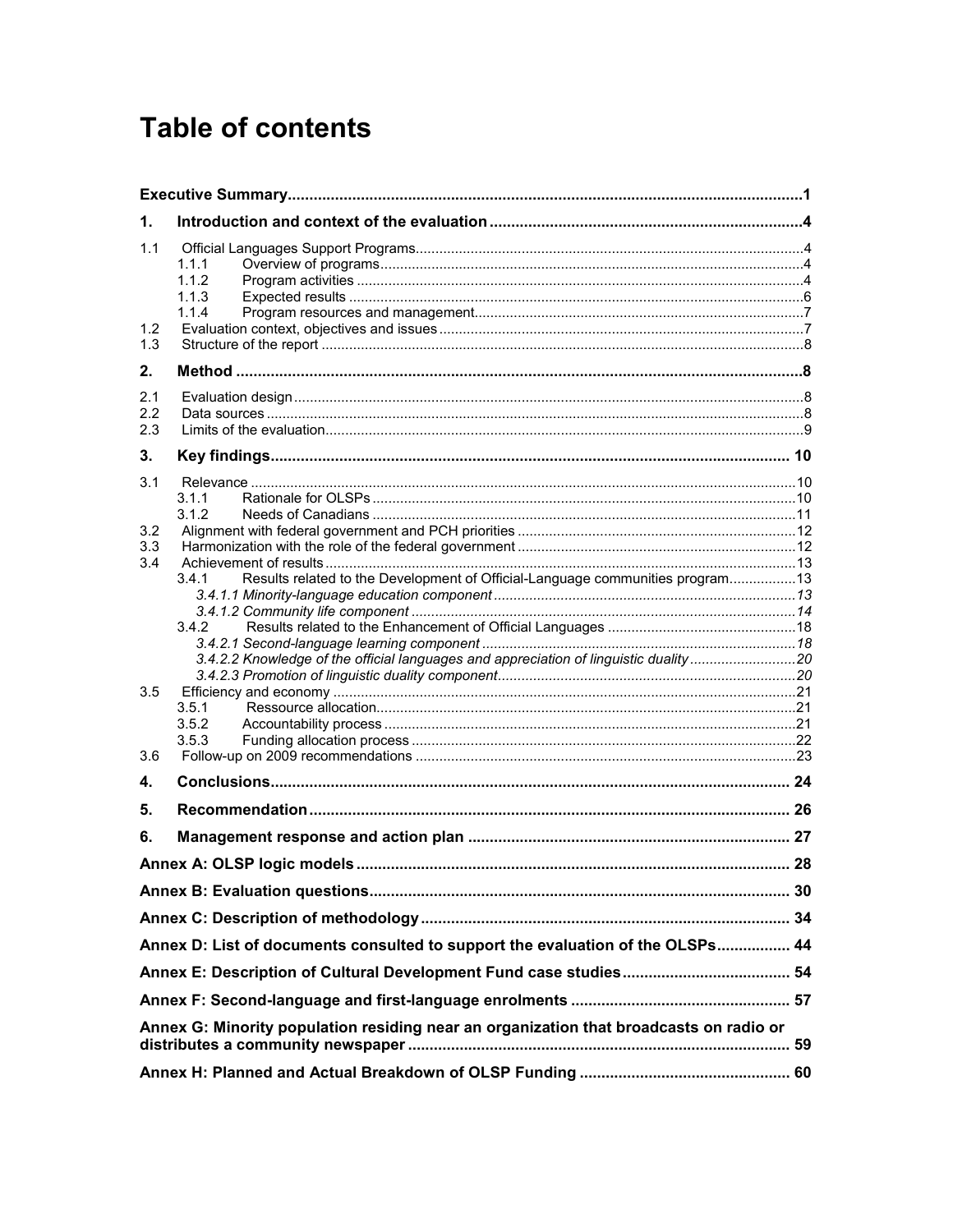# Table of contents

**Executive Summary** ........ 1

**1. Introduction and context of the evaluation** ........ 4

- 1.1 Official Languages Support Programs ........ 4
  - 1.1.1 Overview of programs ........ 4
  - 1.1.2 Program activities ........ 4
  - 1.1.3 Expected results ........ 6
  - 1.1.4 Program resources and management ........ 7
- 1.2 Evaluation context, objectives and issues ........ 7
- 1.3 Structure of the report ........ 8

**2. Method** ........ 8

- 2.1 Evaluation design ........ 8
- 2.2 Data sources ........ 8
- 2.3 Limits of the evaluation ........ 9

**3. Key findings** ........ 10

- 3.1 Relevance ........ 10
  - 3.1.1 Rationale for OLSPs ........ 10
  - 3.1.2 Needs of Canadians ........ 11
- 3.2 Alignment with federal government and PCH priorities ........ 12
- 3.3 Harmonization with the role of the federal government ........ 12
- 3.4 Achievement of results ........ 13
  - 3.4.1 Results related to the Development of Official-Language communities program ........ 13
    - *3.4.1.1 Minority-language education component ........ 13*
    - *3.4.1.2 Community life component ........ 14*
  - 3.4.2 Results related to the Enhancement of Official Languages ........ 18
    - *3.4.2.1 Second-language learning component ........ 18*
    - *3.4.2.2 Knowledge of the official languages and appreciation of linguistic duality ........ 20*
    - *3.4.2.3 Promotion of linguistic duality component ........ 20*
- 3.5 Efficiency and economy ........ 21
  - 3.5.1 Ressource allocation ........ 21
  - 3.5.2 Accountability process ........ 21
  - 3.5.3 Funding allocation process ........ 22
- 3.6 Follow-up on 2009 recommendations ........ 23

**4. Conclusions** ........ 24

**5. Recommendation** ........ 26

**6. Management response and action plan** ........ 27

**Annex A: OLSP logic models** ........ 28

**Annex B: Evaluation questions** ........ 30

**Annex C: Description of methodology** ........ 34

**Annex D: List of documents consulted to support the evaluation of the OLSPs** ........ 44

**Annex E: Description of Cultural Development Fund case studies** ........ 54

**Annex F: Second-language and first-language enrolments** ........ 57

**Annex G: Minority population residing near an organization that broadcasts on radio or distributes a community newspaper** ........ 59

**Annex H: Planned and Actual Breakdown of OLSP Funding** ........ 60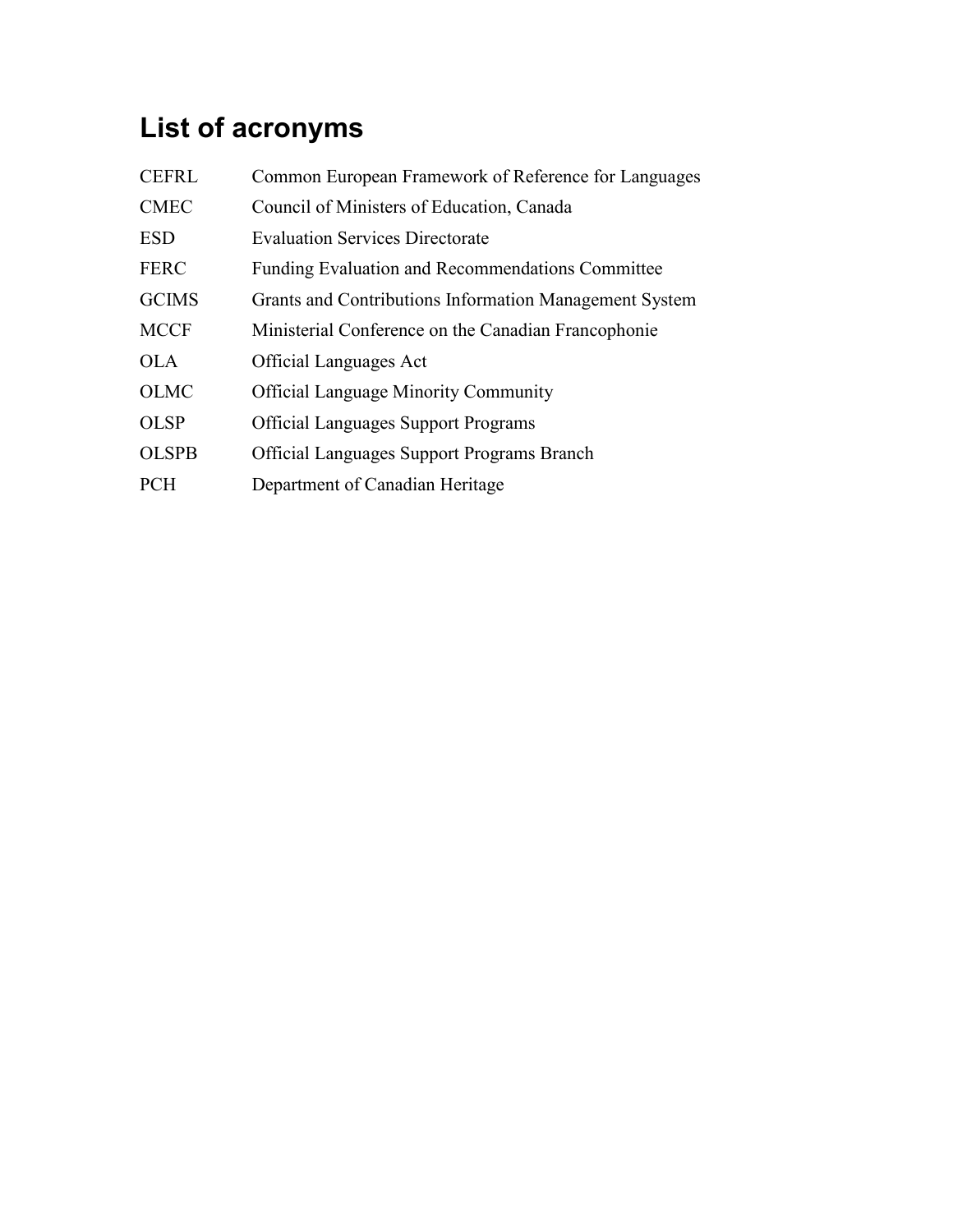# List of acronyms

| | |
|---|---|
| CEFRL | Common European Framework of Reference for Languages |
| CMEC | Council of Ministers of Education, Canada |
| ESD | Evaluation Services Directorate |
| FERC | Funding Evaluation and Recommendations Committee |
| GCIMS | Grants and Contributions Information Management System |
| MCCF | Ministerial Conference on the Canadian Francophonie |
| OLA | Official Languages Act |
| OLMC | Official Language Minority Community |
| OLSP | Official Languages Support Programs |
| OLSPB | Official Languages Support Programs Branch |
| PCH | Department of Canadian Heritage |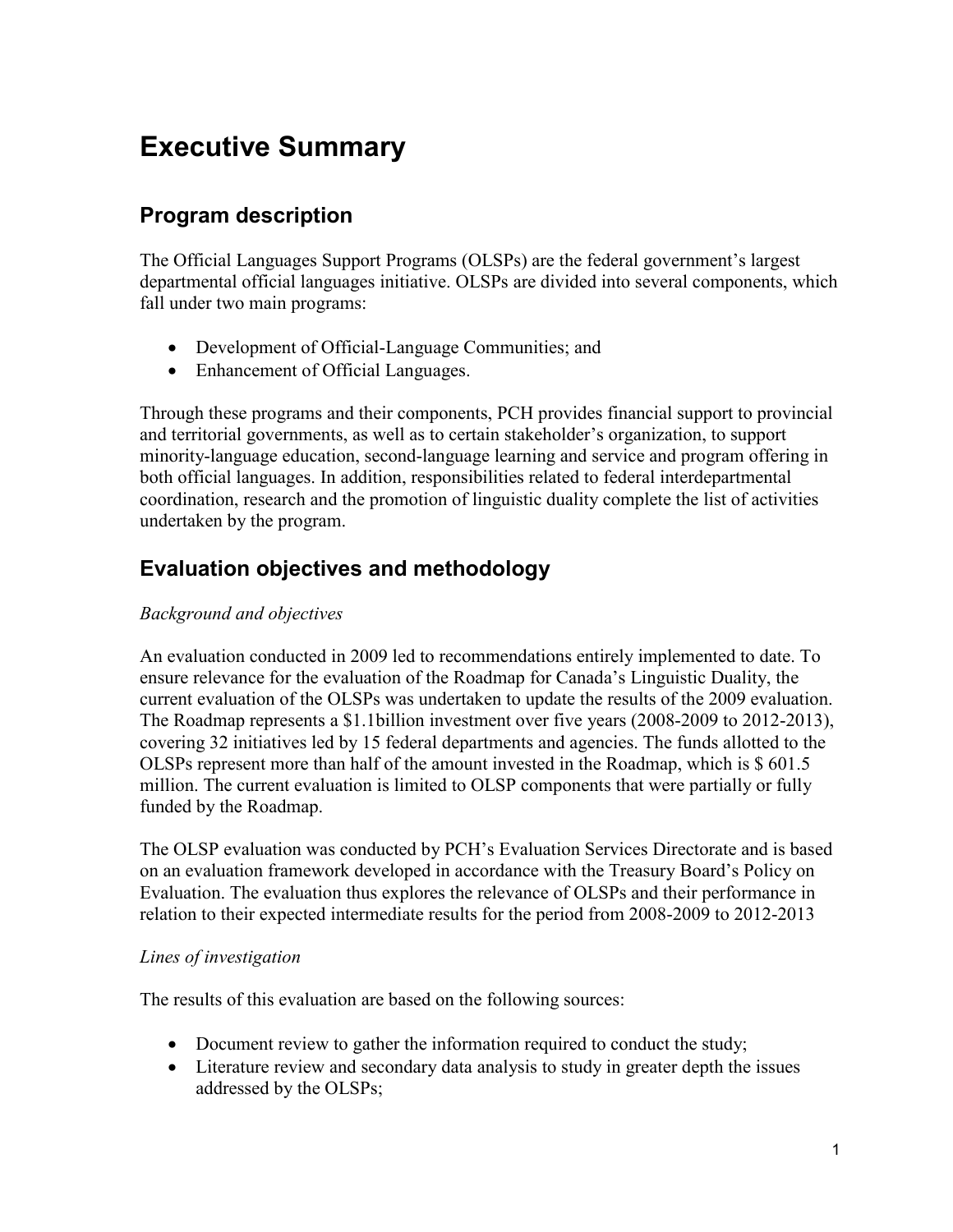# Executive Summary

## Program description

The Official Languages Support Programs (OLSPs) are the federal government's largest departmental official languages initiative. OLSPs are divided into several components, which fall under two main programs:

- Development of Official-Language Communities; and
- Enhancement of Official Languages.

Through these programs and their components, PCH provides financial support to provincial and territorial governments, as well as to certain stakeholder's organization, to support minority-language education, second-language learning and service and program offering in both official languages. In addition, responsibilities related to federal interdepartmental coordination, research and the promotion of linguistic duality complete the list of activities undertaken by the program.

## Evaluation objectives and methodology

*Background and objectives*

An evaluation conducted in 2009 led to recommendations entirely implemented to date. To ensure relevance for the evaluation of the Roadmap for Canada's Linguistic Duality, the current evaluation of the OLSPs was undertaken to update the results of the 2009 evaluation. The Roadmap represents a $1.1billion investment over five years (2008-2009 to 2012-2013), covering 32 initiatives led by 15 federal departments and agencies. The funds allotted to the OLSPs represent more than half of the amount invested in the Roadmap, which is $ 601.5 million. The current evaluation is limited to OLSP components that were partially or fully funded by the Roadmap.

The OLSP evaluation was conducted by PCH's Evaluation Services Directorate and is based on an evaluation framework developed in accordance with the Treasury Board's Policy on Evaluation. The evaluation thus explores the relevance of OLSPs and their performance in relation to their expected intermediate results for the period from 2008-2009 to 2012-2013

*Lines of investigation*

The results of this evaluation are based on the following sources:

- Document review to gather the information required to conduct the study;
- Literature review and secondary data analysis to study in greater depth the issues addressed by the OLSPs;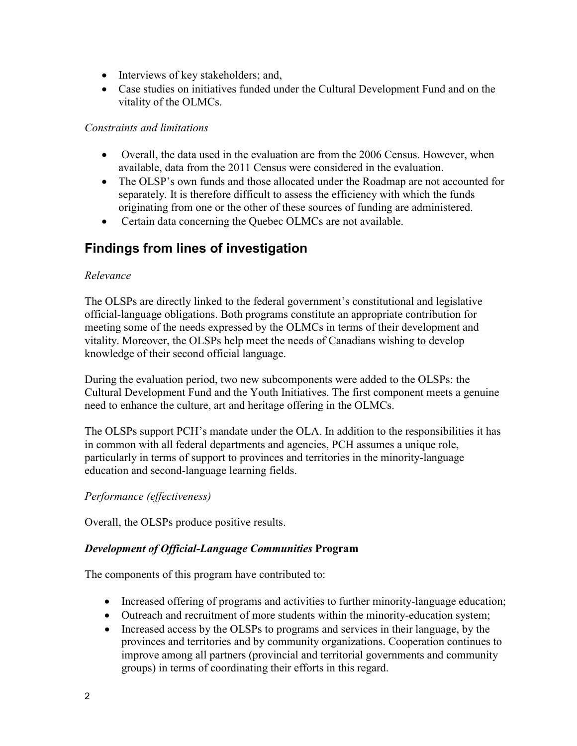- Interviews of key stakeholders; and,
- Case studies on initiatives funded under the Cultural Development Fund and on the vitality of the OLMCs.

*Constraints and limitations*

- Overall, the data used in the evaluation are from the 2006 Census. However, when available, data from the 2011 Census were considered in the evaluation.
- The OLSP's own funds and those allocated under the Roadmap are not accounted for separately. It is therefore difficult to assess the efficiency with which the funds originating from one or the other of these sources of funding are administered.
- Certain data concerning the Quebec OLMCs are not available.

## Findings from lines of investigation

*Relevance*

The OLSPs are directly linked to the federal government's constitutional and legislative official-language obligations. Both programs constitute an appropriate contribution for meeting some of the needs expressed by the OLMCs in terms of their development and vitality. Moreover, the OLSPs help meet the needs of Canadians wishing to develop knowledge of their second official language.

During the evaluation period, two new subcomponents were added to the OLSPs: the Cultural Development Fund and the Youth Initiatives. The first component meets a genuine need to enhance the culture, art and heritage offering in the OLMCs.

The OLSPs support PCH's mandate under the OLA. In addition to the responsibilities it has in common with all federal departments and agencies, PCH assumes a unique role, particularly in terms of support to provinces and territories in the minority-language education and second-language learning fields.

*Performance (effectiveness)*

Overall, the OLSPs produce positive results.

### ***Development of Official-Language Communities*** **Program**

The components of this program have contributed to:

- Increased offering of programs and activities to further minority-language education;
- Outreach and recruitment of more students within the minority-education system;
- Increased access by the OLSPs to programs and services in their language, by the provinces and territories and by community organizations. Cooperation continues to improve among all partners (provincial and territorial governments and community groups) in terms of coordinating their efforts in this regard.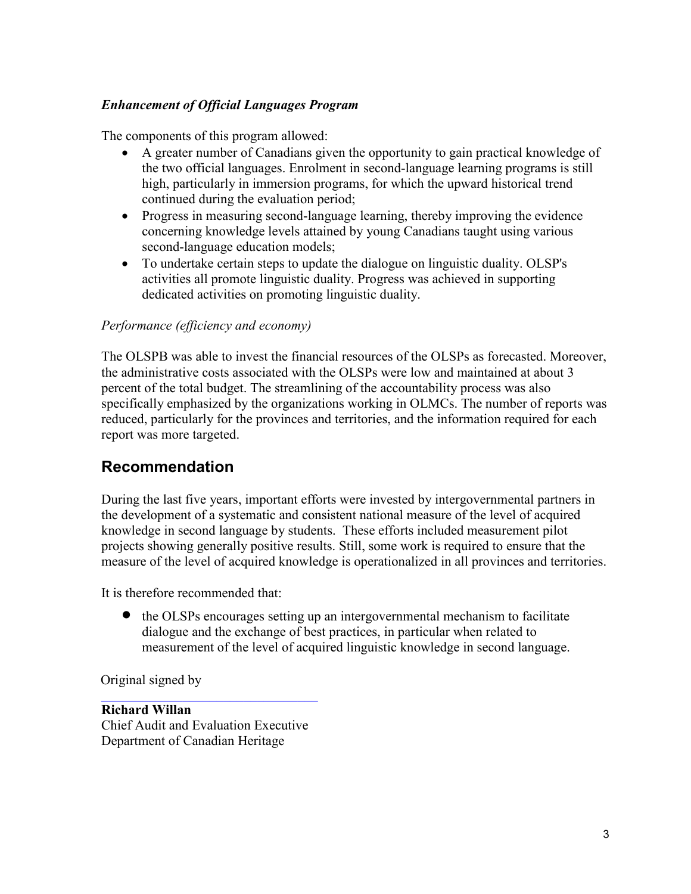***Enhancement of Official Languages Program***

The components of this program allowed:

- A greater number of Canadians given the opportunity to gain practical knowledge of the two official languages. Enrolment in second-language learning programs is still high, particularly in immersion programs, for which the upward historical trend continued during the evaluation period;
- Progress in measuring second-language learning, thereby improving the evidence concerning knowledge levels attained by young Canadians taught using various second-language education models;
- To undertake certain steps to update the dialogue on linguistic duality. OLSP's activities all promote linguistic duality. Progress was achieved in supporting dedicated activities on promoting linguistic duality.

*Performance (efficiency and economy)*

The OLSPB was able to invest the financial resources of the OLSPs as forecasted. Moreover, the administrative costs associated with the OLSPs were low and maintained at about 3 percent of the total budget. The streamlining of the accountability process was also specifically emphasized by the organizations working in OLMCs. The number of reports was reduced, particularly for the provinces and territories, and the information required for each report was more targeted.

## Recommendation

During the last five years, important efforts were invested by intergovernmental partners in the development of a systematic and consistent national measure of the level of acquired knowledge in second language by students. These efforts included measurement pilot projects showing generally positive results. Still, some work is required to ensure that the measure of the level of acquired knowledge is operationalized in all provinces and territories.

It is therefore recommended that:

- the OLSPs encourages setting up an intergovernmental mechanism to facilitate dialogue and the exchange of best practices, in particular when related to measurement of the level of acquired linguistic knowledge in second language.

Original signed by

**Richard Willan**
Chief Audit and Evaluation Executive
Department of Canadian Heritage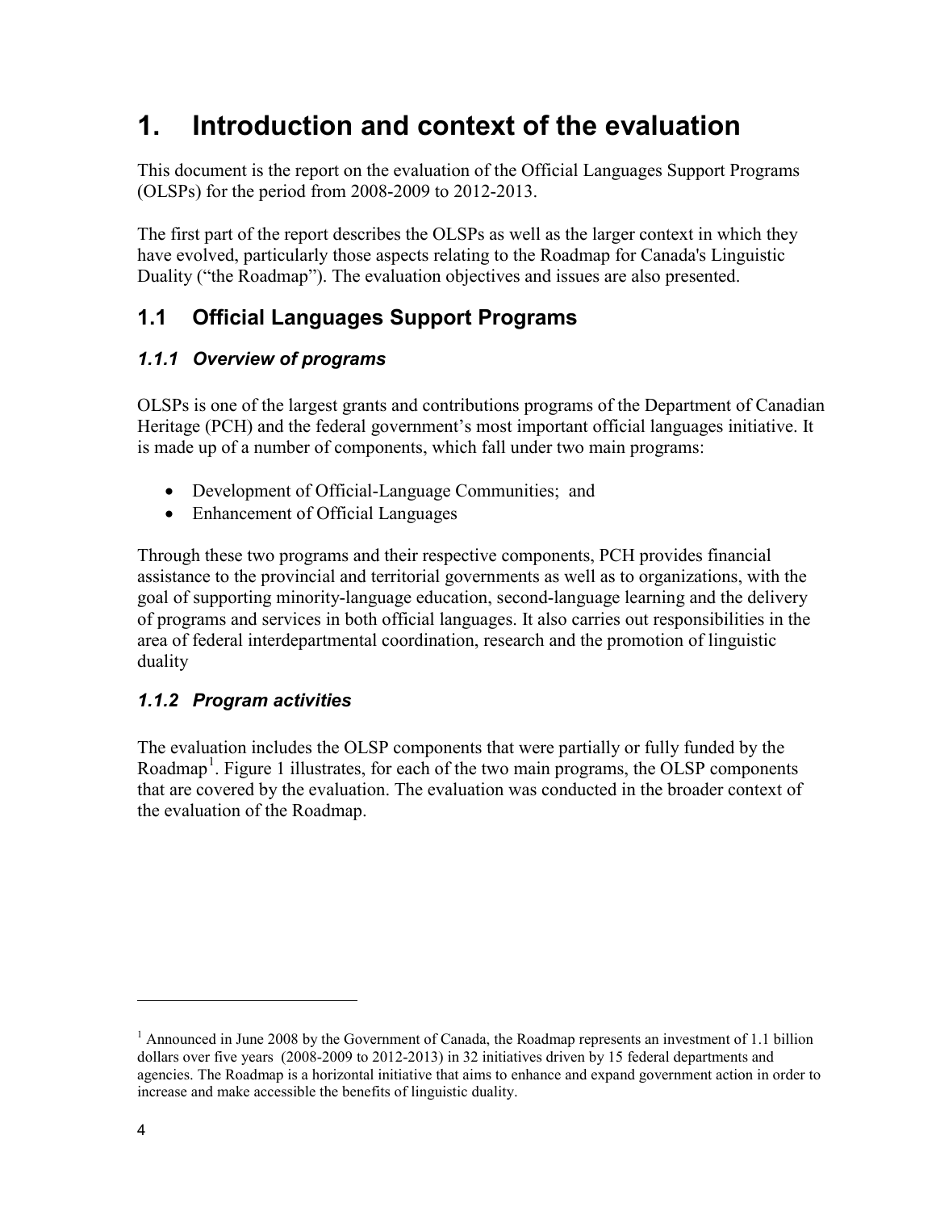# 1. Introduction and context of the evaluation

This document is the report on the evaluation of the Official Languages Support Programs (OLSPs) for the period from 2008-2009 to 2012-2013.

The first part of the report describes the OLSPs as well as the larger context in which they have evolved, particularly those aspects relating to the Roadmap for Canada's Linguistic Duality ("the Roadmap"). The evaluation objectives and issues are also presented.

## 1.1 Official Languages Support Programs

### *1.1.1 Overview of programs*

OLSPs is one of the largest grants and contributions programs of the Department of Canadian Heritage (PCH) and the federal government's most important official languages initiative. It is made up of a number of components, which fall under two main programs:

- Development of Official-Language Communities; and
- Enhancement of Official Languages

Through these two programs and their respective components, PCH provides financial assistance to the provincial and territorial governments as well as to organizations, with the goal of supporting minority-language education, second-language learning and the delivery of programs and services in both official languages. It also carries out responsibilities in the area of federal interdepartmental coordination, research and the promotion of linguistic duality

### *1.1.2 Program activities*

The evaluation includes the OLSP components that were partially or fully funded by the Roadmap[1]. Figure 1 illustrates, for each of the two main programs, the OLSP components that are covered by the evaluation. The evaluation was conducted in the broader context of the evaluation of the Roadmap.

---

[1] Announced in June 2008 by the Government of Canada, the Roadmap represents an investment of 1.1 billion dollars over five years (2008-2009 to 2012-2013) in 32 initiatives driven by 15 federal departments and agencies. The Roadmap is a horizontal initiative that aims to enhance and expand government action in order to increase and make accessible the benefits of linguistic duality.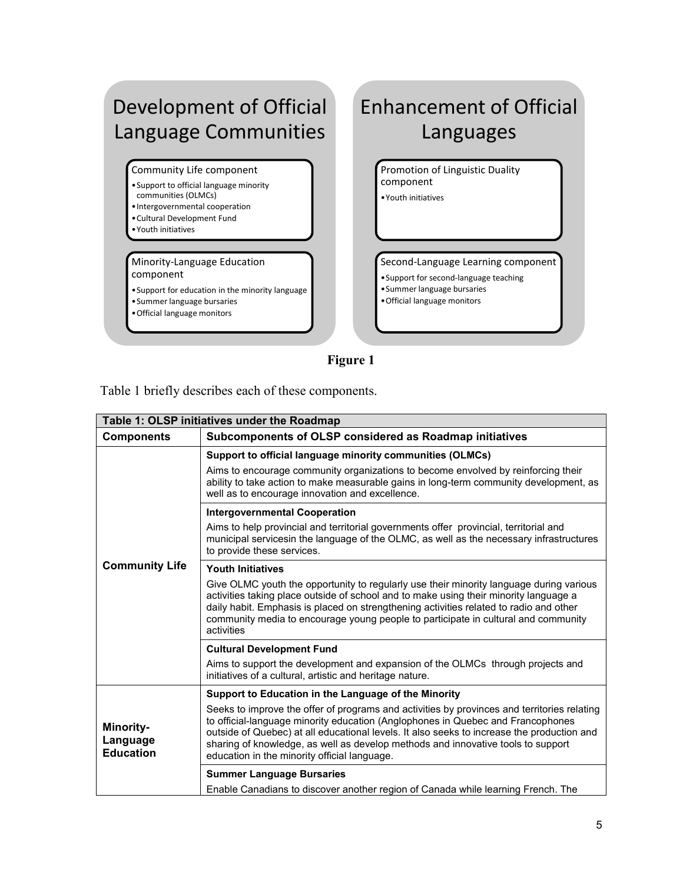## Development of Official Language Communities

**Community Life component**

- Support to official language minority communities (OLMCs)
- Intergovernmental cooperation
- Cultural Development Fund
- Youth initiatives

**Minority-Language Education component**

- Support for education in the minority language
- Summer language bursaries
- Official language monitors

## Enhancement of Official Languages

**Promotion of Linguistic Duality component**

- Youth initiatives

**Second-Language Learning component**

- Support for second-language teaching
- Summer language bursaries
- Official language monitors

**Figure 1**

Table 1 briefly describes each of these components.

| Table 1: OLSP initiatives under the Roadmap | |
|---|---|
| **Components** | **Subcomponents of OLSP considered as Roadmap initiatives** |
| **Community Life** | **Support to official language minority communities (OLMCs)**<br>Aims to encourage community organizations to become envolved by reinforcing their ability to take action to make measurable gains in long-term community development, as well as to encourage innovation and excellence. |
| | **Intergovernmental Cooperation**<br>Aims to help provincial and territorial governments offer provincial, territorial and municipal servicesin the language of the OLMC, as well as the necessary infrastructures to provide these services. |
| | **Youth Initiatives**<br>Give OLMC youth the opportunity to regularly use their minority language during various activities taking place outside of school and to make using their minority language a daily habit. Emphasis is placed on strengthening activities related to radio and other community media to encourage young people to participate in cultural and community activities |
| | **Cultural Development Fund**<br>Aims to support the development and expansion of the OLMCs through projects and initiatives of a cultural, artistic and heritage nature. |
| **Minority-Language Education** | **Support to Education in the Language of the Minority**<br>Seeks to improve the offer of programs and activities by provinces and territories relating to official-language minority education (Anglophones in Quebec and Francophones outside of Quebec) at all educational levels. It also seeks to increase the production and sharing of knowledge, as well as develop methods and innovative tools to support education in the minority official language. |
| | **Summer Language Bursaries**<br>Enable Canadians to discover another region of Canada while learning French. The |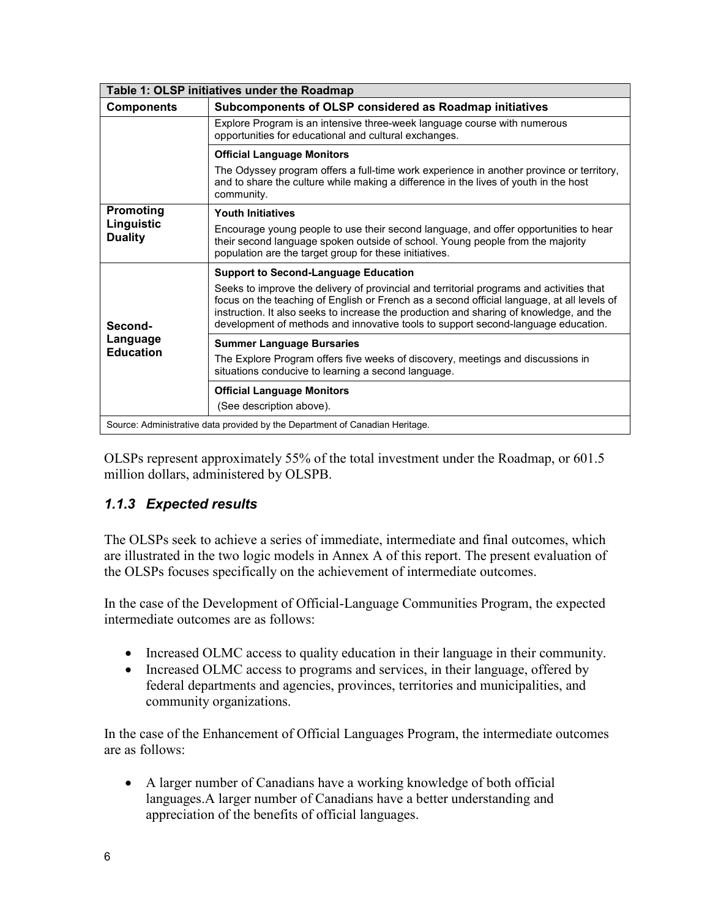| Table 1: OLSP initiatives under the Roadmap | |
|---|---|
| **Components** | **Subcomponents of OLSP considered as Roadmap initiatives** |
| | Explore Program is an intensive three-week language course with numerous opportunities for educational and cultural exchanges. |
| | **Official Language Monitors**<br>The Odyssey program offers a full-time work experience in another province or territory, and to share the culture while making a difference in the lives of youth in the host community. |
| **Promoting Linguistic Duality** | **Youth Initiatives**<br>Encourage young people to use their second language, and offer opportunities to hear their second language spoken outside of school. Young people from the majority population are the target group for these initiatives. |
| **Second-Language Education** | **Support to Second-Language Education**<br>Seeks to improve the delivery of provincial and territorial programs and activities that focus on the teaching of English or French as a second official language, at all levels of instruction. It also seeks to increase the production and sharing of knowledge, and the development of methods and innovative tools to support second-language education. |
| | **Summer Language Bursaries**<br>The Explore Program offers five weeks of discovery, meetings and discussions in situations conducive to learning a second language. |
| | **Official Language Monitors**<br>(See description above). |

Source: Administrative data provided by the Department of Canadian Heritage.

OLSPs represent approximately 55% of the total investment under the Roadmap, or 601.5 million dollars, administered by OLSPB.

### *1.1.3 Expected results*

The OLSPs seek to achieve a series of immediate, intermediate and final outcomes, which are illustrated in the two logic models in Annex A of this report. The present evaluation of the OLSPs focuses specifically on the achievement of intermediate outcomes.

In the case of the Development of Official-Language Communities Program, the expected intermediate outcomes are as follows:

- Increased OLMC access to quality education in their language in their community.
- Increased OLMC access to programs and services, in their language, offered by federal departments and agencies, provinces, territories and municipalities, and community organizations.

In the case of the Enhancement of Official Languages Program, the intermediate outcomes are as follows:

- A larger number of Canadians have a working knowledge of both official languages.A larger number of Canadians have a better understanding and appreciation of the benefits of official languages.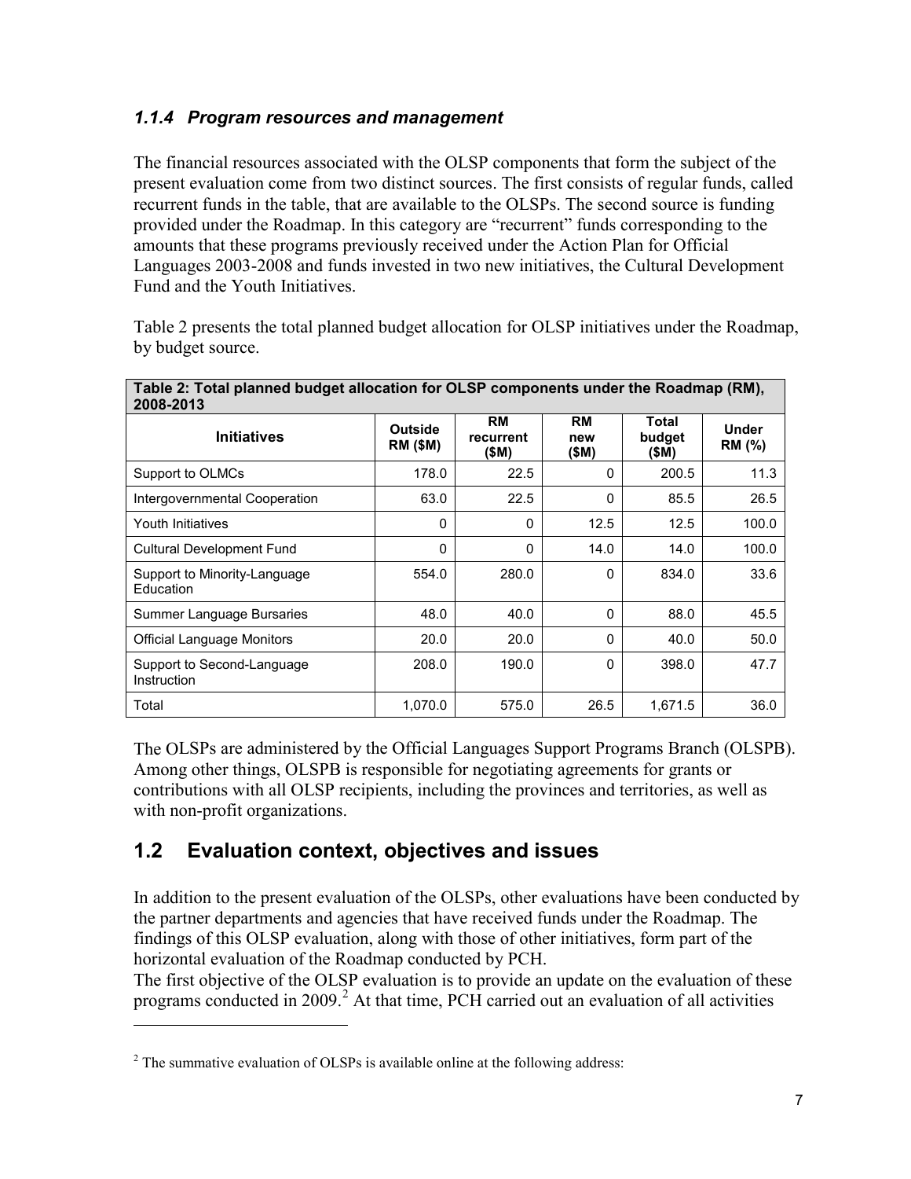### *1.1.4 Program resources and management*

The financial resources associated with the OLSP components that form the subject of the present evaluation come from two distinct sources. The first consists of regular funds, called recurrent funds in the table, that are available to the OLSPs. The second source is funding provided under the Roadmap. In this category are "recurrent" funds corresponding to the amounts that these programs previously received under the Action Plan for Official Languages 2003-2008 and funds invested in two new initiatives, the Cultural Development Fund and the Youth Initiatives.

Table 2 presents the total planned budget allocation for OLSP initiatives under the Roadmap, by budget source.

**Table 2: Total planned budget allocation for OLSP components under the Roadmap (RM), 2008-2013**

| Initiatives | Outside RM ($M) | RM recurrent ($M) | RM new ($M) | Total budget ($M) | Under RM (%) |
|---|---|---|---|---|---|
| Support to OLMCs | 178.0 | 22.5 | 0 | 200.5 | 11.3 |
| Intergovernmental Cooperation | 63.0 | 22.5 | 0 | 85.5 | 26.5 |
| Youth Initiatives | 0 | 0 | 12.5 | 12.5 | 100.0 |
| Cultural Development Fund | 0 | 0 | 14.0 | 14.0 | 100.0 |
| Support to Minority-Language Education | 554.0 | 280.0 | 0 | 834.0 | 33.6 |
| Summer Language Bursaries | 48.0 | 40.0 | 0 | 88.0 | 45.5 |
| Official Language Monitors | 20.0 | 20.0 | 0 | 40.0 | 50.0 |
| Support to Second-Language Instruction | 208.0 | 190.0 | 0 | 398.0 | 47.7 |
| Total | 1,070.0 | 575.0 | 26.5 | 1,671.5 | 36.0 |

The OLSPs are administered by the Official Languages Support Programs Branch (OLSPB). Among other things, OLSPB is responsible for negotiating agreements for grants or contributions with all OLSP recipients, including the provinces and territories, as well as with non-profit organizations.

## 1.2 Evaluation context, objectives and issues

In addition to the present evaluation of the OLSPs, other evaluations have been conducted by the partner departments and agencies that have received funds under the Roadmap. The findings of this OLSP evaluation, along with those of other initiatives, form part of the horizontal evaluation of the Roadmap conducted by PCH.

The first objective of the OLSP evaluation is to provide an update on the evaluation of these programs conducted in 2009.[2] At that time, PCH carried out an evaluation of all activities

[2] The summative evaluation of OLSPs is available online at the following address: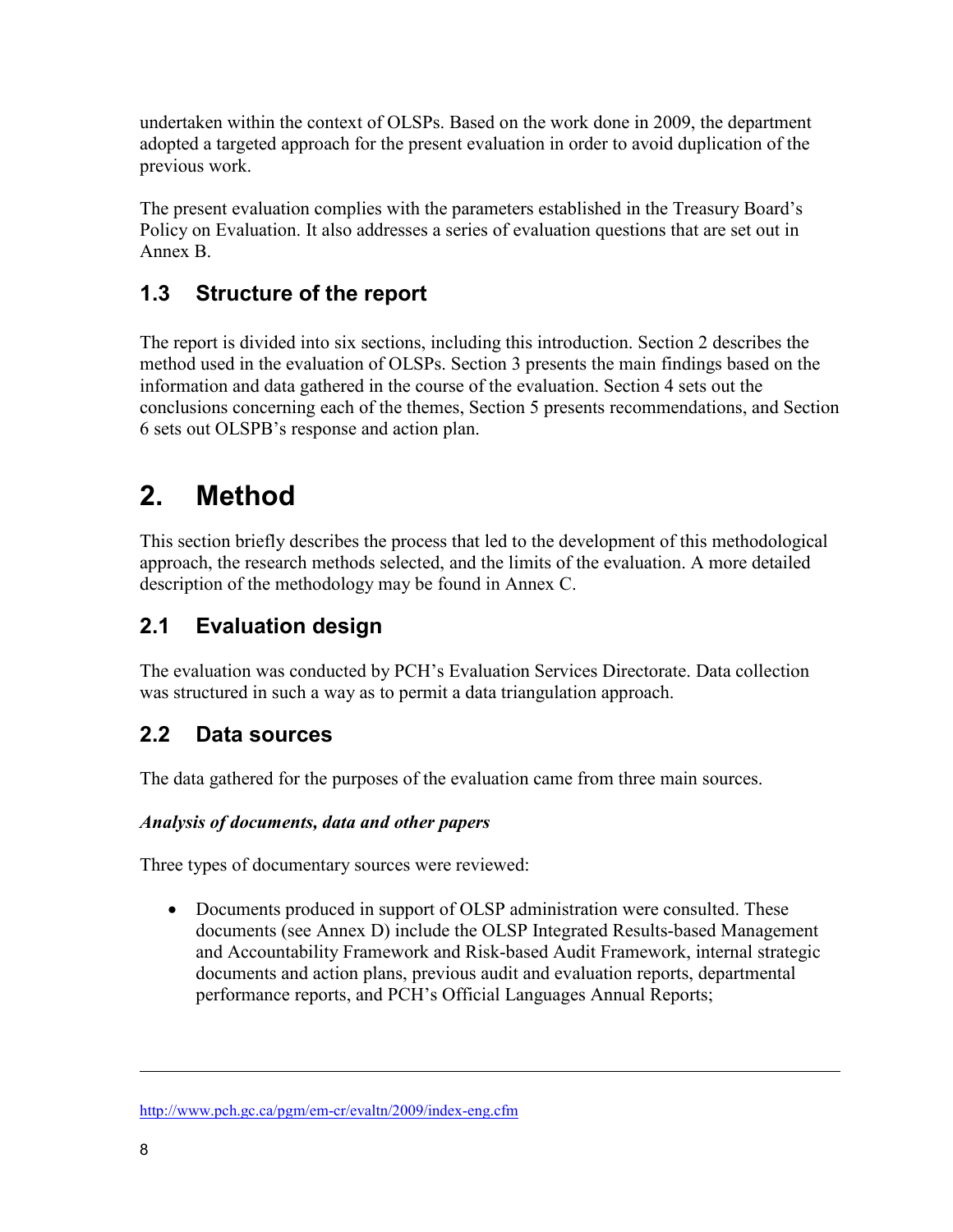undertaken within the context of OLSPs. Based on the work done in 2009, the department adopted a targeted approach for the present evaluation in order to avoid duplication of the previous work.

The present evaluation complies with the parameters established in the Treasury Board's Policy on Evaluation. It also addresses a series of evaluation questions that are set out in Annex B.

## 1.3 Structure of the report

The report is divided into six sections, including this introduction. Section 2 describes the method used in the evaluation of OLSPs. Section 3 presents the main findings based on the information and data gathered in the course of the evaluation. Section 4 sets out the conclusions concerning each of the themes, Section 5 presents recommendations, and Section 6 sets out OLSPB's response and action plan.

# 2. Method

This section briefly describes the process that led to the development of this methodological approach, the research methods selected, and the limits of the evaluation. A more detailed description of the methodology may be found in Annex C.

## 2.1 Evaluation design

The evaluation was conducted by PCH's Evaluation Services Directorate. Data collection was structured in such a way as to permit a data triangulation approach.

## 2.2 Data sources

The data gathered for the purposes of the evaluation came from three main sources.

***Analysis of documents, data and other papers***

Three types of documentary sources were reviewed:

- Documents produced in support of OLSP administration were consulted. These documents (see Annex D) include the OLSP Integrated Results-based Management and Accountability Framework and Risk-based Audit Framework, internal strategic documents and action plans, previous audit and evaluation reports, departmental performance reports, and PCH's Official Languages Annual Reports;

---

http://www.pch.gc.ca/pgm/em-cr/evaltn/2009/index-eng.cfm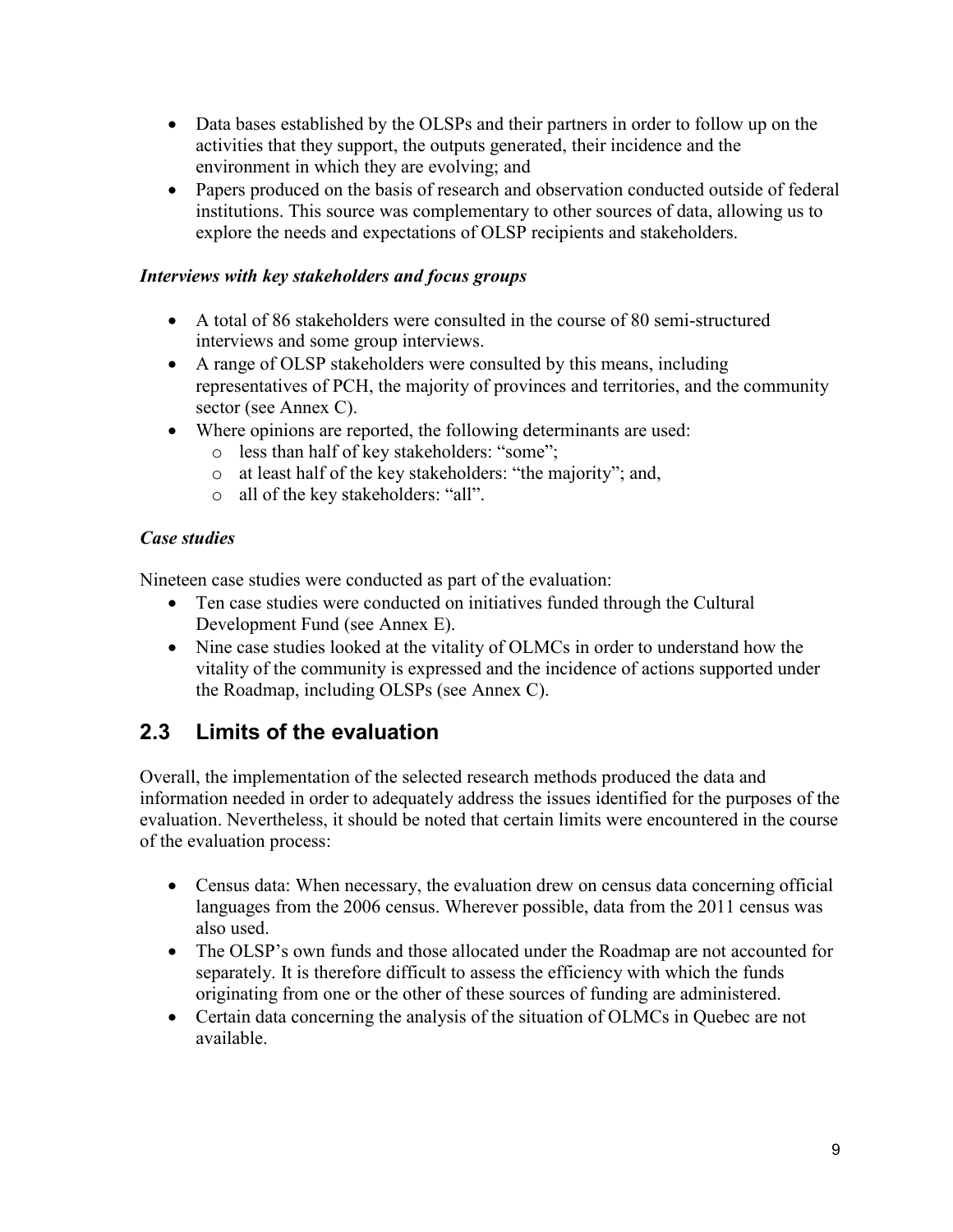- Data bases established by the OLSPs and their partners in order to follow up on the activities that they support, the outputs generated, their incidence and the environment in which they are evolving; and
- Papers produced on the basis of research and observation conducted outside of federal institutions. This source was complementary to other sources of data, allowing us to explore the needs and expectations of OLSP recipients and stakeholders.

***Interviews with key stakeholders and focus groups***

- A total of 86 stakeholders were consulted in the course of 80 semi-structured interviews and some group interviews.
- A range of OLSP stakeholders were consulted by this means, including representatives of PCH, the majority of provinces and territories, and the community sector (see Annex C).
- Where opinions are reported, the following determinants are used:
  - less than half of key stakeholders: "some";
  - at least half of the key stakeholders: "the majority"; and,
  - all of the key stakeholders: "all".

***Case studies***

Nineteen case studies were conducted as part of the evaluation:

- Ten case studies were conducted on initiatives funded through the Cultural Development Fund (see Annex E).
- Nine case studies looked at the vitality of OLMCs in order to understand how the vitality of the community is expressed and the incidence of actions supported under the Roadmap, including OLSPs (see Annex C).

## 2.3 Limits of the evaluation

Overall, the implementation of the selected research methods produced the data and information needed in order to adequately address the issues identified for the purposes of the evaluation. Nevertheless, it should be noted that certain limits were encountered in the course of the evaluation process:

- Census data: When necessary, the evaluation drew on census data concerning official languages from the 2006 census. Wherever possible, data from the 2011 census was also used.
- The OLSP's own funds and those allocated under the Roadmap are not accounted for separately. It is therefore difficult to assess the efficiency with which the funds originating from one or the other of these sources of funding are administered.
- Certain data concerning the analysis of the situation of OLMCs in Quebec are not available.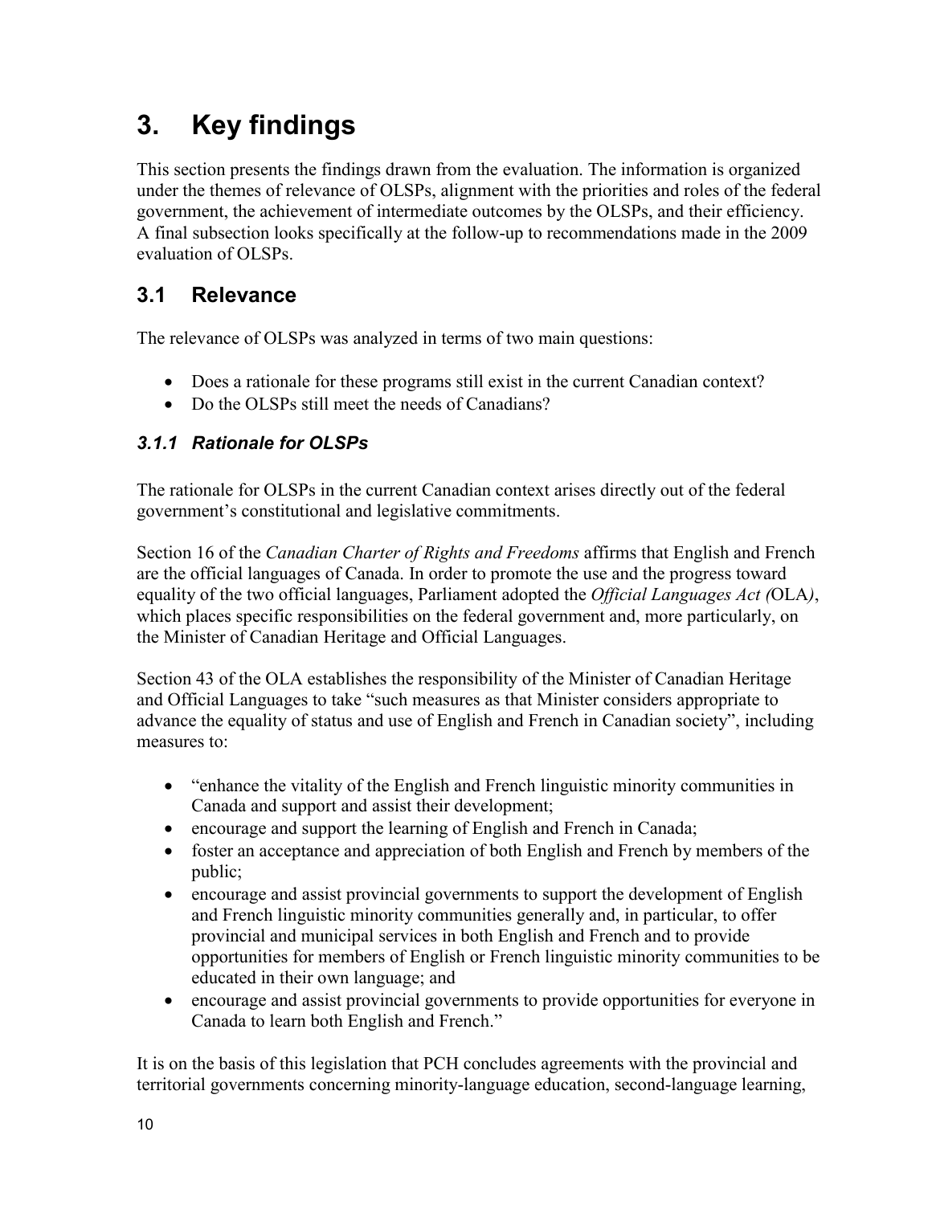# 3. Key findings

This section presents the findings drawn from the evaluation. The information is organized under the themes of relevance of OLSPs, alignment with the priorities and roles of the federal government, the achievement of intermediate outcomes by the OLSPs, and their efficiency. A final subsection looks specifically at the follow-up to recommendations made in the 2009 evaluation of OLSPs.

## 3.1 Relevance

The relevance of OLSPs was analyzed in terms of two main questions:

- Does a rationale for these programs still exist in the current Canadian context?
- Do the OLSPs still meet the needs of Canadians?

### *3.1.1 Rationale for OLSPs*

The rationale for OLSPs in the current Canadian context arises directly out of the federal government's constitutional and legislative commitments.

Section 16 of the *Canadian Charter of Rights and Freedoms* affirms that English and French are the official languages of Canada. In order to promote the use and the progress toward equality of the two official languages, Parliament adopted the *Official Languages Act (*OLA*)*, which places specific responsibilities on the federal government and, more particularly, on the Minister of Canadian Heritage and Official Languages.

Section 43 of the OLA establishes the responsibility of the Minister of Canadian Heritage and Official Languages to take "such measures as that Minister considers appropriate to advance the equality of status and use of English and French in Canadian society", including measures to:

- "enhance the vitality of the English and French linguistic minority communities in Canada and support and assist their development;
- encourage and support the learning of English and French in Canada;
- foster an acceptance and appreciation of both English and French by members of the public;
- encourage and assist provincial governments to support the development of English and French linguistic minority communities generally and, in particular, to offer provincial and municipal services in both English and French and to provide opportunities for members of English or French linguistic minority communities to be educated in their own language; and
- encourage and assist provincial governments to provide opportunities for everyone in Canada to learn both English and French."

It is on the basis of this legislation that PCH concludes agreements with the provincial and territorial governments concerning minority-language education, second-language learning,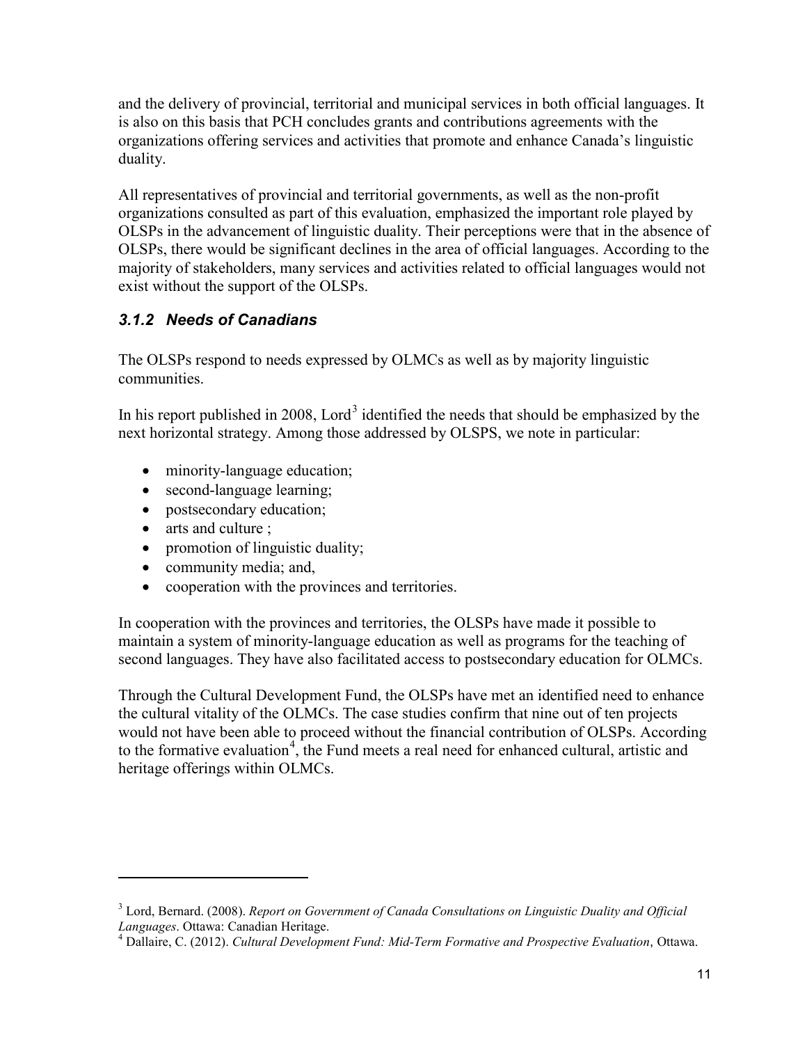and the delivery of provincial, territorial and municipal services in both official languages. It is also on this basis that PCH concludes grants and contributions agreements with the organizations offering services and activities that promote and enhance Canada's linguistic duality.

All representatives of provincial and territorial governments, as well as the non-profit organizations consulted as part of this evaluation, emphasized the important role played by OLSPs in the advancement of linguistic duality. Their perceptions were that in the absence of OLSPs, there would be significant declines in the area of official languages. According to the majority of stakeholders, many services and activities related to official languages would not exist without the support of the OLSPs.

### *3.1.2 Needs of Canadians*

The OLSPs respond to needs expressed by OLMCs as well as by majority linguistic communities.

In his report published in 2008, Lord[3] identified the needs that should be emphasized by the next horizontal strategy. Among those addressed by OLSPS, we note in particular:

- minority-language education;
- second-language learning;
- postsecondary education;
- arts and culture ;
- promotion of linguistic duality;
- community media; and,
- cooperation with the provinces and territories.

In cooperation with the provinces and territories, the OLSPs have made it possible to maintain a system of minority-language education as well as programs for the teaching of second languages. They have also facilitated access to postsecondary education for OLMCs.

Through the Cultural Development Fund, the OLSPs have met an identified need to enhance the cultural vitality of the OLMCs. The case studies confirm that nine out of ten projects would not have been able to proceed without the financial contribution of OLSPs. According to the formative evaluation[4], the Fund meets a real need for enhanced cultural, artistic and heritage offerings within OLMCs.

---

[3] Lord, Bernard. (2008). *Report on Government of Canada Consultations on Linguistic Duality and Official Languages*. Ottawa: Canadian Heritage.

[4] Dallaire, C. (2012). *Cultural Development Fund: Mid-Term Formative and Prospective Evaluation*, Ottawa.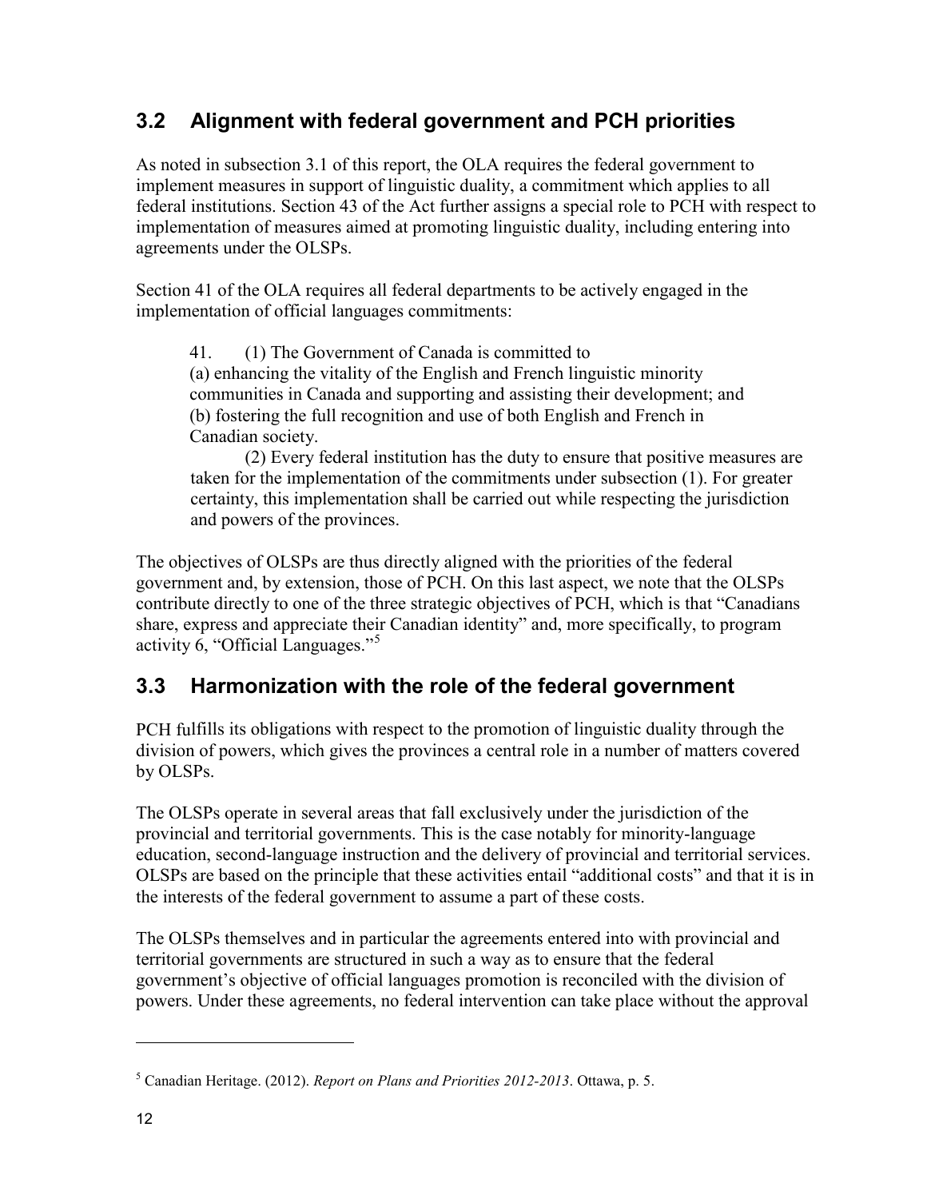## 3.2 Alignment with federal government and PCH priorities

As noted in subsection 3.1 of this report, the OLA requires the federal government to implement measures in support of linguistic duality, a commitment which applies to all federal institutions. Section 43 of the Act further assigns a special role to PCH with respect to implementation of measures aimed at promoting linguistic duality, including entering into agreements under the OLSPs.

Section 41 of the OLA requires all federal departments to be actively engaged in the implementation of official languages commitments:

> 41. (1) The Government of Canada is committed to
> (a) enhancing the vitality of the English and French linguistic minority communities in Canada and supporting and assisting their development; and
> (b) fostering the full recognition and use of both English and French in Canadian society.
>
> (2) Every federal institution has the duty to ensure that positive measures are taken for the implementation of the commitments under subsection (1). For greater certainty, this implementation shall be carried out while respecting the jurisdiction and powers of the provinces.

The objectives of OLSPs are thus directly aligned with the priorities of the federal government and, by extension, those of PCH. On this last aspect, we note that the OLSPs contribute directly to one of the three strategic objectives of PCH, which is that "Canadians share, express and appreciate their Canadian identity" and, more specifically, to program activity 6, "Official Languages."[5]

## 3.3 Harmonization with the role of the federal government

PCH fulfills its obligations with respect to the promotion of linguistic duality through the division of powers, which gives the provinces a central role in a number of matters covered by OLSPs.

The OLSPs operate in several areas that fall exclusively under the jurisdiction of the provincial and territorial governments. This is the case notably for minority-language education, second-language instruction and the delivery of provincial and territorial services. OLSPs are based on the principle that these activities entail "additional costs" and that it is in the interests of the federal government to assume a part of these costs.

The OLSPs themselves and in particular the agreements entered into with provincial and territorial governments are structured in such a way as to ensure that the federal government's objective of official languages promotion is reconciled with the division of powers. Under these agreements, no federal intervention can take place without the approval

---

[5] Canadian Heritage. (2012). *Report on Plans and Priorities 2012-2013*. Ottawa, p. 5.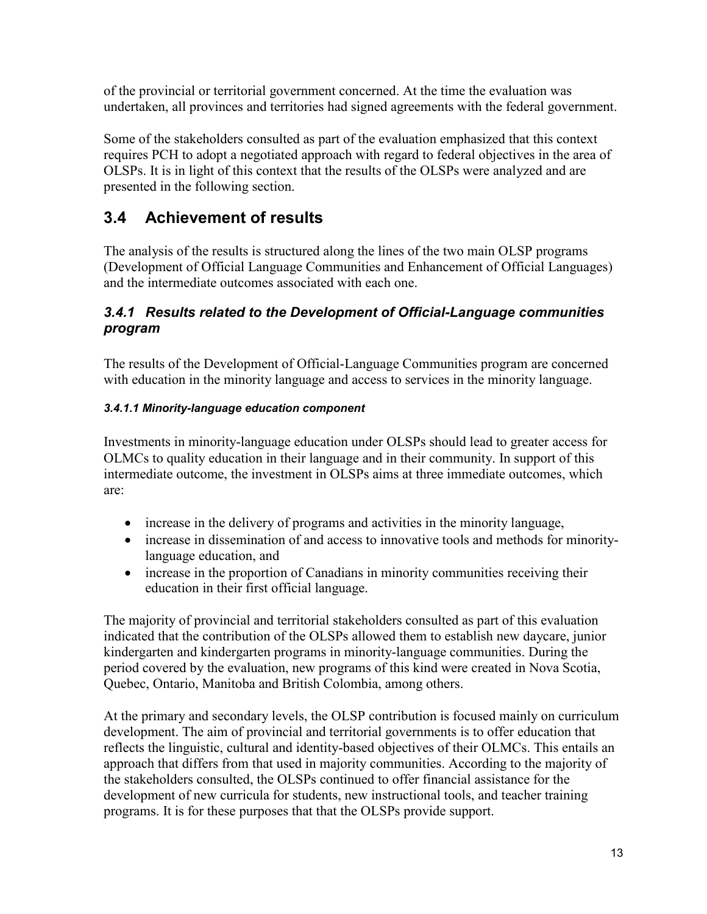of the provincial or territorial government concerned. At the time the evaluation was undertaken, all provinces and territories had signed agreements with the federal government.

Some of the stakeholders consulted as part of the evaluation emphasized that this context requires PCH to adopt a negotiated approach with regard to federal objectives in the area of OLSPs. It is in light of this context that the results of the OLSPs were analyzed and are presented in the following section.

## 3.4 Achievement of results

The analysis of the results is structured along the lines of the two main OLSP programs (Development of Official Language Communities and Enhancement of Official Languages) and the intermediate outcomes associated with each one.

### *3.4.1 Results related to the Development of Official-Language communities program*

The results of the Development of Official-Language Communities program are concerned with education in the minority language and access to services in the minority language.

#### *3.4.1.1 Minority-language education component*

Investments in minority-language education under OLSPs should lead to greater access for OLMCs to quality education in their language and in their community. In support of this intermediate outcome, the investment in OLSPs aims at three immediate outcomes, which are:

- increase in the delivery of programs and activities in the minority language,
- increase in dissemination of and access to innovative tools and methods for minority-language education, and
- increase in the proportion of Canadians in minority communities receiving their education in their first official language.

The majority of provincial and territorial stakeholders consulted as part of this evaluation indicated that the contribution of the OLSPs allowed them to establish new daycare, junior kindergarten and kindergarten programs in minority-language communities. During the period covered by the evaluation, new programs of this kind were created in Nova Scotia, Quebec, Ontario, Manitoba and British Colombia, among others.

At the primary and secondary levels, the OLSP contribution is focused mainly on curriculum development. The aim of provincial and territorial governments is to offer education that reflects the linguistic, cultural and identity-based objectives of their OLMCs. This entails an approach that differs from that used in majority communities. According to the majority of the stakeholders consulted, the OLSPs continued to offer financial assistance for the development of new curricula for students, new instructional tools, and teacher training programs. It is for these purposes that that the OLSPs provide support.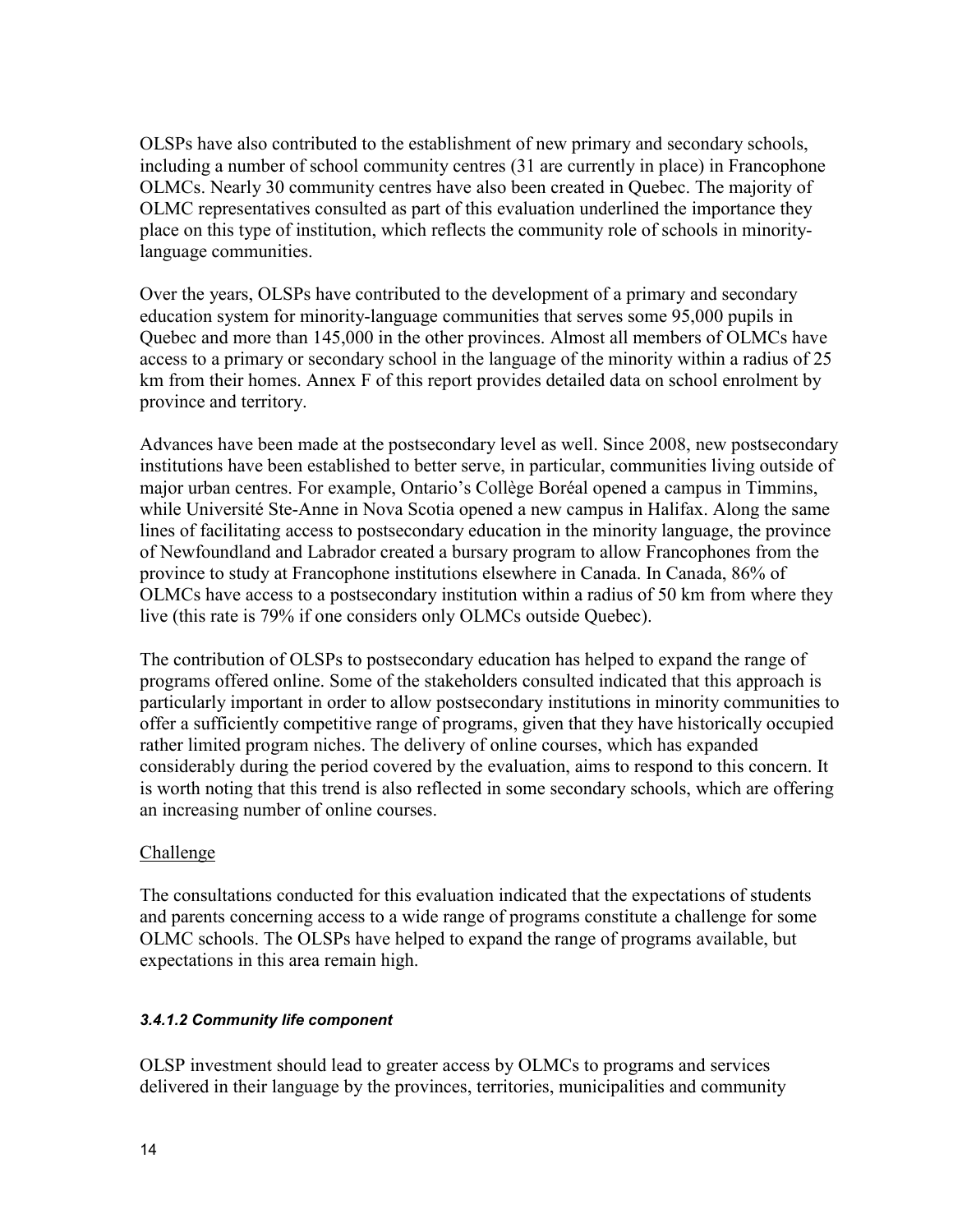OLSPs have also contributed to the establishment of new primary and secondary schools, including a number of school community centres (31 are currently in place) in Francophone OLMCs. Nearly 30 community centres have also been created in Quebec. The majority of OLMC representatives consulted as part of this evaluation underlined the importance they place on this type of institution, which reflects the community role of schools in minority-language communities.

Over the years, OLSPs have contributed to the development of a primary and secondary education system for minority-language communities that serves some 95,000 pupils in Quebec and more than 145,000 in the other provinces. Almost all members of OLMCs have access to a primary or secondary school in the language of the minority within a radius of 25 km from their homes. Annex F of this report provides detailed data on school enrolment by province and territory.

Advances have been made at the postsecondary level as well. Since 2008, new postsecondary institutions have been established to better serve, in particular, communities living outside of major urban centres. For example, Ontario's Collège Boréal opened a campus in Timmins, while Université Ste-Anne in Nova Scotia opened a new campus in Halifax. Along the same lines of facilitating access to postsecondary education in the minority language, the province of Newfoundland and Labrador created a bursary program to allow Francophones from the province to study at Francophone institutions elsewhere in Canada. In Canada, 86% of OLMCs have access to a postsecondary institution within a radius of 50 km from where they live (this rate is 79% if one considers only OLMCs outside Quebec).

The contribution of OLSPs to postsecondary education has helped to expand the range of programs offered online. Some of the stakeholders consulted indicated that this approach is particularly important in order to allow postsecondary institutions in minority communities to offer a sufficiently competitive range of programs, given that they have historically occupied rather limited program niches. The delivery of online courses, which has expanded considerably during the period covered by the evaluation, aims to respond to this concern. It is worth noting that this trend is also reflected in some secondary schools, which are offering an increasing number of online courses.

Challenge

The consultations conducted for this evaluation indicated that the expectations of students and parents concerning access to a wide range of programs constitute a challenge for some OLMC schools. The OLSPs have helped to expand the range of programs available, but expectations in this area remain high.

#### *3.4.1.2 Community life component*

OLSP investment should lead to greater access by OLMCs to programs and services delivered in their language by the provinces, territories, municipalities and community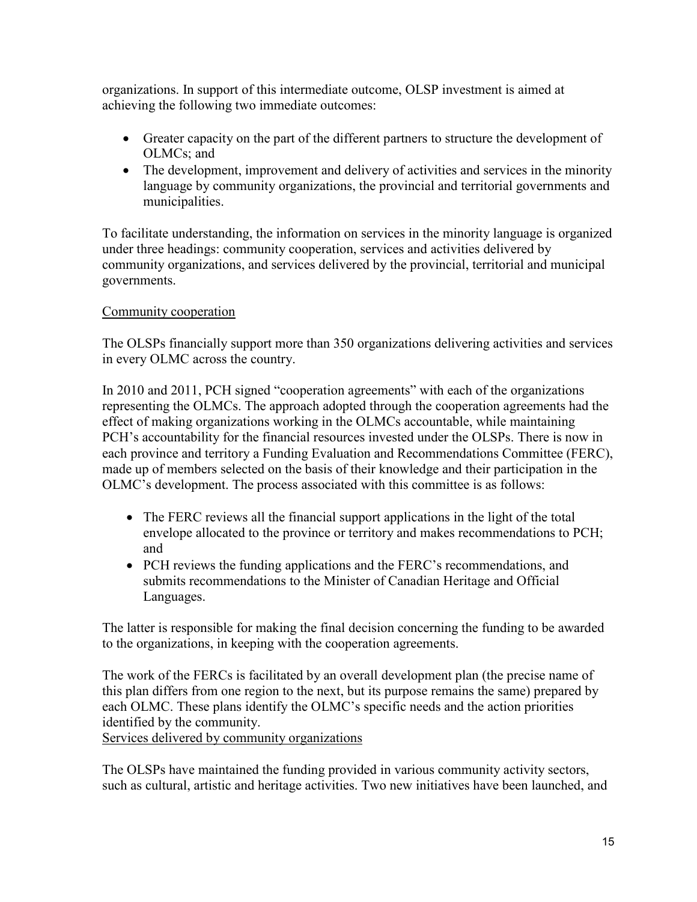organizations. In support of this intermediate outcome, OLSP investment is aimed at achieving the following two immediate outcomes:

- Greater capacity on the part of the different partners to structure the development of OLMCs; and
- The development, improvement and delivery of activities and services in the minority language by community organizations, the provincial and territorial governments and municipalities.

To facilitate understanding, the information on services in the minority language is organized under three headings: community cooperation, services and activities delivered by community organizations, and services delivered by the provincial, territorial and municipal governments.

Community cooperation

The OLSPs financially support more than 350 organizations delivering activities and services in every OLMC across the country.

In 2010 and 2011, PCH signed "cooperation agreements" with each of the organizations representing the OLMCs. The approach adopted through the cooperation agreements had the effect of making organizations working in the OLMCs accountable, while maintaining PCH's accountability for the financial resources invested under the OLSPs. There is now in each province and territory a Funding Evaluation and Recommendations Committee (FERC), made up of members selected on the basis of their knowledge and their participation in the OLMC's development. The process associated with this committee is as follows:

- The FERC reviews all the financial support applications in the light of the total envelope allocated to the province or territory and makes recommendations to PCH; and
- PCH reviews the funding applications and the FERC's recommendations, and submits recommendations to the Minister of Canadian Heritage and Official Languages.

The latter is responsible for making the final decision concerning the funding to be awarded to the organizations, in keeping with the cooperation agreements.

The work of the FERCs is facilitated by an overall development plan (the precise name of this plan differs from one region to the next, but its purpose remains the same) prepared by each OLMC. These plans identify the OLMC's specific needs and the action priorities identified by the community.

Services delivered by community organizations

The OLSPs have maintained the funding provided in various community activity sectors, such as cultural, artistic and heritage activities. Two new initiatives have been launched, and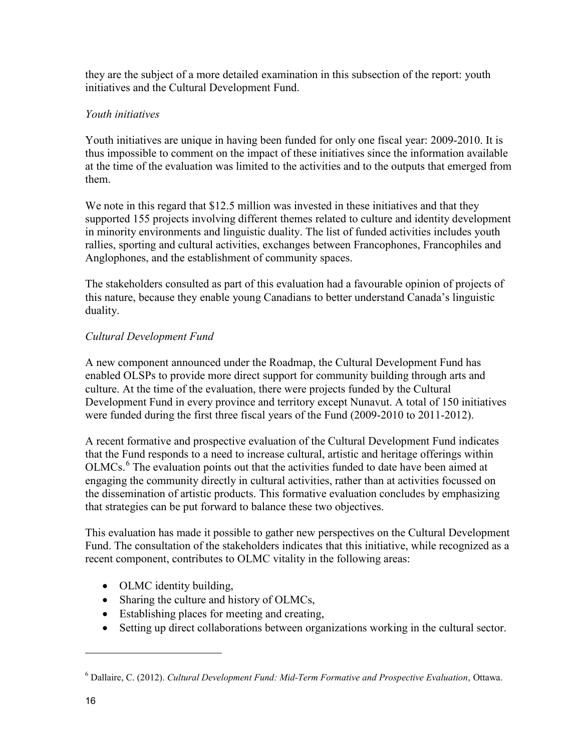they are the subject of a more detailed examination in this subsection of the report: youth initiatives and the Cultural Development Fund.

*Youth initiatives*

Youth initiatives are unique in having been funded for only one fiscal year: 2009-2010. It is thus impossible to comment on the impact of these initiatives since the information available at the time of the evaluation was limited to the activities and to the outputs that emerged from them.

We note in this regard that $12.5 million was invested in these initiatives and that they supported 155 projects involving different themes related to culture and identity development in minority environments and linguistic duality. The list of funded activities includes youth rallies, sporting and cultural activities, exchanges between Francophones, Francophiles and Anglophones, and the establishment of community spaces.

The stakeholders consulted as part of this evaluation had a favourable opinion of projects of this nature, because they enable young Canadians to better understand Canada's linguistic duality.

*Cultural Development Fund*

A new component announced under the Roadmap, the Cultural Development Fund has enabled OLSPs to provide more direct support for community building through arts and culture. At the time of the evaluation, there were projects funded by the Cultural Development Fund in every province and territory except Nunavut. A total of 150 initiatives were funded during the first three fiscal years of the Fund (2009-2010 to 2011-2012).

A recent formative and prospective evaluation of the Cultural Development Fund indicates that the Fund responds to a need to increase cultural, artistic and heritage offerings within OLMCs.[6] The evaluation points out that the activities funded to date have been aimed at engaging the community directly in cultural activities, rather than at activities focussed on the dissemination of artistic products. This formative evaluation concludes by emphasizing that strategies can be put forward to balance these two objectives.

This evaluation has made it possible to gather new perspectives on the Cultural Development Fund. The consultation of the stakeholders indicates that this initiative, while recognized as a recent component, contributes to OLMC vitality in the following areas:

- OLMC identity building,
- Sharing the culture and history of OLMCs,
- Establishing places for meeting and creating,
- Setting up direct collaborations between organizations working in the cultural sector.

[6] Dallaire, C. (2012). *Cultural Development Fund: Mid-Term Formative and Prospective Evaluation*, Ottawa.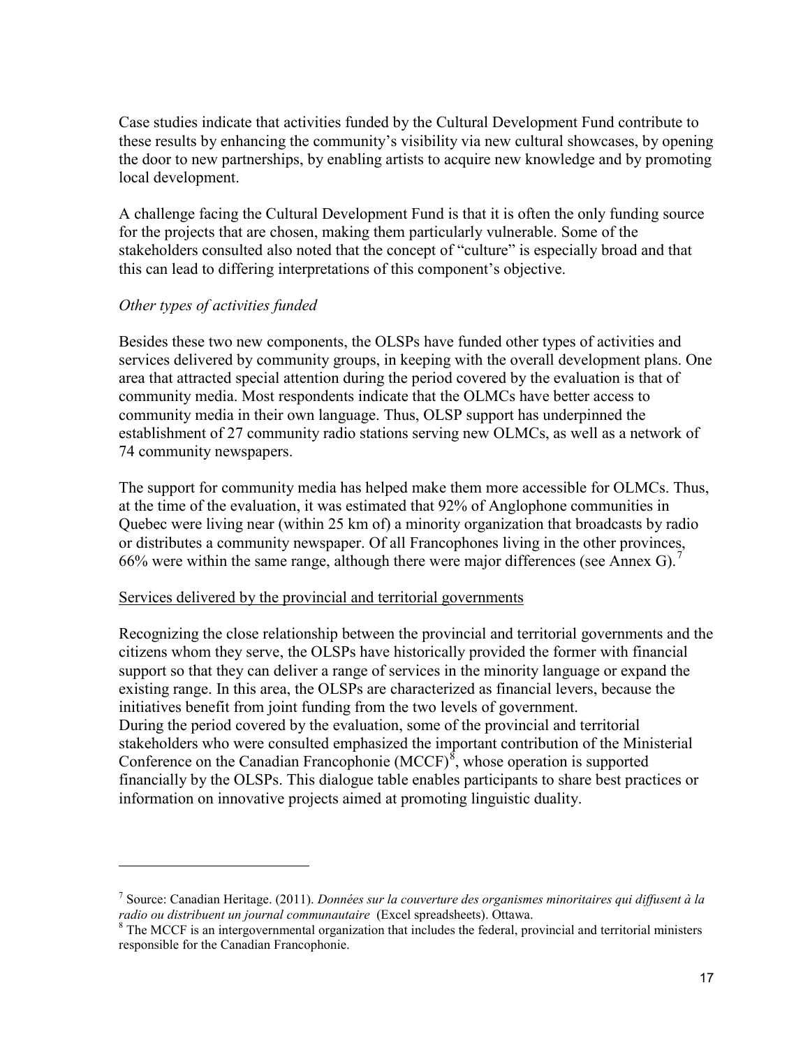Case studies indicate that activities funded by the Cultural Development Fund contribute to these results by enhancing the community's visibility via new cultural showcases, by opening the door to new partnerships, by enabling artists to acquire new knowledge and by promoting local development.

A challenge facing the Cultural Development Fund is that it is often the only funding source for the projects that are chosen, making them particularly vulnerable. Some of the stakeholders consulted also noted that the concept of "culture" is especially broad and that this can lead to differing interpretations of this component's objective.

*Other types of activities funded*

Besides these two new components, the OLSPs have funded other types of activities and services delivered by community groups, in keeping with the overall development plans. One area that attracted special attention during the period covered by the evaluation is that of community media. Most respondents indicate that the OLMCs have better access to community media in their own language. Thus, OLSP support has underpinned the establishment of 27 community radio stations serving new OLMCs, as well as a network of 74 community newspapers.

The support for community media has helped make them more accessible for OLMCs. Thus, at the time of the evaluation, it was estimated that 92% of Anglophone communities in Quebec were living near (within 25 km of) a minority organization that broadcasts by radio or distributes a community newspaper. Of all Francophones living in the other provinces, 66% were within the same range, although there were major differences (see Annex G).[7]

<u>Services delivered by the provincial and territorial governments</u>

Recognizing the close relationship between the provincial and territorial governments and the citizens whom they serve, the OLSPs have historically provided the former with financial support so that they can deliver a range of services in the minority language or expand the existing range. In this area, the OLSPs are characterized as financial levers, because the initiatives benefit from joint funding from the two levels of government.
During the period covered by the evaluation, some of the provincial and territorial stakeholders who were consulted emphasized the important contribution of the Ministerial Conference on the Canadian Francophonie (MCCF)[8], whose operation is supported financially by the OLSPs. This dialogue table enables participants to share best practices or information on innovative projects aimed at promoting linguistic duality.

---

[7] Source: Canadian Heritage. (2011). *Données sur la couverture des organismes minoritaires qui diffusent à la radio ou distribuent un journal communautaire* (Excel spreadsheets). Ottawa.

[8] The MCCF is an intergovernmental organization that includes the federal, provincial and territorial ministers responsible for the Canadian Francophonie.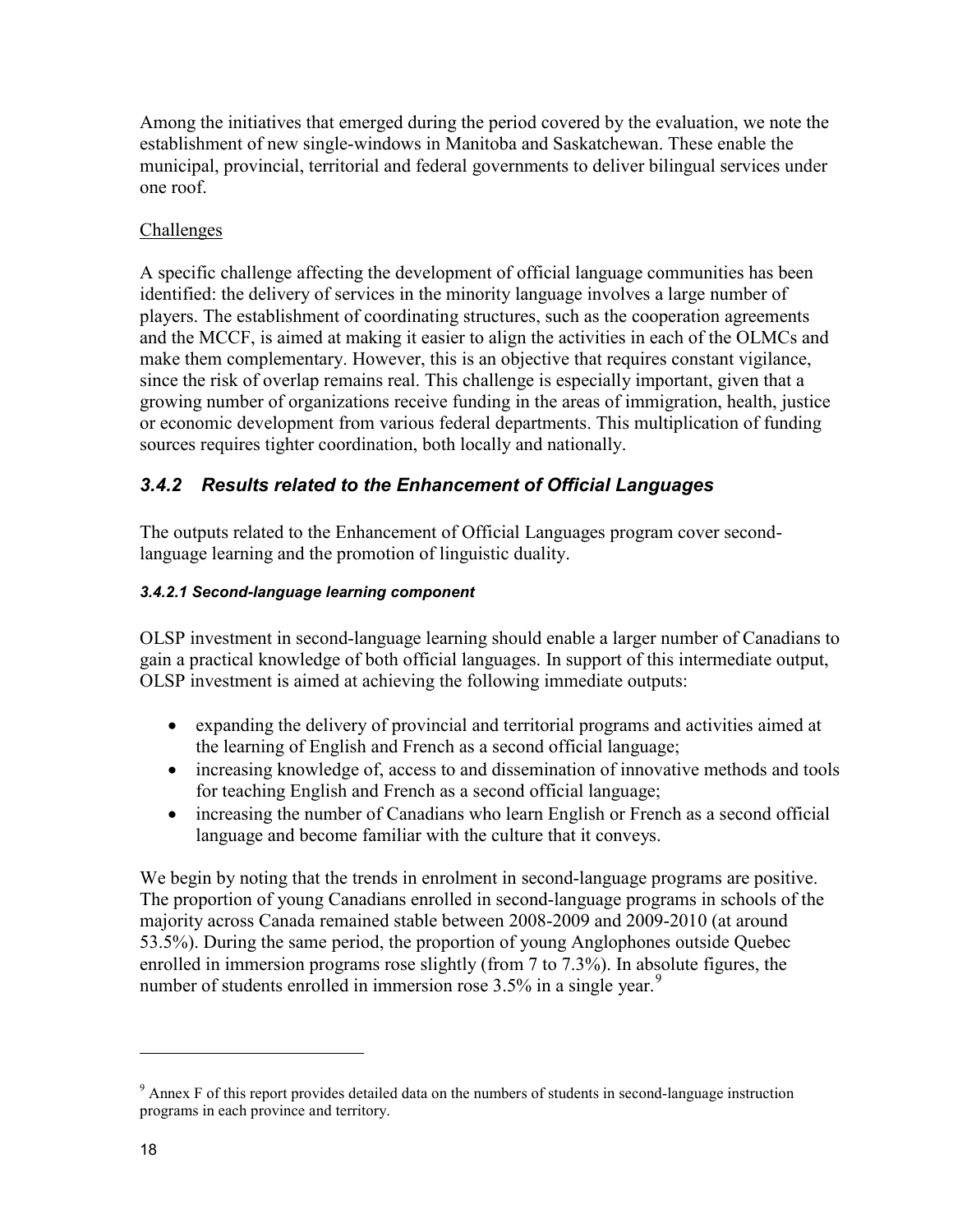Among the initiatives that emerged during the period covered by the evaluation, we note the establishment of new single-windows in Manitoba and Saskatchewan. These enable the municipal, provincial, territorial and federal governments to deliver bilingual services under one roof.

Challenges

A specific challenge affecting the development of official language communities has been identified: the delivery of services in the minority language involves a large number of players. The establishment of coordinating structures, such as the cooperation agreements and the MCCF, is aimed at making it easier to align the activities in each of the OLMCs and make them complementary. However, this is an objective that requires constant vigilance, since the risk of overlap remains real. This challenge is especially important, given that a growing number of organizations receive funding in the areas of immigration, health, justice or economic development from various federal departments. This multiplication of funding sources requires tighter coordination, both locally and nationally.

### *3.4.2 Results related to the Enhancement of Official Languages*

The outputs related to the Enhancement of Official Languages program cover second-language learning and the promotion of linguistic duality.

#### *3.4.2.1 Second-language learning component*

OLSP investment in second-language learning should enable a larger number of Canadians to gain a practical knowledge of both official languages. In support of this intermediate output, OLSP investment is aimed at achieving the following immediate outputs:

- expanding the delivery of provincial and territorial programs and activities aimed at the learning of English and French as a second official language;
- increasing knowledge of, access to and dissemination of innovative methods and tools for teaching English and French as a second official language;
- increasing the number of Canadians who learn English or French as a second official language and become familiar with the culture that it conveys.

We begin by noting that the trends in enrolment in second-language programs are positive. The proportion of young Canadians enrolled in second-language programs in schools of the majority across Canada remained stable between 2008-2009 and 2009-2010 (at around 53.5%). During the same period, the proportion of young Anglophones outside Quebec enrolled in immersion programs rose slightly (from 7 to 7.3%). In absolute figures, the number of students enrolled in immersion rose 3.5% in a single year.[9]

---

[9] Annex F of this report provides detailed data on the numbers of students in second-language instruction programs in each province and territory.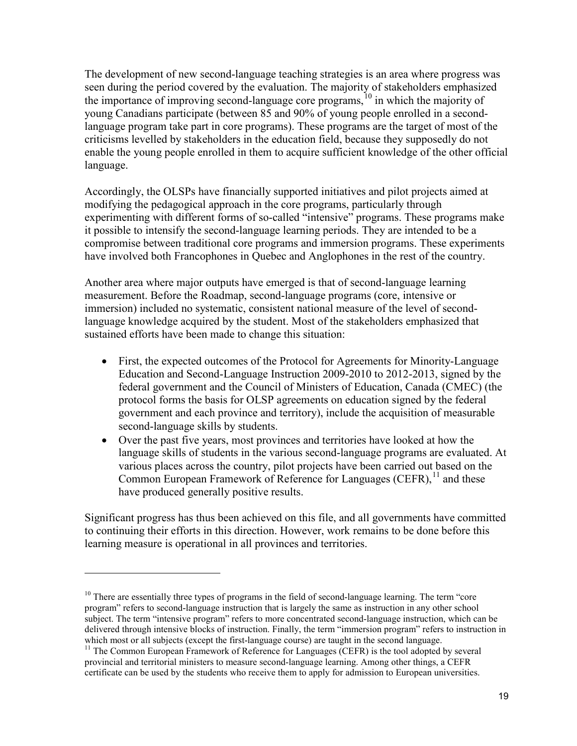The development of new second-language teaching strategies is an area where progress was seen during the period covered by the evaluation. The majority of stakeholders emphasized the importance of improving second-language core programs,[10] in which the majority of young Canadians participate (between 85 and 90% of young people enrolled in a second-language program take part in core programs). These programs are the target of most of the criticisms levelled by stakeholders in the education field, because they supposedly do not enable the young people enrolled in them to acquire sufficient knowledge of the other official language.

Accordingly, the OLSPs have financially supported initiatives and pilot projects aimed at modifying the pedagogical approach in the core programs, particularly through experimenting with different forms of so-called "intensive" programs. These programs make it possible to intensify the second-language learning periods. They are intended to be a compromise between traditional core programs and immersion programs. These experiments have involved both Francophones in Quebec and Anglophones in the rest of the country.

Another area where major outputs have emerged is that of second-language learning measurement. Before the Roadmap, second-language programs (core, intensive or immersion) included no systematic, consistent national measure of the level of second-language knowledge acquired by the student. Most of the stakeholders emphasized that sustained efforts have been made to change this situation:

- First, the expected outcomes of the Protocol for Agreements for Minority-Language Education and Second-Language Instruction 2009-2010 to 2012-2013, signed by the federal government and the Council of Ministers of Education, Canada (CMEC) (the protocol forms the basis for OLSP agreements on education signed by the federal government and each province and territory), include the acquisition of measurable second-language skills by students.
- Over the past five years, most provinces and territories have looked at how the language skills of students in the various second-language programs are evaluated. At various places across the country, pilot projects have been carried out based on the Common European Framework of Reference for Languages (CEFR),[11] and these have produced generally positive results.

Significant progress has thus been achieved on this file, and all governments have committed to continuing their efforts in this direction. However, work remains to be done before this learning measure is operational in all provinces and territories.

---

[10] There are essentially three types of programs in the field of second-language learning. The term "core program" refers to second-language instruction that is largely the same as instruction in any other school subject. The term "intensive program" refers to more concentrated second-language instruction, which can be delivered through intensive blocks of instruction. Finally, the term "immersion program" refers to instruction in which most or all subjects (except the first-language course) are taught in the second language.

[11] The Common European Framework of Reference for Languages (CEFR) is the tool adopted by several provincial and territorial ministers to measure second-language learning. Among other things, a CEFR certificate can be used by the students who receive them to apply for admission to European universities.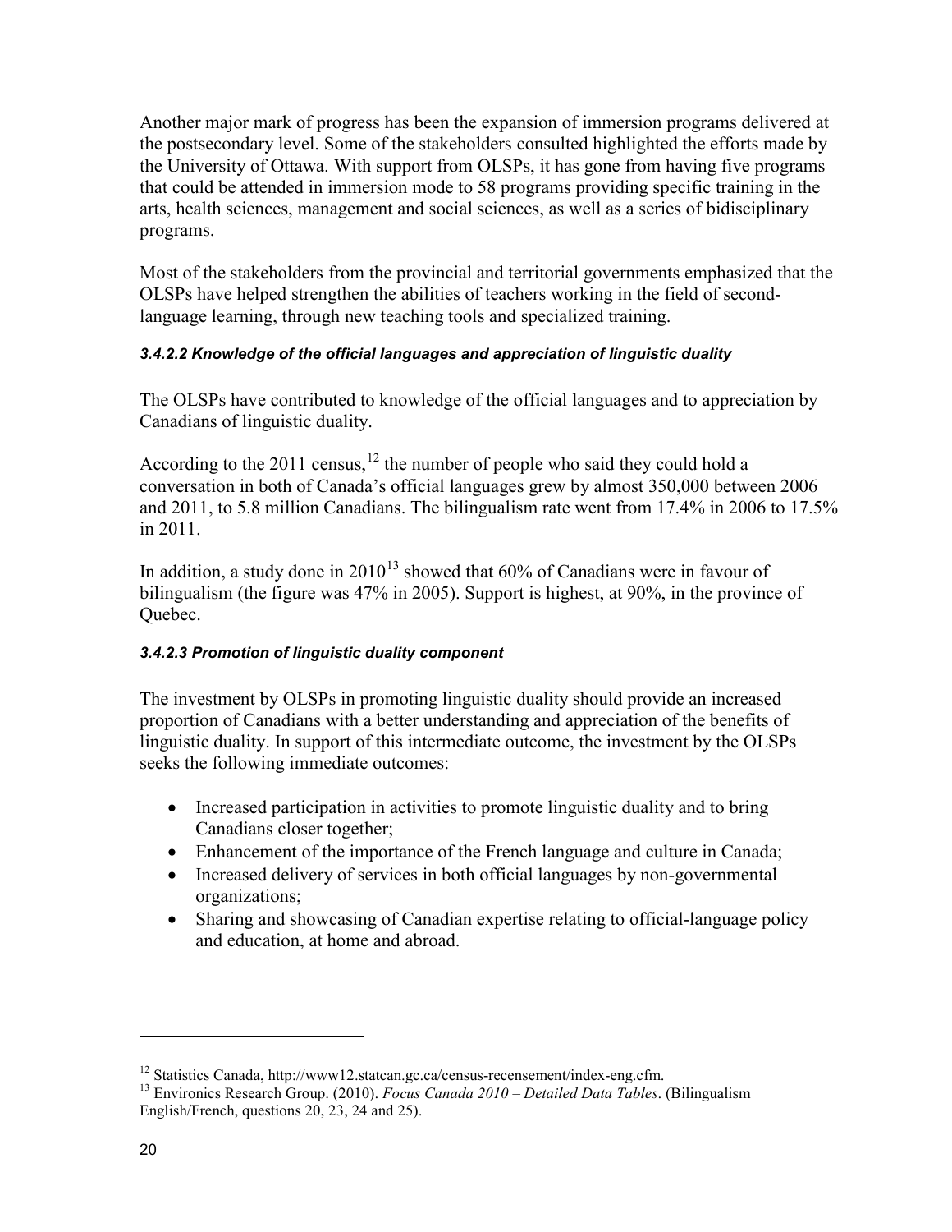Another major mark of progress has been the expansion of immersion programs delivered at the postsecondary level. Some of the stakeholders consulted highlighted the efforts made by the University of Ottawa. With support from OLSPs, it has gone from having five programs that could be attended in immersion mode to 58 programs providing specific training in the arts, health sciences, management and social sciences, as well as a series of bidisciplinary programs.

Most of the stakeholders from the provincial and territorial governments emphasized that the OLSPs have helped strengthen the abilities of teachers working in the field of second-language learning, through new teaching tools and specialized training.

#### *3.4.2.2 Knowledge of the official languages and appreciation of linguistic duality*

The OLSPs have contributed to knowledge of the official languages and to appreciation by Canadians of linguistic duality.

According to the 2011 census,[12] the number of people who said they could hold a conversation in both of Canada's official languages grew by almost 350,000 between 2006 and 2011, to 5.8 million Canadians. The bilingualism rate went from 17.4% in 2006 to 17.5% in 2011.

In addition, a study done in 2010[13] showed that 60% of Canadians were in favour of bilingualism (the figure was 47% in 2005). Support is highest, at 90%, in the province of Quebec.

#### *3.4.2.3 Promotion of linguistic duality component*

The investment by OLSPs in promoting linguistic duality should provide an increased proportion of Canadians with a better understanding and appreciation of the benefits of linguistic duality. In support of this intermediate outcome, the investment by the OLSPs seeks the following immediate outcomes:

- Increased participation in activities to promote linguistic duality and to bring Canadians closer together;
- Enhancement of the importance of the French language and culture in Canada;
- Increased delivery of services in both official languages by non-governmental organizations;
- Sharing and showcasing of Canadian expertise relating to official-language policy and education, at home and abroad.

---

[12] Statistics Canada, http://www12.statcan.gc.ca/census-recensement/index-eng.cfm.

[13] Environics Research Group. (2010). *Focus Canada 2010 – Detailed Data Tables*. (Bilingualism English/French, questions 20, 23, 24 and 25).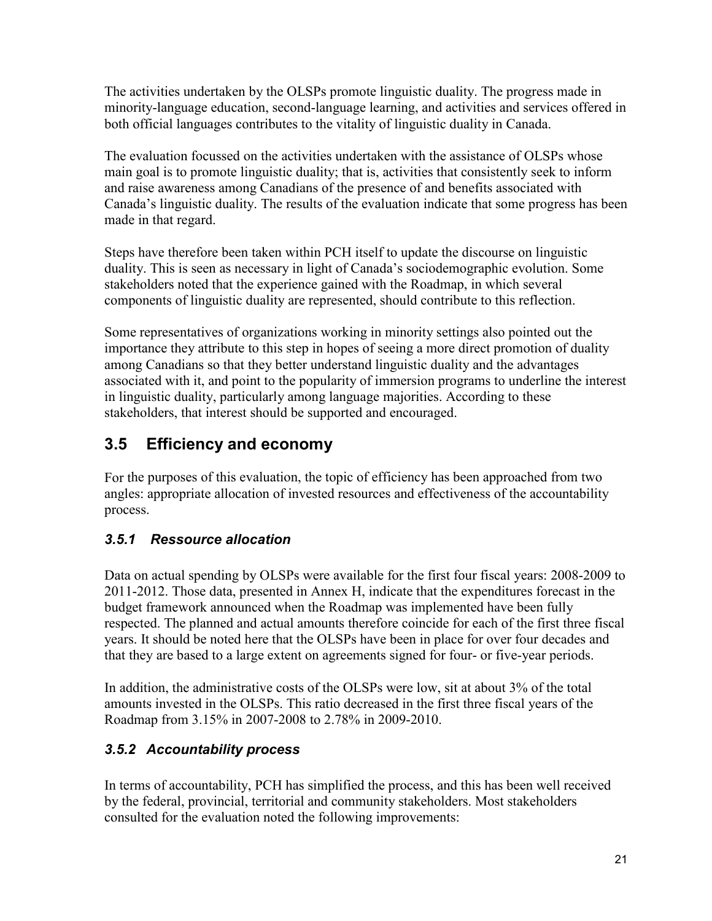The activities undertaken by the OLSPs promote linguistic duality. The progress made in minority-language education, second-language learning, and activities and services offered in both official languages contributes to the vitality of linguistic duality in Canada.

The evaluation focussed on the activities undertaken with the assistance of OLSPs whose main goal is to promote linguistic duality; that is, activities that consistently seek to inform and raise awareness among Canadians of the presence of and benefits associated with Canada's linguistic duality. The results of the evaluation indicate that some progress has been made in that regard.

Steps have therefore been taken within PCH itself to update the discourse on linguistic duality. This is seen as necessary in light of Canada's sociodemographic evolution. Some stakeholders noted that the experience gained with the Roadmap, in which several components of linguistic duality are represented, should contribute to this reflection.

Some representatives of organizations working in minority settings also pointed out the importance they attribute to this step in hopes of seeing a more direct promotion of duality among Canadians so that they better understand linguistic duality and the advantages associated with it, and point to the popularity of immersion programs to underline the interest in linguistic duality, particularly among language majorities. According to these stakeholders, that interest should be supported and encouraged.

## 3.5 Efficiency and economy

For the purposes of this evaluation, the topic of efficiency has been approached from two angles: appropriate allocation of invested resources and effectiveness of the accountability process.

### *3.5.1 Ressource allocation*

Data on actual spending by OLSPs were available for the first four fiscal years: 2008-2009 to 2011-2012. Those data, presented in Annex H, indicate that the expenditures forecast in the budget framework announced when the Roadmap was implemented have been fully respected. The planned and actual amounts therefore coincide for each of the first three fiscal years. It should be noted here that the OLSPs have been in place for over four decades and that they are based to a large extent on agreements signed for four- or five-year periods.

In addition, the administrative costs of the OLSPs were low, sit at about 3% of the total amounts invested in the OLSPs. This ratio decreased in the first three fiscal years of the Roadmap from 3.15% in 2007-2008 to 2.78% in 2009-2010.

### *3.5.2 Accountability process*

In terms of accountability, PCH has simplified the process, and this has been well received by the federal, provincial, territorial and community stakeholders. Most stakeholders consulted for the evaluation noted the following improvements: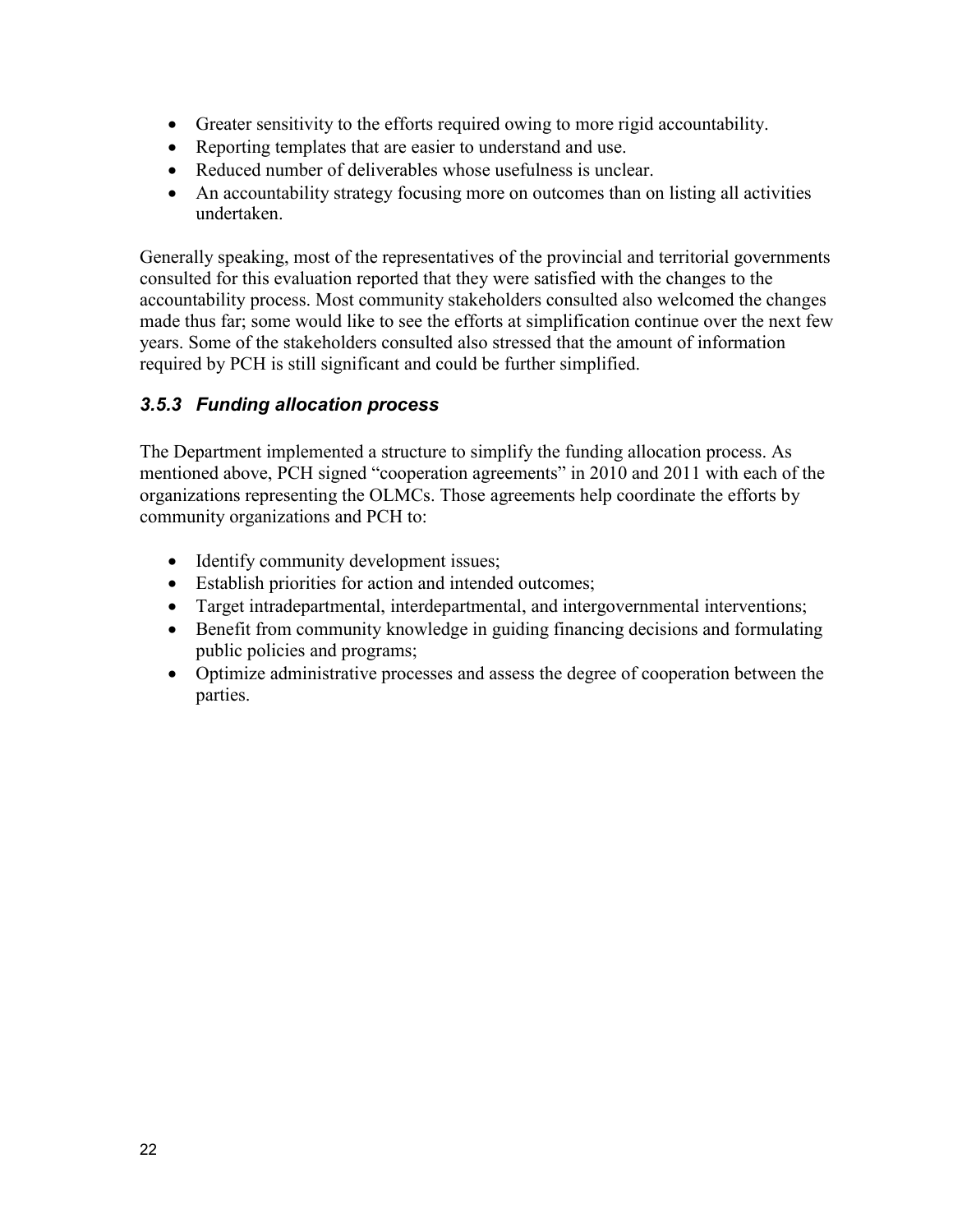- Greater sensitivity to the efforts required owing to more rigid accountability.
- Reporting templates that are easier to understand and use.
- Reduced number of deliverables whose usefulness is unclear.
- An accountability strategy focusing more on outcomes than on listing all activities undertaken.

Generally speaking, most of the representatives of the provincial and territorial governments consulted for this evaluation reported that they were satisfied with the changes to the accountability process. Most community stakeholders consulted also welcomed the changes made thus far; some would like to see the efforts at simplification continue over the next few years. Some of the stakeholders consulted also stressed that the amount of information required by PCH is still significant and could be further simplified.

### *3.5.3 Funding allocation process*

The Department implemented a structure to simplify the funding allocation process. As mentioned above, PCH signed "cooperation agreements" in 2010 and 2011 with each of the organizations representing the OLMCs. Those agreements help coordinate the efforts by community organizations and PCH to:

- Identify community development issues;
- Establish priorities for action and intended outcomes;
- Target intradepartmental, interdepartmental, and intergovernmental interventions;
- Benefit from community knowledge in guiding financing decisions and formulating public policies and programs;
- Optimize administrative processes and assess the degree of cooperation between the parties.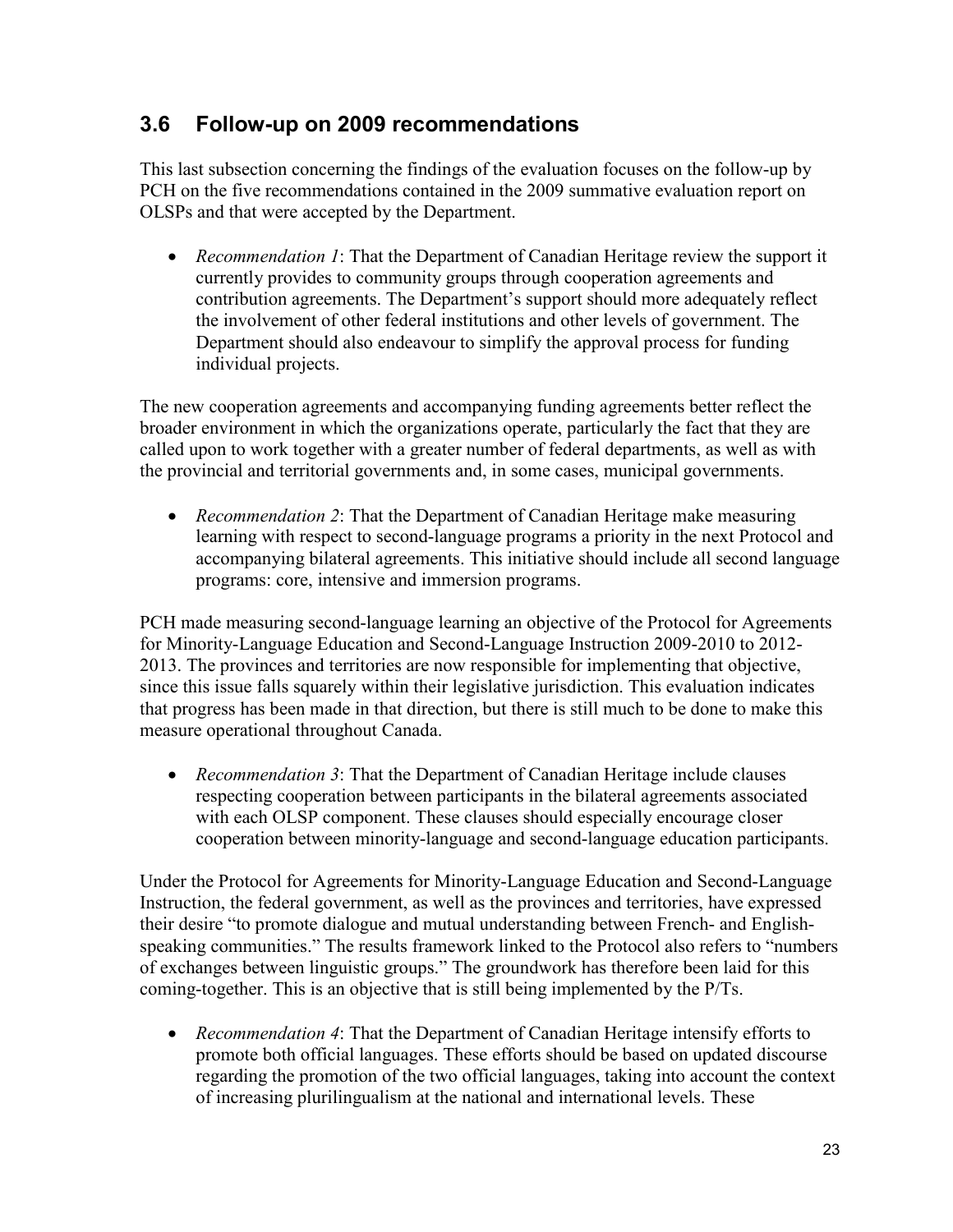## 3.6 Follow-up on 2009 recommendations

This last subsection concerning the findings of the evaluation focuses on the follow-up by PCH on the five recommendations contained in the 2009 summative evaluation report on OLSPs and that were accepted by the Department.

- *Recommendation 1*: That the Department of Canadian Heritage review the support it currently provides to community groups through cooperation agreements and contribution agreements. The Department's support should more adequately reflect the involvement of other federal institutions and other levels of government. The Department should also endeavour to simplify the approval process for funding individual projects.

The new cooperation agreements and accompanying funding agreements better reflect the broader environment in which the organizations operate, particularly the fact that they are called upon to work together with a greater number of federal departments, as well as with the provincial and territorial governments and, in some cases, municipal governments.

- *Recommendation 2*: That the Department of Canadian Heritage make measuring learning with respect to second-language programs a priority in the next Protocol and accompanying bilateral agreements. This initiative should include all second language programs: core, intensive and immersion programs.

PCH made measuring second-language learning an objective of the Protocol for Agreements for Minority-Language Education and Second-Language Instruction 2009-2010 to 2012-2013. The provinces and territories are now responsible for implementing that objective, since this issue falls squarely within their legislative jurisdiction. This evaluation indicates that progress has been made in that direction, but there is still much to be done to make this measure operational throughout Canada.

- *Recommendation 3*: That the Department of Canadian Heritage include clauses respecting cooperation between participants in the bilateral agreements associated with each OLSP component. These clauses should especially encourage closer cooperation between minority-language and second-language education participants.

Under the Protocol for Agreements for Minority-Language Education and Second-Language Instruction, the federal government, as well as the provinces and territories, have expressed their desire "to promote dialogue and mutual understanding between French- and English-speaking communities." The results framework linked to the Protocol also refers to "numbers of exchanges between linguistic groups." The groundwork has therefore been laid for this coming-together. This is an objective that is still being implemented by the P/Ts.

- *Recommendation 4*: That the Department of Canadian Heritage intensify efforts to promote both official languages. These efforts should be based on updated discourse regarding the promotion of the two official languages, taking into account the context of increasing plurilingualism at the national and international levels. These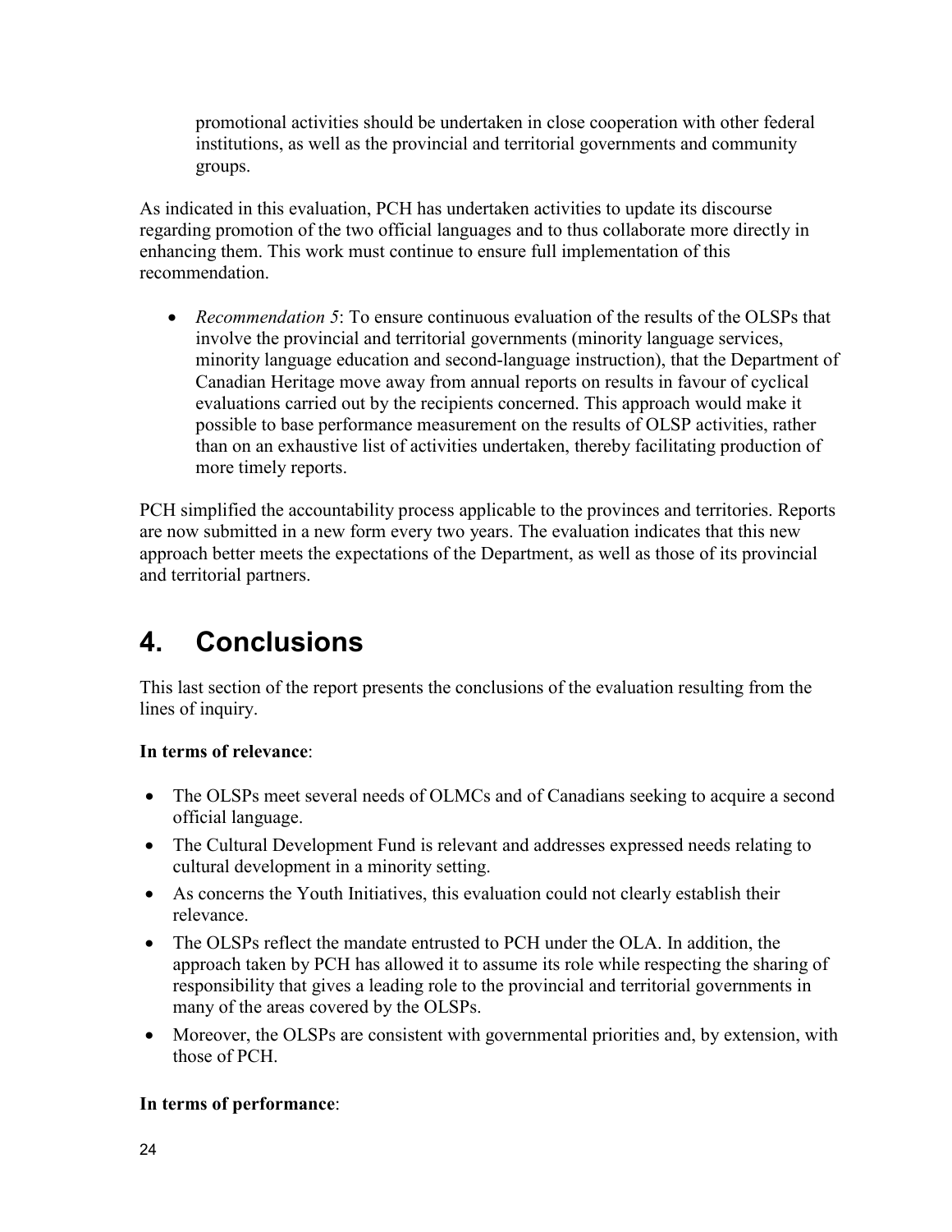promotional activities should be undertaken in close cooperation with other federal institutions, as well as the provincial and territorial governments and community groups.

As indicated in this evaluation, PCH has undertaken activities to update its discourse regarding promotion of the two official languages and to thus collaborate more directly in enhancing them. This work must continue to ensure full implementation of this recommendation.

- *Recommendation 5*: To ensure continuous evaluation of the results of the OLSPs that involve the provincial and territorial governments (minority language services, minority language education and second-language instruction), that the Department of Canadian Heritage move away from annual reports on results in favour of cyclical evaluations carried out by the recipients concerned. This approach would make it possible to base performance measurement on the results of OLSP activities, rather than on an exhaustive list of activities undertaken, thereby facilitating production of more timely reports.

PCH simplified the accountability process applicable to the provinces and territories. Reports are now submitted in a new form every two years. The evaluation indicates that this new approach better meets the expectations of the Department, as well as those of its provincial and territorial partners.

# 4. Conclusions

This last section of the report presents the conclusions of the evaluation resulting from the lines of inquiry.

**In terms of relevance**:

- The OLSPs meet several needs of OLMCs and of Canadians seeking to acquire a second official language.
- The Cultural Development Fund is relevant and addresses expressed needs relating to cultural development in a minority setting.
- As concerns the Youth Initiatives, this evaluation could not clearly establish their relevance.
- The OLSPs reflect the mandate entrusted to PCH under the OLA. In addition, the approach taken by PCH has allowed it to assume its role while respecting the sharing of responsibility that gives a leading role to the provincial and territorial governments in many of the areas covered by the OLSPs.
- Moreover, the OLSPs are consistent with governmental priorities and, by extension, with those of PCH.

**In terms of performance**: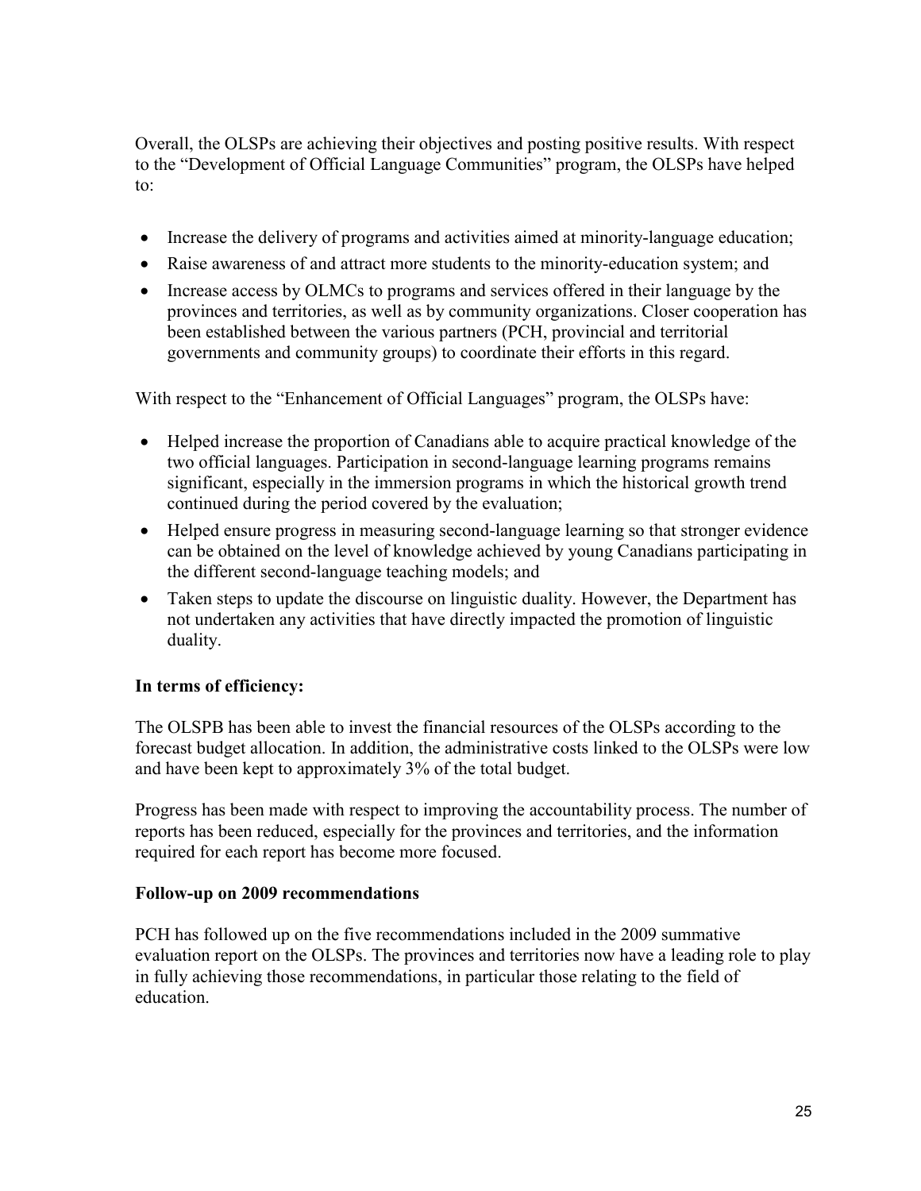Overall, the OLSPs are achieving their objectives and posting positive results. With respect to the "Development of Official Language Communities" program, the OLSPs have helped to:

- Increase the delivery of programs and activities aimed at minority-language education;
- Raise awareness of and attract more students to the minority-education system; and
- Increase access by OLMCs to programs and services offered in their language by the provinces and territories, as well as by community organizations. Closer cooperation has been established between the various partners (PCH, provincial and territorial governments and community groups) to coordinate their efforts in this regard.

With respect to the "Enhancement of Official Languages" program, the OLSPs have:

- Helped increase the proportion of Canadians able to acquire practical knowledge of the two official languages. Participation in second-language learning programs remains significant, especially in the immersion programs in which the historical growth trend continued during the period covered by the evaluation;
- Helped ensure progress in measuring second-language learning so that stronger evidence can be obtained on the level of knowledge achieved by young Canadians participating in the different second-language teaching models; and
- Taken steps to update the discourse on linguistic duality. However, the Department has not undertaken any activities that have directly impacted the promotion of linguistic duality.

**In terms of efficiency:**

The OLSPB has been able to invest the financial resources of the OLSPs according to the forecast budget allocation. In addition, the administrative costs linked to the OLSPs were low and have been kept to approximately 3% of the total budget.

Progress has been made with respect to improving the accountability process. The number of reports has been reduced, especially for the provinces and territories, and the information required for each report has become more focused.

**Follow-up on 2009 recommendations**

PCH has followed up on the five recommendations included in the 2009 summative evaluation report on the OLSPs. The provinces and territories now have a leading role to play in fully achieving those recommendations, in particular those relating to the field of education.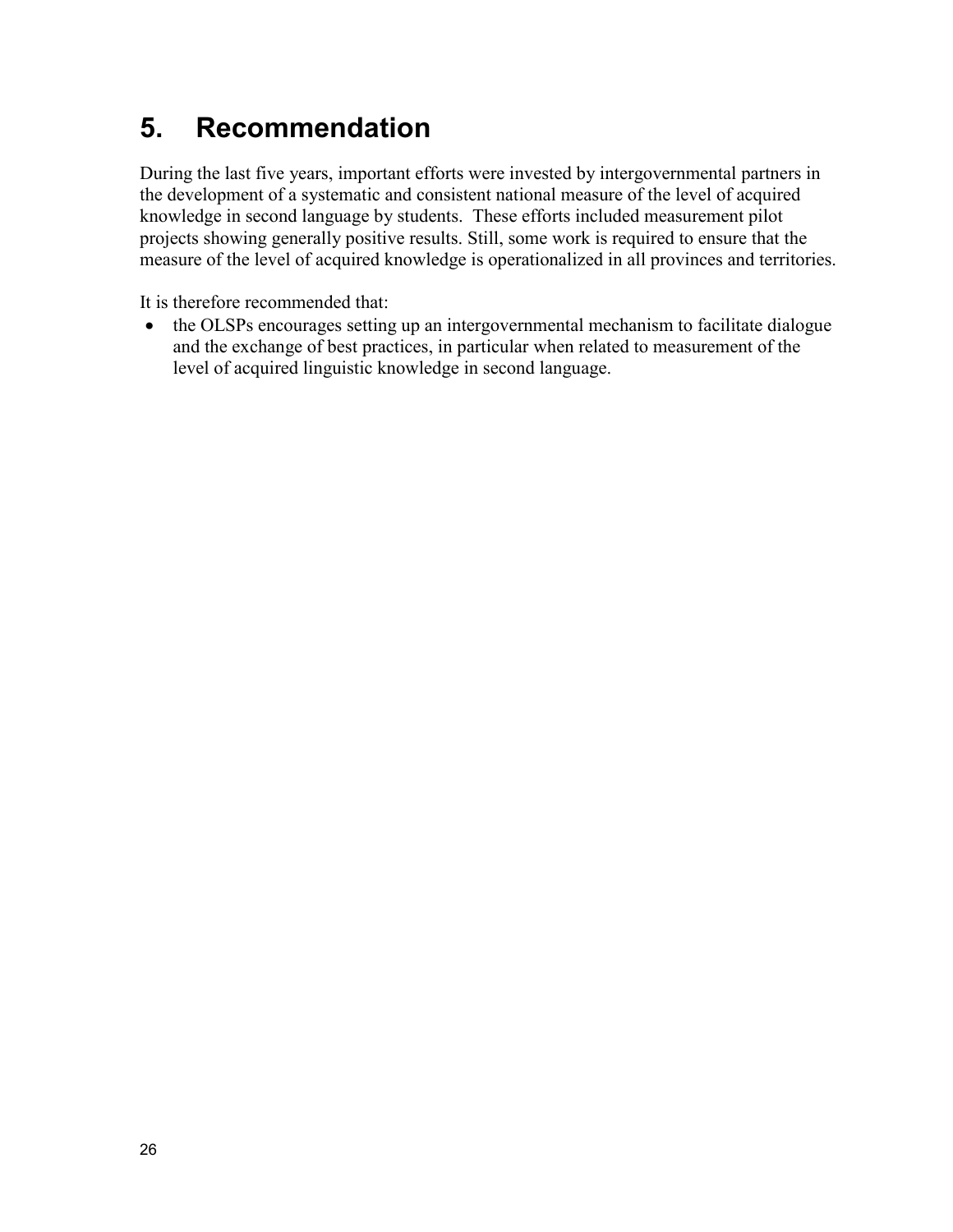# 5. Recommendation

During the last five years, important efforts were invested by intergovernmental partners in the development of a systematic and consistent national measure of the level of acquired knowledge in second language by students. These efforts included measurement pilot projects showing generally positive results. Still, some work is required to ensure that the measure of the level of acquired knowledge is operationalized in all provinces and territories.

It is therefore recommended that:

- the OLSPs encourages setting up an intergovernmental mechanism to facilitate dialogue and the exchange of best practices, in particular when related to measurement of the level of acquired linguistic knowledge in second language.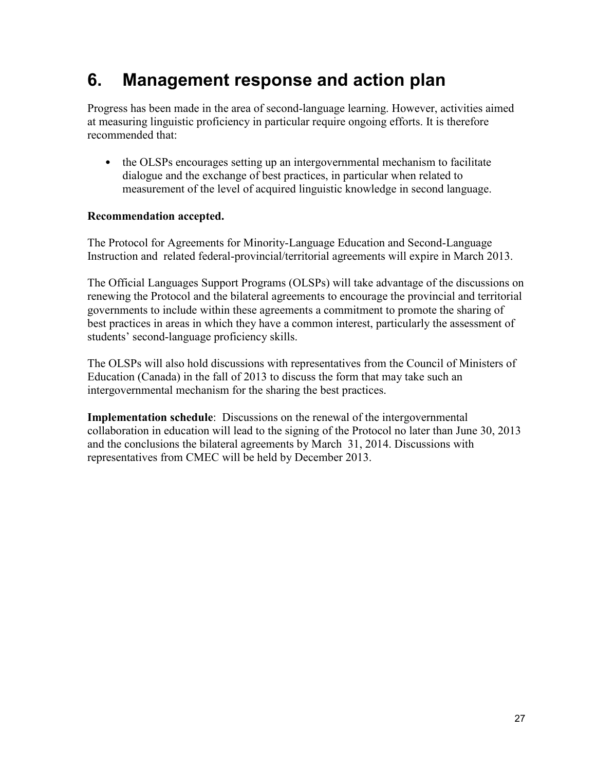# 6. Management response and action plan

Progress has been made in the area of second-language learning. However, activities aimed at measuring linguistic proficiency in particular require ongoing efforts. It is therefore recommended that:

- the OLSPs encourages setting up an intergovernmental mechanism to facilitate dialogue and the exchange of best practices, in particular when related to measurement of the level of acquired linguistic knowledge in second language.

**Recommendation accepted.**

The Protocol for Agreements for Minority-Language Education and Second-Language Instruction and related federal-provincial/territorial agreements will expire in March 2013.

The Official Languages Support Programs (OLSPs) will take advantage of the discussions on renewing the Protocol and the bilateral agreements to encourage the provincial and territorial governments to include within these agreements a commitment to promote the sharing of best practices in areas in which they have a common interest, particularly the assessment of students' second-language proficiency skills.

The OLSPs will also hold discussions with representatives from the Council of Ministers of Education (Canada) in the fall of 2013 to discuss the form that may take such an intergovernmental mechanism for the sharing the best practices.

**Implementation schedule**: Discussions on the renewal of the intergovernmental collaboration in education will lead to the signing of the Protocol no later than June 30, 2013 and the conclusions the bilateral agreements by March 31, 2014. Discussions with representatives from CMEC will be held by December 2013.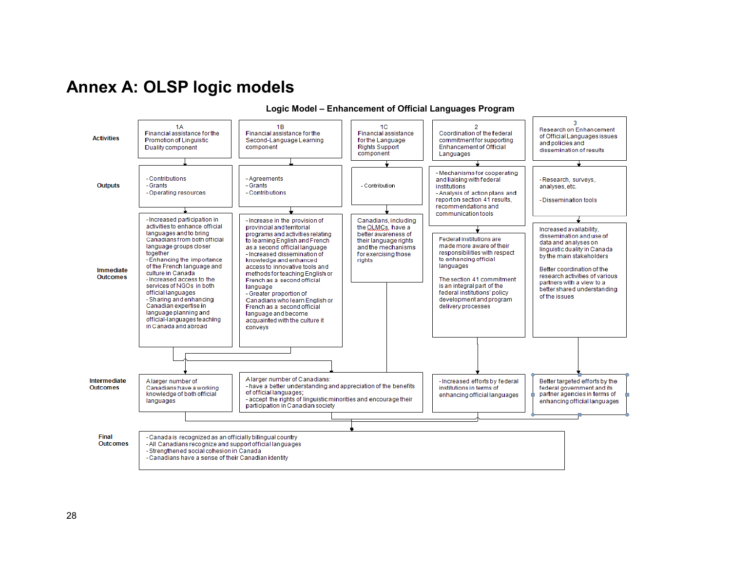# Annex A: OLSP logic models

**Logic Model – Enhancement of Official Languages Program**

| | | | | | |
|---|---|---|---|---|---|
| **Activities** | 1A<br>Financial assistance for the Promotion of Linguistic Duality component | 1B<br>Financial assistance for the Second-Language Learning component | 1C<br>Financial assistance for the Language Rights Support component | 2<br>Coordination of the federal commitment for supporting Enhancement of Official Languages | 3<br>Research on Enhancement of Official Languages issues and policies and dissemination of results |
| **Outputs** | - Contributions<br>- Grants<br>- Operating resources | - Agreements<br>- Grants<br>- Contributions | - Contribution | - Mechanisms for cooperating and liaising with federal institutions<br>- Analysis of action plans and report on section 41 results, recommendations and communication tools | - Research, surveys, analyses, etc.<br><br>- Dissemination tools |
| **Immediate Outcomes** | - Increased participation in activities to enhance official languages and to bring Canadians from both official language groups closer together<br>- Enhancing the importance of the French language and culture in Canada<br>- Increased access to the services of NGOs in both official languages<br>- Sharing and enhancing Canadian expertise in language planning and official-languages teaching in Canada and abroad | - Increase in the provision of provincial and territorial programs and activities relating to learning English and French as a second official language<br>- Increased dissemination of knowledge and enhanced access to innovative tools and methods for teaching English or French as a second official language<br>- Greater proportion of Canadians who learn English or French as a second official language and become acquainted with the culture it conveys | Canadians, including the OLMCs, have a better awareness of their language rights and the mechanisms for exercising those rights | Federal institutions are made more aware of their responsibilities with respect to enhancing official languages<br><br>The section 41 commitment is an integral part of the federal institutions' policy development and program delivery processes | Increased availability, dissemination and use of data and analyses on linguistic duality in Canada by the main stakeholders<br><br>Better coordination of the research activities of various partners with a view to a better shared understanding of the issues |
| **Intermediate Outcomes** | A larger number of Canadians have a working knowledge of both official languages | A larger number of Canadians:<br>- have a better understanding and appreciation of the benefits of official languages;<br>- accept the rights of linguistic minorities and encourage their participation in Canadian society | | - Increased efforts by federal institutions in terms of enhancing official languages | Better targeted efforts by the federal government and its partner agencies in terms of enhancing official languages |
| **Final Outcomes** | - Canada is recognized as an officially bilingual country<br>- All Canadians recognize and support official languages<br>- Strengthened social cohesion in Canada<br>- Canadians have a sense of their Canadian identity | | | | |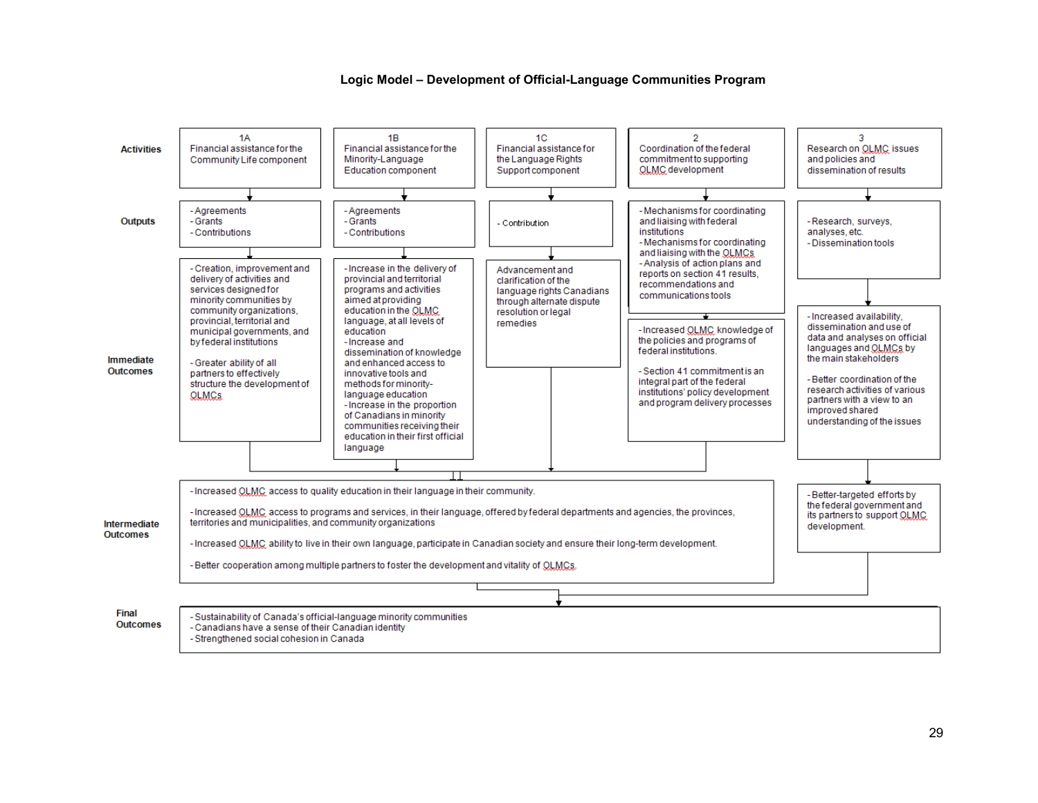**Logic Model – Development of Official-Language Communities Program**

| | | | | | |
|---|---|---|---|---|---|
| **Activities** | 1A<br>Financial assistance for the Community Life component | 1B<br>Financial assistance for the Minority-Language Education component | 1C<br>Financial assistance for the Language Rights Support component | 2<br>Coordination of the federal commitment to supporting OLMC development | 3<br>Research on OLMC issues and policies and dissemination of results |
| **Outputs** | - Agreements<br>- Grants<br>- Contributions | - Agreements<br>- Grants<br>- Contributions | - Contribution | - Mechanisms for coordinating and liaising with federal institutions<br>- Mechanisms for coordinating and liaising with the OLMCs<br>- Analysis of action plans and reports on section 41 results, recommendations and communications tools | - Research, surveys, analyses, etc.<br>- Dissemination tools |
| **Immediate Outcomes** | - Creation, improvement and delivery of activities and services designed for minority communities by community organizations, provincial, territorial and municipal governments, and by federal institutions<br><br>- Greater ability of all partners to effectively structure the development of OLMCs | - Increase in the delivery of provincial and territorial programs and activities aimed at providing education in the OLMC language, at all levels of education<br>- Increase and dissemination of knowledge and enhanced access to innovative tools and methods for minority-language education<br>- Increase in the proportion of Canadians in minority communities receiving their education in their first official language | Advancement and clarification of the language rights Canadians through alternate dispute resolution or legal remedies | - Increased OLMC knowledge of the policies and programs of federal institutions.<br><br>- Section 41 commitment is an integral part of the federal institutions' policy development and program delivery processes | - Increased availability, dissemination and use of data and analyses on official languages and OLMCs by the main stakeholders<br><br>- Better coordination of the research activities of various partners with a view to an improved shared understanding of the issues |
| **Intermediate Outcomes** | - Increased OLMC access to quality education in their language in their community.<br><br>- Increased OLMC access to programs and services, in their language, offered by federal departments and agencies, the provinces, territories and municipalities, and community organizations<br><br>- Increased OLMC ability to live in their own language, participate in Canadian society and ensure their long-term development.<br><br>- Better cooperation among multiple partners to foster the development and vitality of OLMCs. | | | | - Better-targeted efforts by the federal government and its partners to support OLMC development. |
| **Final Outcomes** | - Sustainability of Canada's official-language minority communities<br>- Canadians have a sense of their Canadian identity<br>- Strengthened social cohesion in Canada | | | | |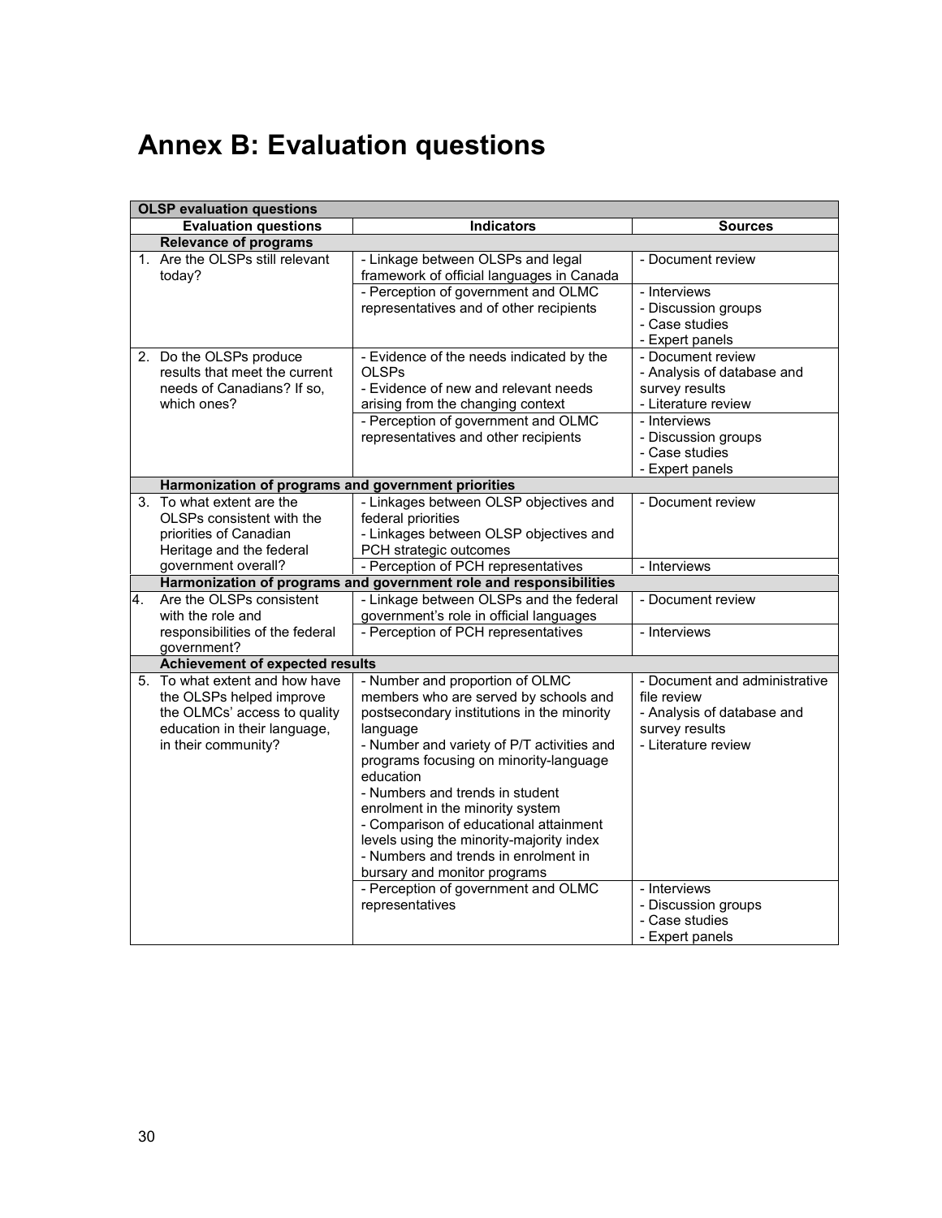# Annex B: Evaluation questions

| OLSP evaluation questions | | |
|---|---|---|
| **Evaluation questions** | **Indicators** | **Sources** |
| **Relevance of programs** | | |
| 1. Are the OLSPs still relevant today? | - Linkage between OLSPs and legal framework of official languages in Canada | - Document review |
| | - Perception of government and OLMC representatives and of other recipients | - Interviews<br>- Discussion groups<br>- Case studies<br>- Expert panels |
| 2. Do the OLSPs produce results that meet the current needs of Canadians? If so, which ones? | - Evidence of the needs indicated by the OLSPs<br>- Evidence of new and relevant needs arising from the changing context | - Document review<br>- Analysis of database and survey results<br>- Literature review |
| | - Perception of government and OLMC representatives and other recipients | - Interviews<br>- Discussion groups<br>- Case studies<br>- Expert panels |
| **Harmonization of programs and government priorities** | | |
| 3. To what extent are the OLSPs consistent with the priorities of Canadian Heritage and the federal government overall? | - Linkages between OLSP objectives and federal priorities<br>- Linkages between OLSP objectives and PCH strategic outcomes | - Document review |
| | - Perception of PCH representatives | - Interviews |
| **Harmonization of programs and government role and responsibilities** | | |
| 4. Are the OLSPs consistent with the role and responsibilities of the federal government? | - Linkage between OLSPs and the federal government's role in official languages | - Document review |
| | - Perception of PCH representatives | - Interviews |
| **Achievement of expected results** | | |
| 5. To what extent and how have the OLSPs helped improve the OLMCs' access to quality education in their language, in their community? | - Number and proportion of OLMC members who are served by schools and postsecondary institutions in the minority language<br>- Number and variety of P/T activities and programs focusing on minority-language education<br>- Numbers and trends in student enrolment in the minority system<br>- Comparison of educational attainment levels using the minority-majority index<br>- Numbers and trends in enrolment in bursary and monitor programs | - Document and administrative file review<br>- Analysis of database and survey results<br>- Literature review |
| | - Perception of government and OLMC representatives | - Interviews<br>- Discussion groups<br>- Case studies<br>- Expert panels |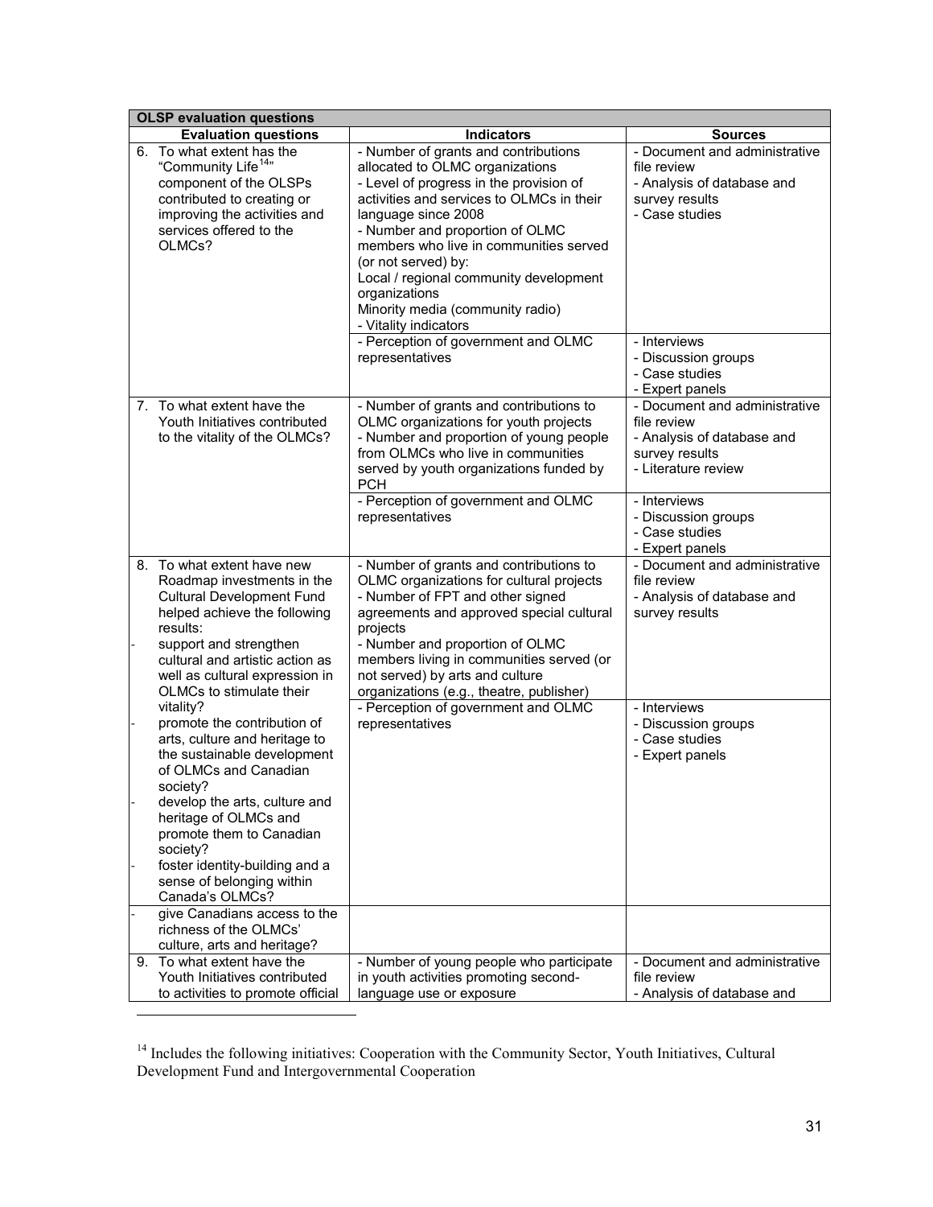| OLSP evaluation questions | | |
|---|---|---|
| **Evaluation questions** | **Indicators** | **Sources** |
| 6. To what extent has the "Community Life[14]" component of the OLSPs contributed to creating or improving the activities and services offered to the OLMCs? | - Number of grants and contributions allocated to OLMC organizations<br>- Level of progress in the provision of activities and services to OLMCs in their language since 2008<br>- Number and proportion of OLMC members who live in communities served (or not served) by:<br>Local / regional community development organizations<br>Minority media (community radio)<br>- Vitality indicators | - Document and administrative file review<br>- Analysis of database and survey results<br>- Case studies |
| | - Perception of government and OLMC representatives | - Interviews<br>- Discussion groups<br>- Case studies<br>- Expert panels |
| 7. To what extent have the Youth Initiatives contributed to the vitality of the OLMCs? | - Number of grants and contributions to OLMC organizations for youth projects<br>- Number and proportion of young people from OLMCs who live in communities served by youth organizations funded by PCH | - Document and administrative file review<br>- Analysis of database and survey results<br>- Literature review |
| | - Perception of government and OLMC representatives | - Interviews<br>- Discussion groups<br>- Case studies<br>- Expert panels |
| 8. To what extent have new Roadmap investments in the Cultural Development Fund helped achieve the following results:<br>- support and strengthen cultural and artistic action as well as cultural expression in OLMCs to stimulate their vitality?<br>- promote the contribution of arts, culture and heritage to the sustainable development of OLMCs and Canadian society?<br>- develop the arts, culture and heritage of OLMCs and promote them to Canadian society?<br>- foster identity-building and a sense of belonging within Canada's OLMCs? | - Number of grants and contributions to OLMC organizations for cultural projects<br>- Number of FPT and other signed agreements and approved special cultural projects<br>- Number and proportion of OLMC members living in communities served (or not served) by arts and culture organizations (e.g., theatre, publisher) | - Document and administrative file review<br>- Analysis of database and survey results |
| | - Perception of government and OLMC representatives | - Interviews<br>- Discussion groups<br>- Case studies<br>- Expert panels |
| - give Canadians access to the richness of the OLMCs' culture, arts and heritage? | | |
| 9. To what extent have the Youth Initiatives contributed to activities to promote official | - Number of young people who participate in youth activities promoting second-language use or exposure | - Document and administrative file review<br>- Analysis of database and |

[14] Includes the following initiatives: Cooperation with the Community Sector, Youth Initiatives, Cultural Development Fund and Intergovernmental Cooperation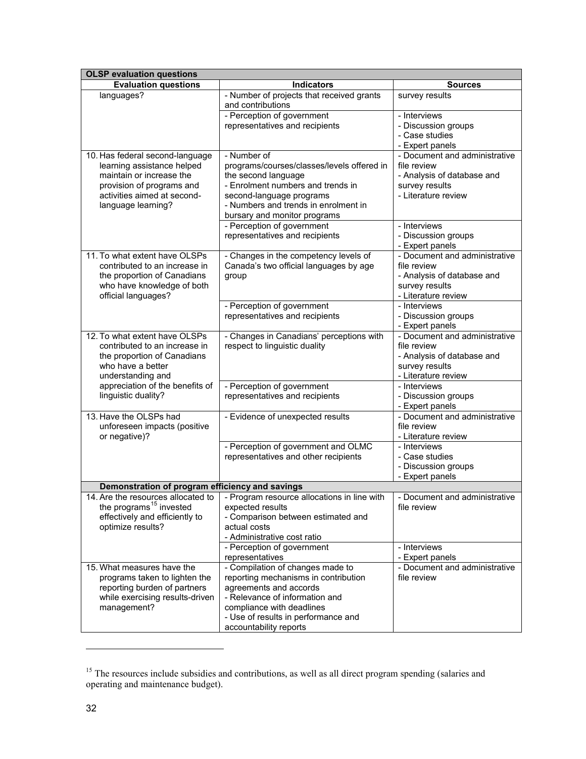| OLSP evaluation questions | | |
|---|---|---|
| **Evaluation questions** | **Indicators** | **Sources** |
| languages? | - Number of projects that received grants and contributions | survey results |
| | - Perception of government representatives and recipients | - Interviews<br>- Discussion groups<br>- Case studies<br>- Expert panels |
| 10. Has federal second-language learning assistance helped maintain or increase the provision of programs and activities aimed at second-language learning? | - Number of programs/courses/classes/levels offered in the second language<br>- Enrolment numbers and trends in second-language programs<br>- Numbers and trends in enrolment in bursary and monitor programs | - Document and administrative file review<br>- Analysis of database and survey results<br>- Literature review |
| | - Perception of government representatives and recipients | - Interviews<br>- Discussion groups<br>- Expert panels |
| 11. To what extent have OLSPs contributed to an increase in the proportion of Canadians who have knowledge of both official languages? | - Changes in the competency levels of Canada's two official languages by age group | - Document and administrative file review<br>- Analysis of database and survey results<br>- Literature review |
| | - Perception of government representatives and recipients | - Interviews<br>- Discussion groups<br>- Expert panels |
| 12. To what extent have OLSPs contributed to an increase in the proportion of Canadians who have a better understanding and appreciation of the benefits of linguistic duality? | - Changes in Canadians' perceptions with respect to linguistic duality | - Document and administrative file review<br>- Analysis of database and survey results<br>- Literature review |
| | - Perception of government representatives and recipients | - Interviews<br>- Discussion groups<br>- Expert panels |
| 13. Have the OLSPs had unforeseen impacts (positive or negative)? | - Evidence of unexpected results | - Document and administrative file review<br>- Literature review |
| | - Perception of government and OLMC representatives and other recipients | - Interviews<br>- Case studies<br>- Discussion groups<br>- Expert panels |
| **Demonstration of program efficiency and savings** | | |
| 14. Are the resources allocated to the programs[15] invested effectively and efficiently to optimize results? | - Program resource allocations in line with expected results<br>- Comparison between estimated and actual costs<br>- Administrative cost ratio | - Document and administrative file review |
| | - Perception of government representatives | - Interviews<br>- Expert panels |
| 15. What measures have the programs taken to lighten the reporting burden of partners while exercising results-driven management? | - Compilation of changes made to reporting mechanisms in contribution agreements and accords<br>- Relevance of information and compliance with deadlines<br>- Use of results in performance and accountability reports | - Document and administrative file review |

[15] The resources include subsidies and contributions, as well as all direct program spending (salaries and operating and maintenance budget).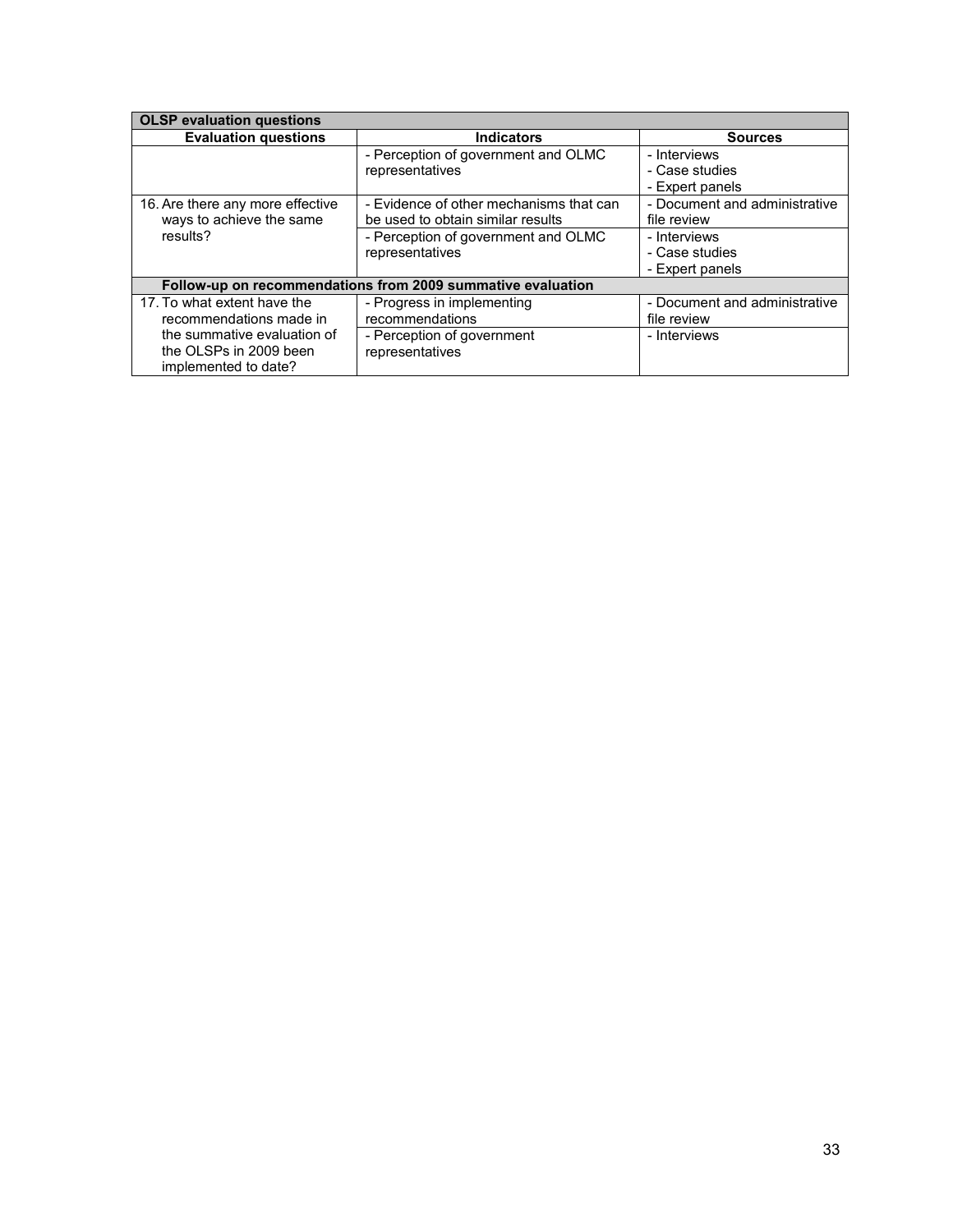| OLSP evaluation questions | | |
| --- | --- | --- |
| **Evaluation questions** | **Indicators** | **Sources** |
| | - Perception of government and OLMC representatives | - Interviews<br>- Case studies<br>- Expert panels |
| 16. Are there any more effective ways to achieve the same results? | - Evidence of other mechanisms that can be used to obtain similar results | - Document and administrative file review |
| | - Perception of government and OLMC representatives | - Interviews<br>- Case studies<br>- Expert panels |
| **Follow-up on recommendations from 2009 summative evaluation** | | |
| 17. To what extent have the recommendations made in the summative evaluation of the OLSPs in 2009 been implemented to date? | - Progress in implementing recommendations | - Document and administrative file review |
| | - Perception of government representatives | - Interviews |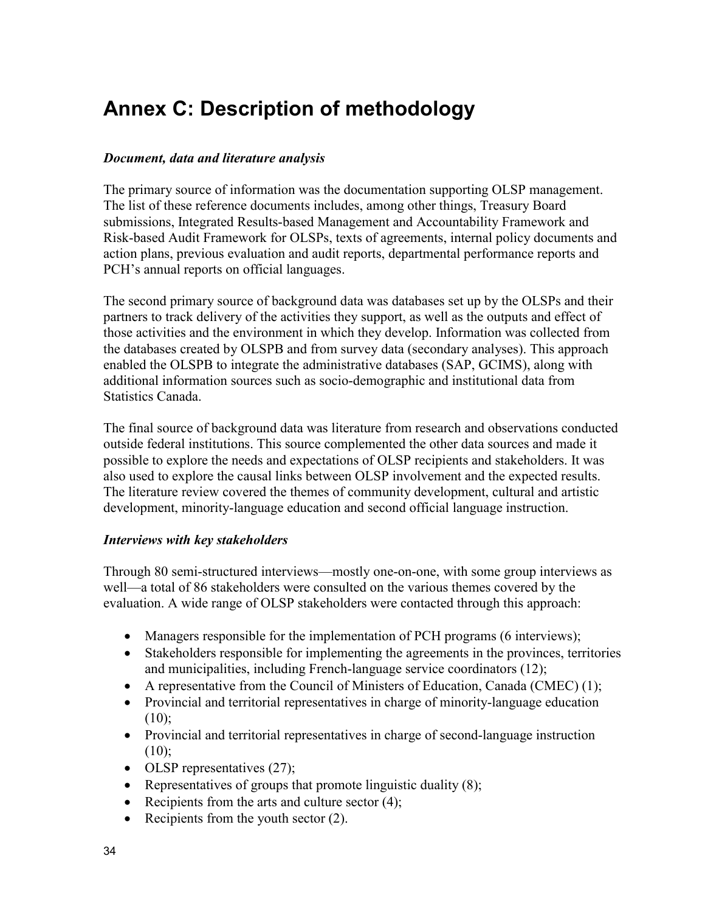# Annex C: Description of methodology

***Document, data and literature analysis***

The primary source of information was the documentation supporting OLSP management. The list of these reference documents includes, among other things, Treasury Board submissions, Integrated Results-based Management and Accountability Framework and Risk-based Audit Framework for OLSPs, texts of agreements, internal policy documents and action plans, previous evaluation and audit reports, departmental performance reports and PCH's annual reports on official languages.

The second primary source of background data was databases set up by the OLSPs and their partners to track delivery of the activities they support, as well as the outputs and effect of those activities and the environment in which they develop. Information was collected from the databases created by OLSPB and from survey data (secondary analyses). This approach enabled the OLSPB to integrate the administrative databases (SAP, GCIMS), along with additional information sources such as socio-demographic and institutional data from Statistics Canada.

The final source of background data was literature from research and observations conducted outside federal institutions. This source complemented the other data sources and made it possible to explore the needs and expectations of OLSP recipients and stakeholders. It was also used to explore the causal links between OLSP involvement and the expected results. The literature review covered the themes of community development, cultural and artistic development, minority-language education and second official language instruction.

***Interviews with key stakeholders***

Through 80 semi-structured interviews—mostly one-on-one, with some group interviews as well—a total of 86 stakeholders were consulted on the various themes covered by the evaluation. A wide range of OLSP stakeholders were contacted through this approach:

- Managers responsible for the implementation of PCH programs (6 interviews);
- Stakeholders responsible for implementing the agreements in the provinces, territories and municipalities, including French-language service coordinators (12);
- A representative from the Council of Ministers of Education, Canada (CMEC) (1);
- Provincial and territorial representatives in charge of minority-language education (10);
- Provincial and territorial representatives in charge of second-language instruction (10);
- OLSP representatives (27);
- Representatives of groups that promote linguistic duality (8);
- Recipients from the arts and culture sector (4);
- Recipients from the youth sector (2).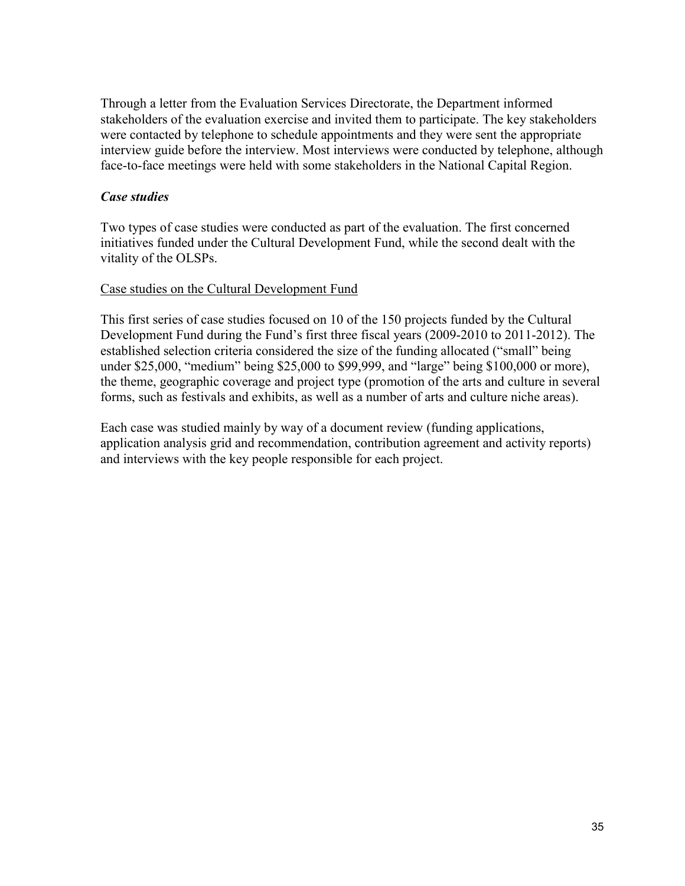Through a letter from the Evaluation Services Directorate, the Department informed stakeholders of the evaluation exercise and invited them to participate. The key stakeholders were contacted by telephone to schedule appointments and they were sent the appropriate interview guide before the interview. Most interviews were conducted by telephone, although face-to-face meetings were held with some stakeholders in the National Capital Region.

### *Case studies*

Two types of case studies were conducted as part of the evaluation. The first concerned initiatives funded under the Cultural Development Fund, while the second dealt with the vitality of the OLSPs.

<u>Case studies on the Cultural Development Fund</u>

This first series of case studies focused on 10 of the 150 projects funded by the Cultural Development Fund during the Fund's first three fiscal years (2009-2010 to 2011-2012). The established selection criteria considered the size of the funding allocated ("small" being under $25,000, "medium" being $25,000 to $99,999, and "large" being $100,000 or more), the theme, geographic coverage and project type (promotion of the arts and culture in several forms, such as festivals and exhibits, as well as a number of arts and culture niche areas).

Each case was studied mainly by way of a document review (funding applications, application analysis grid and recommendation, contribution agreement and activity reports) and interviews with the key people responsible for each project.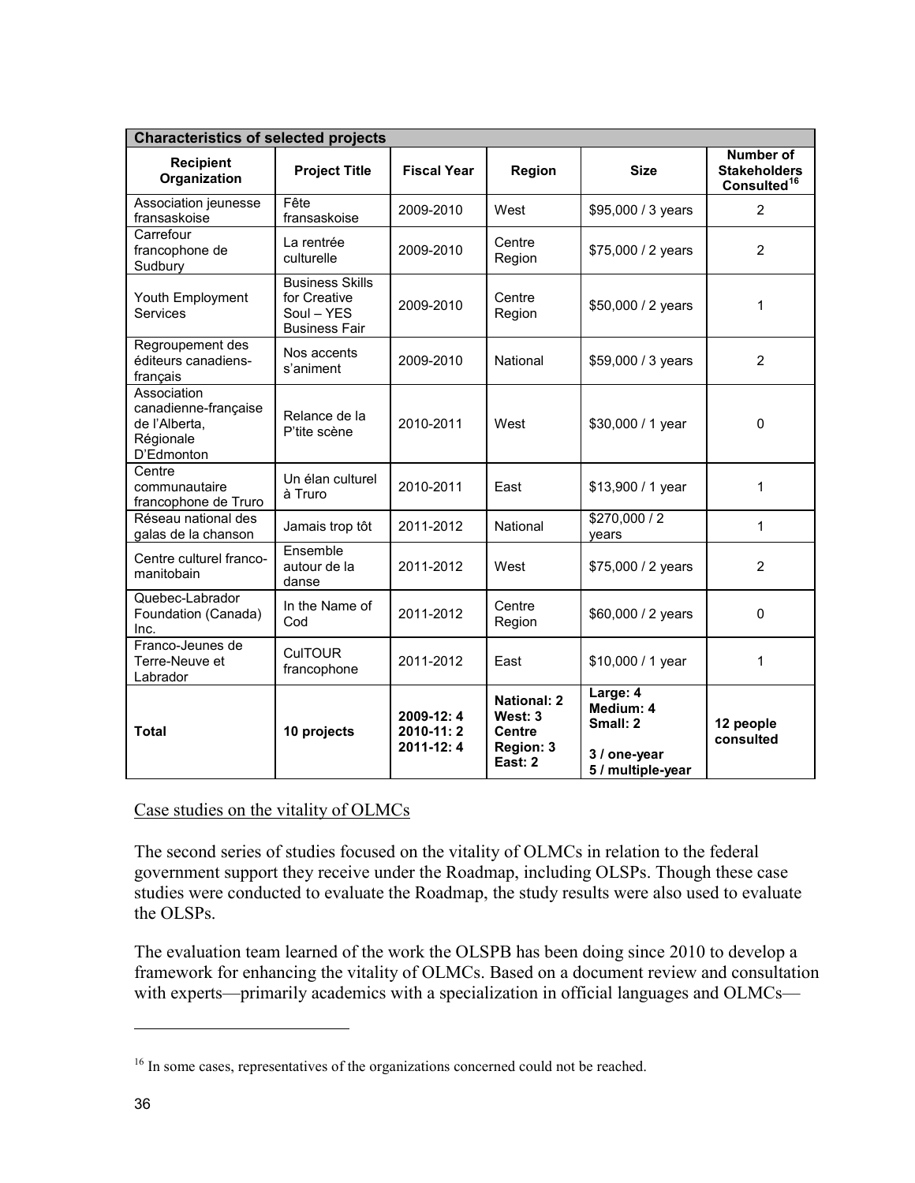| **Characteristics of selected projects** | | | | | |
|---|---|---|---|---|---|
| **Recipient Organization** | **Project Title** | **Fiscal Year** | **Region** | **Size** | **Number of Stakeholders Consulted**[16] |
| Association jeunesse fransaskoise | Fête fransaskoise | 2009-2010 | West | \$95,000 / 3 years | 2 |
| Carrefour francophone de Sudbury | La rentrée culturelle | 2009-2010 | Centre Region | \$75,000 / 2 years | 2 |
| Youth Employment Services | Business Skills for Creative Soul – YES Business Fair | 2009-2010 | Centre Region | \$50,000 / 2 years | 1 |
| Regroupement des éditeurs canadiens-français | Nos accents s'animent | 2009-2010 | National | \$59,000 / 3 years | 2 |
| Association canadienne-française de l'Alberta, Régionale D'Edmonton | Relance de la P'tite scène | 2010-2011 | West | \$30,000 / 1 year | 0 |
| Centre communautaire francophone de Truro | Un élan culturel à Truro | 2010-2011 | East | \$13,900 / 1 year | 1 |
| Réseau national des galas de la chanson | Jamais trop tôt | 2011-2012 | National | \$270,000 / 2 years | 1 |
| Centre culturel franco-manitobain | Ensemble autour de la danse | 2011-2012 | West | \$75,000 / 2 years | 2 |
| Quebec-Labrador Foundation (Canada) Inc. | In the Name of Cod | 2011-2012 | Centre Region | \$60,000 / 2 years | 0 |
| Franco-Jeunes de Terre-Neuve et Labrador | CulTOUR francophone | 2011-2012 | East | \$10,000 / 1 year | 1 |
| **Total** | **10 projects** | **2009-12: 4<br>2010-11: 2<br>2011-12: 4** | **National: 2<br>West: 3<br>Centre Region: 3<br>East: 2** | **Large: 4<br>Medium: 4<br>Small: 2<br><br>3 / one-year<br>5 / multiple-year** | **12 people consulted** |

Case studies on the vitality of OLMCs

The second series of studies focused on the vitality of OLMCs in relation to the federal government support they receive under the Roadmap, including OLSPs. Though these case studies were conducted to evaluate the Roadmap, the study results were also used to evaluate the OLSPs.

The evaluation team learned of the work the OLSPB has been doing since 2010 to develop a framework for enhancing the vitality of OLMCs. Based on a document review and consultation with experts—primarily academics with a specialization in official languages and OLMCs—

[16] In some cases, representatives of the organizations concerned could not be reached.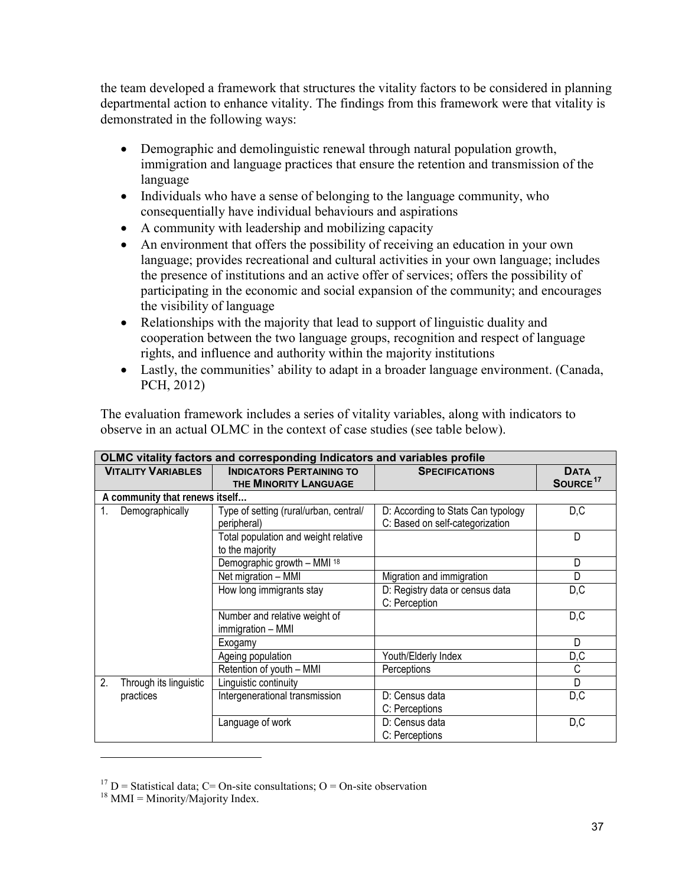the team developed a framework that structures the vitality factors to be considered in planning departmental action to enhance vitality. The findings from this framework were that vitality is demonstrated in the following ways:

- Demographic and demolinguistic renewal through natural population growth, immigration and language practices that ensure the retention and transmission of the language
- Individuals who have a sense of belonging to the language community, who consequentially have individual behaviours and aspirations
- A community with leadership and mobilizing capacity
- An environment that offers the possibility of receiving an education in your own language; provides recreational and cultural activities in your own language; includes the presence of institutions and an active offer of services; offers the possibility of participating in the economic and social expansion of the community; and encourages the visibility of language
- Relationships with the majority that lead to support of linguistic duality and cooperation between the two language groups, recognition and respect of language rights, and influence and authority within the majority institutions
- Lastly, the communities' ability to adapt in a broader language environment. (Canada, PCH, 2012)

The evaluation framework includes a series of vitality variables, along with indicators to observe in an actual OLMC in the context of case studies (see table below).

| **OLMC vitality factors and corresponding Indicators and variables profile** | | | |
|---|---|---|---|
| **Vitality Variables** | **Indicators Pertaining to the Minority Language** | **Specifications** | **Data Source**[17] |
| **A community that renews itself…** | | | |
| 1. Demographically | Type of setting (rural/urban, central/ peripheral) | D: According to Stats Can typology<br>C: Based on self-categorization | D,C |
| | Total population and weight relative to the majority | | D |
| | Demographic growth – MMI [18] | | D |
| | Net migration – MMI | Migration and immigration | D |
| | How long immigrants stay | D: Registry data or census data<br>C: Perception | D,C |
| | Number and relative weight of immigration – MMI | | D,C |
| | Exogamy | | D |
| | Ageing population | Youth/Elderly Index | D,C |
| | Retention of youth – MMI | Perceptions | C |
| 2. Through its linguistic practices | Linguistic continuity | | D |
| | Intergenerational transmission | D: Census data<br>C: Perceptions | D,C |
| | Language of work | D: Census data<br>C: Perceptions | D,C |

[17] D = Statistical data; C= On-site consultations; O = On-site observation

[18] MMI = Minority/Majority Index.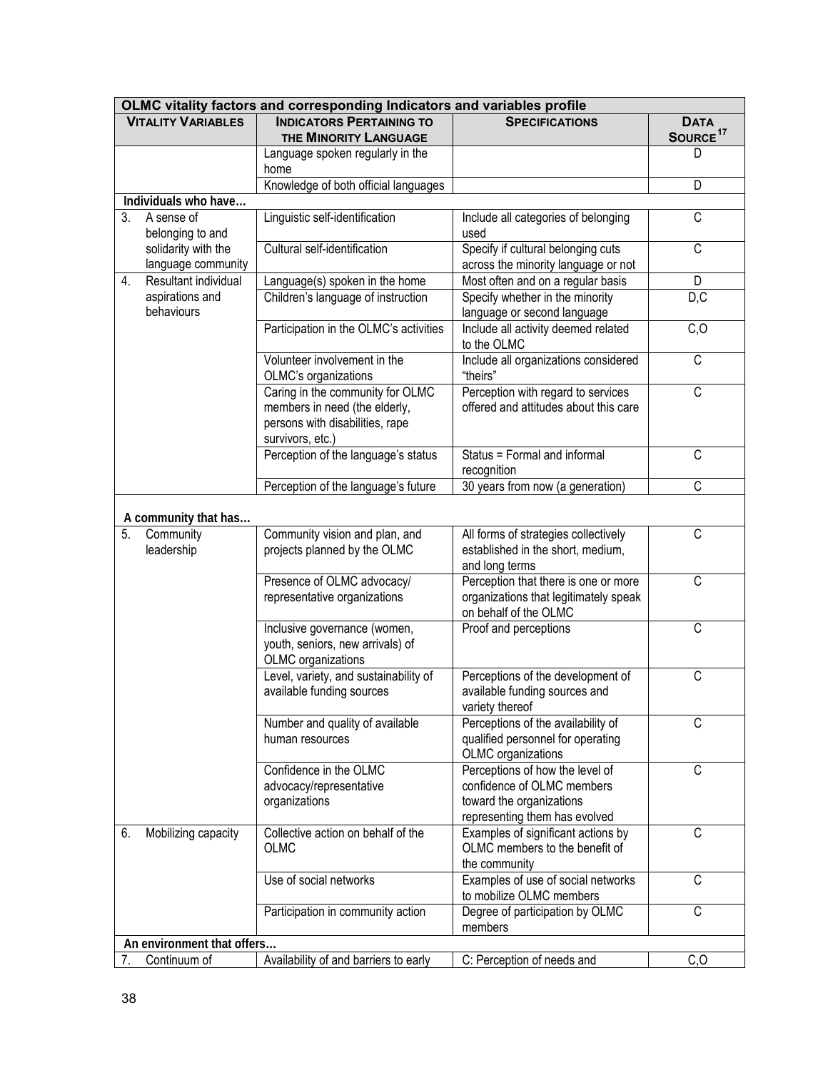| OLMC vitality factors and corresponding Indicators and variables profile | | | |
|---|---|---|---|
| **Vitality Variables** | **Indicators Pertaining to the Minority Language** | **Specifications** | **Data Source**[17] |
| | Language spoken regularly in the home | | D |
| | Knowledge of both official languages | | D |
| **Individuals who have…** | | | |
| 3. A sense of belonging to and solidarity with the language community | Linguistic self-identification | Include all categories of belonging used | C |
| | Cultural self-identification | Specify if cultural belonging cuts across the minority language or not | C |
| 4. Resultant individual aspirations and behaviours | Language(s) spoken in the home | Most often and on a regular basis | D |
| | Children's language of instruction | Specify whether in the minority language or second language | D,C |
| | Participation in the OLMC's activities | Include all activity deemed related to the OLMC | C,O |
| | Volunteer involvement in the OLMC's organizations | Include all organizations considered "theirs" | C |
| | Caring in the community for OLMC members in need (the elderly, persons with disabilities, rape survivors, etc.) | Perception with regard to services offered and attitudes about this care | C |
| | Perception of the language's status | Status = Formal and informal recognition | C |
| | Perception of the language's future | 30 years from now (a generation) | C |
| **A community that has…** | | | |
| 5. Community leadership | Community vision and plan, and projects planned by the OLMC | All forms of strategies collectively established in the short, medium, and long terms | C |
| | Presence of OLMC advocacy/ representative organizations | Perception that there is one or more organizations that legitimately speak on behalf of the OLMC | C |
| | Inclusive governance (women, youth, seniors, new arrivals) of OLMC organizations | Proof and perceptions | C |
| | Level, variety, and sustainability of available funding sources | Perceptions of the development of available funding sources and variety thereof | C |
| | Number and quality of available human resources | Perceptions of the availability of qualified personnel for operating OLMC organizations | C |
| | Confidence in the OLMC advocacy/representative organizations | Perceptions of how the level of confidence of OLMC members toward the organizations representing them has evolved | C |
| 6. Mobilizing capacity | Collective action on behalf of the OLMC | Examples of significant actions by OLMC members to the benefit of the community | C |
| | Use of social networks | Examples of use of social networks to mobilize OLMC members | C |
| | Participation in community action | Degree of participation by OLMC members | C |
| **An environment that offers…** | | | |
| 7. Continuum of | Availability of and barriers to early | C: Perception of needs and | C,O |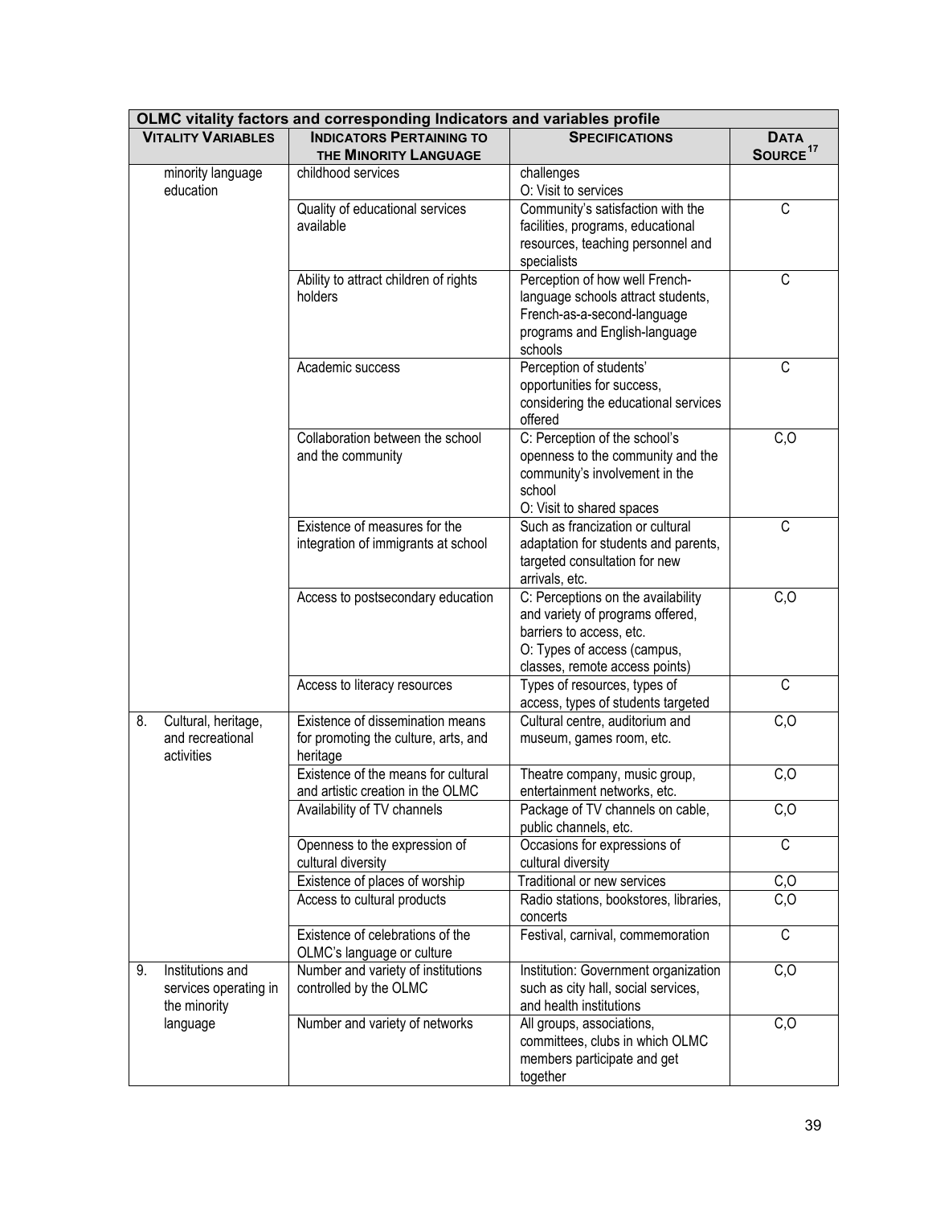| OLMC vitality factors and corresponding Indicators and variables profile | | | |
|---|---|---|---|
| **VITALITY VARIABLES** | **INDICATORS PERTAINING TO THE MINORITY LANGUAGE** | **SPECIFICATIONS** | **DATA SOURCE**[17] |
| minority language education | childhood services | challenges<br>O: Visit to services | |
| | Quality of educational services available | Community's satisfaction with the facilities, programs, educational resources, teaching personnel and specialists | C |
| | Ability to attract children of rights holders | Perception of how well French-language schools attract students, French-as-a-second-language programs and English-language schools | C |
| | Academic success | Perception of students' opportunities for success, considering the educational services offered | C |
| | Collaboration between the school and the community | C: Perception of the school's openness to the community and the community's involvement in the school<br>O: Visit to shared spaces | C,O |
| | Existence of measures for the integration of immigrants at school | Such as francization or cultural adaptation for students and parents, targeted consultation for new arrivals, etc. | C |
| | Access to postsecondary education | C: Perceptions on the availability and variety of programs offered, barriers to access, etc.<br>O: Types of access (campus, classes, remote access points) | C,O |
| | Access to literacy resources | Types of resources, types of access, types of students targeted | C |
| 8. Cultural, heritage, and recreational activities | Existence of dissemination means for promoting the culture, arts, and heritage | Cultural centre, auditorium and museum, games room, etc. | C,O |
| | Existence of the means for cultural and artistic creation in the OLMC | Theatre company, music group, entertainment networks, etc. | C,O |
| | Availability of TV channels | Package of TV channels on cable, public channels, etc. | C,O |
| | Openness to the expression of cultural diversity | Occasions for expressions of cultural diversity | C |
| | Existence of places of worship | Traditional or new services | C,O |
| | Access to cultural products | Radio stations, bookstores, libraries, concerts | C,O |
| | Existence of celebrations of the OLMC's language or culture | Festival, carnival, commemoration | C |
| 9. Institutions and services operating in the minority language | Number and variety of institutions controlled by the OLMC | Institution: Government organization such as city hall, social services, and health institutions | C,O |
| | Number and variety of networks | All groups, associations, committees, clubs in which OLMC members participate and get together | C,O |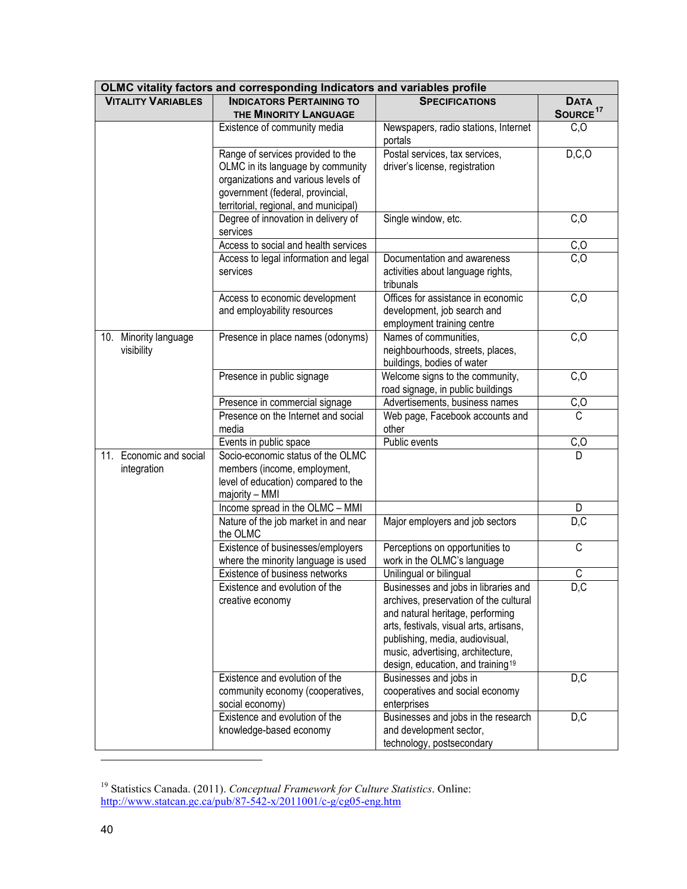| OLMC vitality factors and corresponding Indicators and variables profile | | | |
|---|---|---|---|
| **VITALITY VARIABLES** | **INDICATORS PERTAINING TO THE MINORITY LANGUAGE** | **SPECIFICATIONS** | **DATA SOURCE**[17] |
| | Existence of community media | Newspapers, radio stations, Internet portals | C,O |
| | Range of services provided to the OLMC in its language by community organizations and various levels of government (federal, provincial, territorial, regional, and municipal) | Postal services, tax services, driver's license, registration | D,C,O |
| | Degree of innovation in delivery of services | Single window, etc. | C,O |
| | Access to social and health services | | C,O |
| | Access to legal information and legal services | Documentation and awareness activities about language rights, tribunals | C,O |
| | Access to economic development and employability resources | Offices for assistance in economic development, job search and employment training centre | C,O |
| 10. Minority language visibility | Presence in place names (odonyms) | Names of communities, neighbourhoods, streets, places, buildings, bodies of water | C,O |
| | Presence in public signage | Welcome signs to the community, road signage, in public buildings | C,O |
| | Presence in commercial signage | Advertisements, business names | C,O |
| | Presence on the Internet and social media | Web page, Facebook accounts and other | C |
| | Events in public space | Public events | C,O |
| 11. Economic and social integration | Socio-economic status of the OLMC members (income, employment, level of education) compared to the majority – MMI | | D |
| | Income spread in the OLMC – MMI | | D |
| | Nature of the job market in and near the OLMC | Major employers and job sectors | D,C |
| | Existence of businesses/employers where the minority language is used | Perceptions on opportunities to work in the OLMC's language | C |
| | Existence of business networks | Unilingual or bilingual | C |
| | Existence and evolution of the creative economy | Businesses and jobs in libraries and archives, preservation of the cultural and natural heritage, performing arts, festivals, visual arts, artisans, publishing, media, audiovisual, music, advertising, architecture, design, education, and training[19] | D,C |
| | Existence and evolution of the community economy (cooperatives, social economy) | Businesses and jobs in cooperatives and social economy enterprises | D,C |
| | Existence and evolution of the knowledge-based economy | Businesses and jobs in the research and development sector, technology, postsecondary | D,C |

[19] Statistics Canada. (2011). *Conceptual Framework for Culture Statistics*. Online: http://www.statcan.gc.ca/pub/87-542-x/2011001/c-g/cg05-eng.htm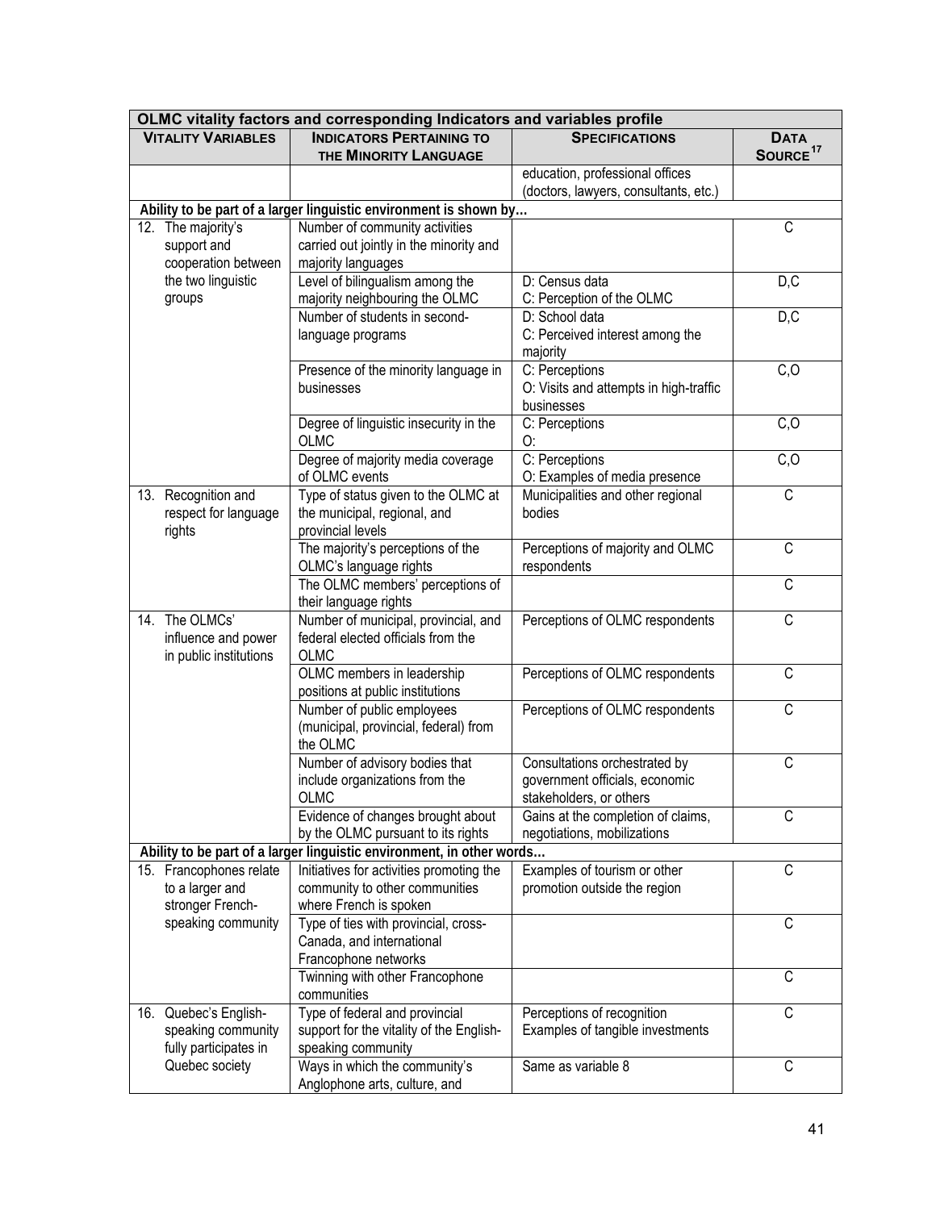| OLMC vitality factors and corresponding Indicators and variables profile | | | |
|---|---|---|---|
| **VITALITY VARIABLES** | **INDICATORS PERTAINING TO THE MINORITY LANGUAGE** | **SPECIFICATIONS** | **DATA SOURCE**[17] |
| | | education, professional offices (doctors, lawyers, consultants, etc.) | |
| **Ability to be part of a larger linguistic environment is shown by…** | | | |
| 12. The majority's support and cooperation between the two linguistic groups | Number of community activities carried out jointly in the minority and majority languages | | C |
| | Level of bilingualism among the majority neighbouring the OLMC | D: Census data<br>C: Perception of the OLMC | D,C |
| | Number of students in second-language programs | D: School data<br>C: Perceived interest among the majority | D,C |
| | Presence of the minority language in businesses | C: Perceptions<br>O: Visits and attempts in high-traffic businesses | C,O |
| | Degree of linguistic insecurity in the OLMC | C: Perceptions<br>O: | C,O |
| | Degree of majority media coverage of OLMC events | C: Perceptions<br>O: Examples of media presence | C,O |
| 13. Recognition and respect for language rights | Type of status given to the OLMC at the municipal, regional, and provincial levels | Municipalities and other regional bodies | C |
| | The majority's perceptions of the OLMC's language rights | Perceptions of majority and OLMC respondents | C |
| | The OLMC members' perceptions of their language rights | | C |
| 14. The OLMCs' influence and power in public institutions | Number of municipal, provincial, and federal elected officials from the OLMC | Perceptions of OLMC respondents | C |
| | OLMC members in leadership positions at public institutions | Perceptions of OLMC respondents | C |
| | Number of public employees (municipal, provincial, federal) from the OLMC | Perceptions of OLMC respondents | C |
| | Number of advisory bodies that include organizations from the OLMC | Consultations orchestrated by government officials, economic stakeholders, or others | C |
| | Evidence of changes brought about by the OLMC pursuant to its rights | Gains at the completion of claims, negotiations, mobilizations | C |
| **Ability to be part of a larger linguistic environment, in other words…** | | | |
| 15. Francophones relate to a larger and stronger French-speaking community | Initiatives for activities promoting the community to other communities where French is spoken | Examples of tourism or other promotion outside the region | C |
| | Type of ties with provincial, cross-Canada, and international Francophone networks | | C |
| | Twinning with other Francophone communities | | C |
| 16. Quebec's English-speaking community fully participates in Quebec society | Type of federal and provincial support for the vitality of the English-speaking community | Perceptions of recognition<br>Examples of tangible investments | C |
| | Ways in which the community's Anglophone arts, culture, and | Same as variable 8 | C |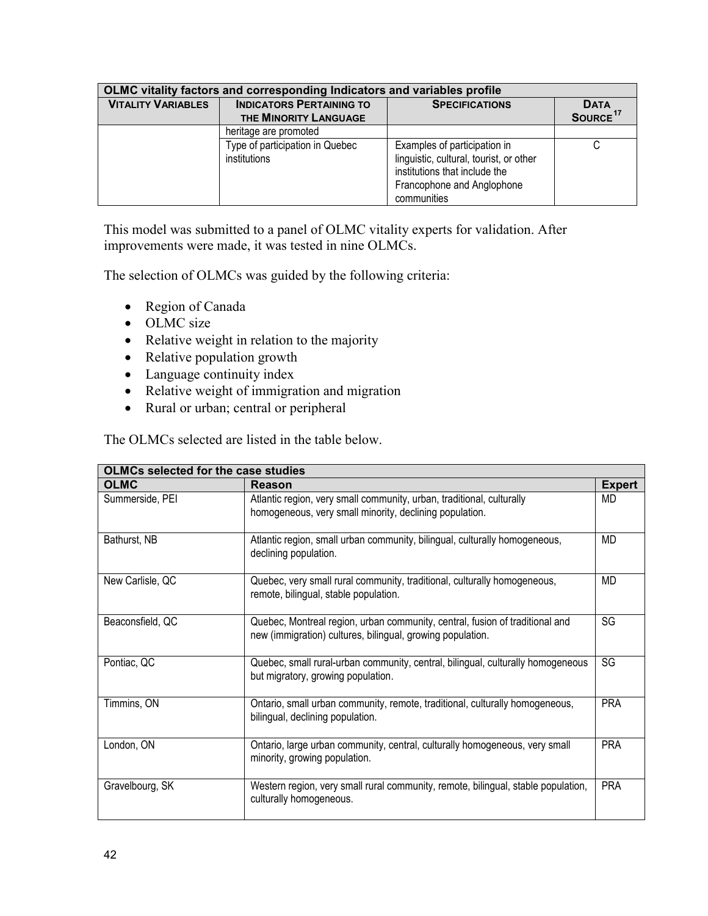| OLMC vitality factors and corresponding Indicators and variables profile | | | |
|---|---|---|---|
| **VITALITY VARIABLES** | **INDICATORS PERTAINING TO THE MINORITY LANGUAGE** | **SPECIFICATIONS** | **DATA SOURCE**[17] |
| | heritage are promoted | | |
| | Type of participation in Quebec institutions | Examples of participation in linguistic, cultural, tourist, or other institutions that include the Francophone and Anglophone communities | C |

This model was submitted to a panel of OLMC vitality experts for validation. After improvements were made, it was tested in nine OLMCs.

The selection of OLMCs was guided by the following criteria:

- Region of Canada
- OLMC size
- Relative weight in relation to the majority
- Relative population growth
- Language continuity index
- Relative weight of immigration and migration
- Rural or urban; central or peripheral

The OLMCs selected are listed in the table below.

| OLMCs selected for the case studies | | |
|---|---|---|
| **OLMC** | **Reason** | **Expert** |
| Summerside, PEI | Atlantic region, very small community, urban, traditional, culturally homogeneous, very small minority, declining population. | MD |
| Bathurst, NB | Atlantic region, small urban community, bilingual, culturally homogeneous, declining population. | MD |
| New Carlisle, QC | Quebec, very small rural community, traditional, culturally homogeneous, remote, bilingual, stable population. | MD |
| Beaconsfield, QC | Quebec, Montreal region, urban community, central, fusion of traditional and new (immigration) cultures, bilingual, growing population. | SG |
| Pontiac, QC | Quebec, small rural-urban community, central, bilingual, culturally homogeneous but migratory, growing population. | SG |
| Timmins, ON | Ontario, small urban community, remote, traditional, culturally homogeneous, bilingual, declining population. | PRA |
| London, ON | Ontario, large urban community, central, culturally homogeneous, very small minority, growing population. | PRA |
| Gravelbourg, SK | Western region, very small rural community, remote, bilingual, stable population, culturally homogeneous. | PRA |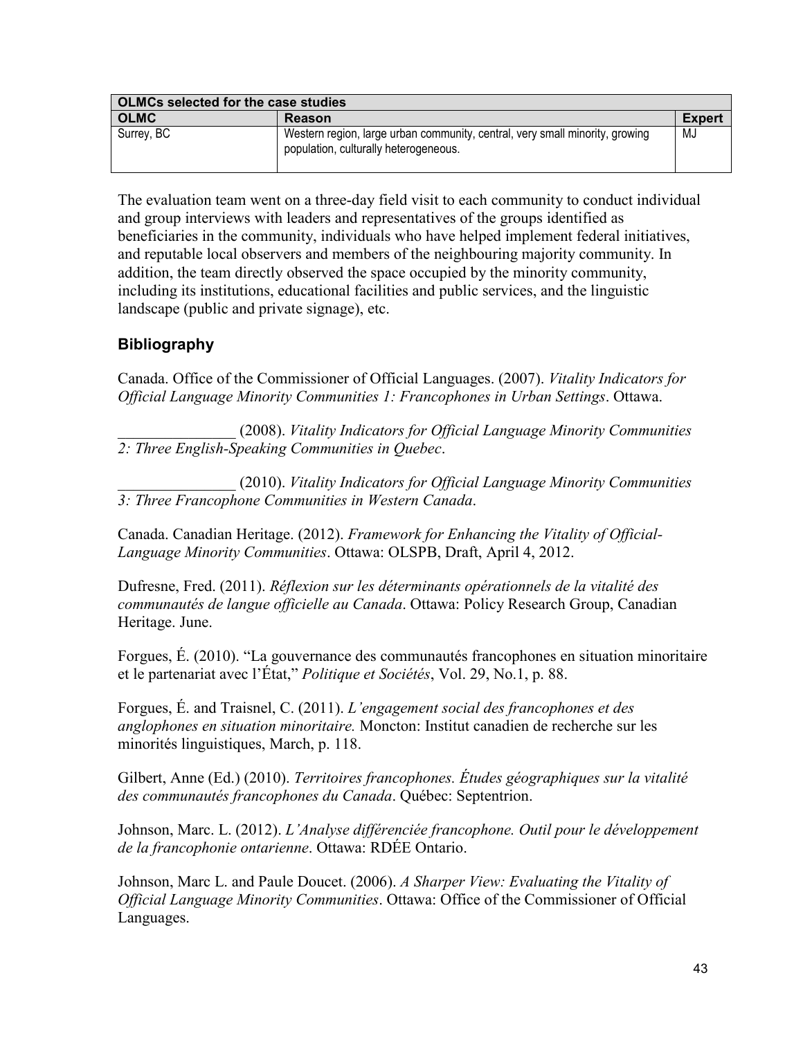| OLMCs selected for the case studies | | |
|---|---|---|
| **OLMC** | **Reason** | **Expert** |
| Surrey, BC | Western region, large urban community, central, very small minority, growing population, culturally heterogeneous. | MJ |

The evaluation team went on a three-day field visit to each community to conduct individual and group interviews with leaders and representatives of the groups identified as beneficiaries in the community, individuals who have helped implement federal initiatives, and reputable local observers and members of the neighbouring majority community. In addition, the team directly observed the space occupied by the minority community, including its institutions, educational facilities and public services, and the linguistic landscape (public and private signage), etc.

## Bibliography

Canada. Office of the Commissioner of Official Languages. (2007). *Vitality Indicators for Official Language Minority Communities 1: Francophones in Urban Settings*. Ottawa.

_______________ (2008). *Vitality Indicators for Official Language Minority Communities 2: Three English-Speaking Communities in Quebec*.

_______________ (2010). *Vitality Indicators for Official Language Minority Communities 3: Three Francophone Communities in Western Canada*.

Canada. Canadian Heritage. (2012). *Framework for Enhancing the Vitality of Official-Language Minority Communities*. Ottawa: OLSPB, Draft, April 4, 2012.

Dufresne, Fred. (2011). *Réflexion sur les déterminants opérationnels de la vitalité des communautés de langue officielle au Canada*. Ottawa: Policy Research Group, Canadian Heritage. June.

Forgues, É. (2010). "La gouvernance des communautés francophones en situation minoritaire et le partenariat avec l'État," *Politique et Sociétés*, Vol. 29, No.1, p. 88.

Forgues, É. and Traisnel, C. (2011). *L'engagement social des francophones et des anglophones en situation minoritaire.* Moncton: Institut canadien de recherche sur les minorités linguistiques, March, p. 118.

Gilbert, Anne (Ed.) (2010). *Territoires francophones. Études géographiques sur la vitalité des communautés francophones du Canada*. Québec: Septentrion.

Johnson, Marc. L. (2012). *L'Analyse différenciée francophone. Outil pour le développement de la francophonie ontarienne*. Ottawa: RDÉE Ontario.

Johnson, Marc L. and Paule Doucet. (2006). *A Sharper View: Evaluating the Vitality of Official Language Minority Communities*. Ottawa: Office of the Commissioner of Official Languages.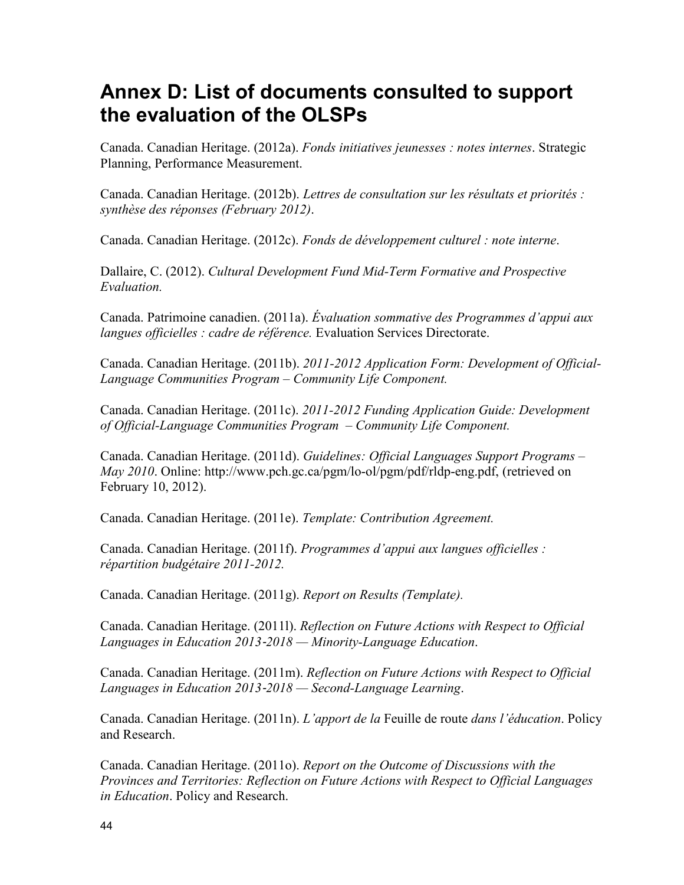# Annex D: List of documents consulted to support the evaluation of the OLSPs

Canada. Canadian Heritage. (2012a). *Fonds initiatives jeunesses : notes internes*. Strategic Planning, Performance Measurement.

Canada. Canadian Heritage. (2012b). *Lettres de consultation sur les résultats et priorités : synthèse des réponses (February 2012)*.

Canada. Canadian Heritage. (2012c). *Fonds de développement culturel : note interne*.

Dallaire, C. (2012). *Cultural Development Fund Mid-Term Formative and Prospective Evaluation.*

Canada. Patrimoine canadien. (2011a). *Évaluation sommative des Programmes d'appui aux langues officielles : cadre de référence.* Evaluation Services Directorate.

Canada. Canadian Heritage. (2011b). *2011-2012 Application Form: Development of Official-Language Communities Program – Community Life Component.*

Canada. Canadian Heritage. (2011c). *2011-2012 Funding Application Guide: Development of Official-Language Communities Program – Community Life Component.*

Canada. Canadian Heritage. (2011d). *Guidelines: Official Languages Support Programs – May 2010*. Online: http://www.pch.gc.ca/pgm/lo-ol/pgm/pdf/rldp-eng.pdf, (retrieved on February 10, 2012).

Canada. Canadian Heritage. (2011e). *Template: Contribution Agreement.*

Canada. Canadian Heritage. (2011f). *Programmes d'appui aux langues officielles : répartition budgétaire 2011-2012.*

Canada. Canadian Heritage. (2011g). *Report on Results (Template).*

Canada. Canadian Heritage. (2011l). *Reflection on Future Actions with Respect to Official Languages in Education 2013-2018 — Minority-Language Education*.

Canada. Canadian Heritage. (2011m). *Reflection on Future Actions with Respect to Official Languages in Education 2013-2018 — Second-Language Learning*.

Canada. Canadian Heritage. (2011n). *L'apport de la* Feuille de route *dans l'éducation*. Policy and Research.

Canada. Canadian Heritage. (2011o). *Report on the Outcome of Discussions with the Provinces and Territories: Reflection on Future Actions with Respect to Official Languages in Education*. Policy and Research.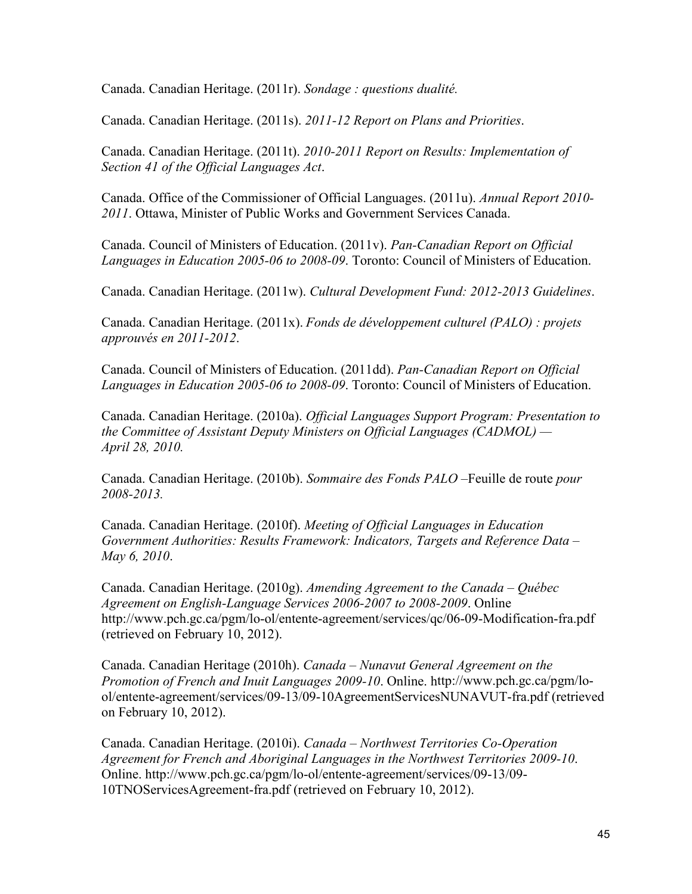Canada. Canadian Heritage. (2011r). *Sondage : questions dualité.*

Canada. Canadian Heritage. (2011s). *2011-12 Report on Plans and Priorities*.

Canada. Canadian Heritage. (2011t). *2010-2011 Report on Results: Implementation of Section 41 of the Official Languages Act*.

Canada. Office of the Commissioner of Official Languages. (2011u). *Annual Report 2010-2011*. Ottawa, Minister of Public Works and Government Services Canada.

Canada. Council of Ministers of Education. (2011v). *Pan-Canadian Report on Official Languages in Education 2005-06 to 2008-09*. Toronto: Council of Ministers of Education.

Canada. Canadian Heritage. (2011w). *Cultural Development Fund: 2012-2013 Guidelines*.

Canada. Canadian Heritage. (2011x). *Fonds de développement culturel (PALO) : projets approuvés en 2011-2012*.

Canada. Council of Ministers of Education. (2011dd). *Pan-Canadian Report on Official Languages in Education 2005-06 to 2008-09*. Toronto: Council of Ministers of Education.

Canada. Canadian Heritage. (2010a). *Official Languages Support Program: Presentation to the Committee of Assistant Deputy Ministers on Official Languages (CADMOL) — April 28, 2010.*

Canada. Canadian Heritage. (2010b). *Sommaire des Fonds PALO* –Feuille de route *pour 2008-2013.*

Canada. Canadian Heritage. (2010f). *Meeting of Official Languages in Education Government Authorities: Results Framework: Indicators, Targets and Reference Data – May 6, 2010*.

Canada. Canadian Heritage. (2010g). *Amending Agreement to the Canada – Québec Agreement on English-Language Services 2006-2007 to 2008-2009*. Online http://www.pch.gc.ca/pgm/lo-ol/entente-agreement/services/qc/06-09-Modification-fra.pdf (retrieved on February 10, 2012).

Canada. Canadian Heritage (2010h). *Canada – Nunavut General Agreement on the Promotion of French and Inuit Languages 2009-10*. Online. http://www.pch.gc.ca/pgm/lo-ol/entente-agreement/services/09-13/09-10AgreementServicesNUNAVUT-fra.pdf (retrieved on February 10, 2012).

Canada. Canadian Heritage. (2010i). *Canada – Northwest Territories Co-Operation Agreement for French and Aboriginal Languages in the Northwest Territories 2009-10*. Online. http://www.pch.gc.ca/pgm/lo-ol/entente-agreement/services/09-13/09-10TNOServicesAgreement-fra.pdf (retrieved on February 10, 2012).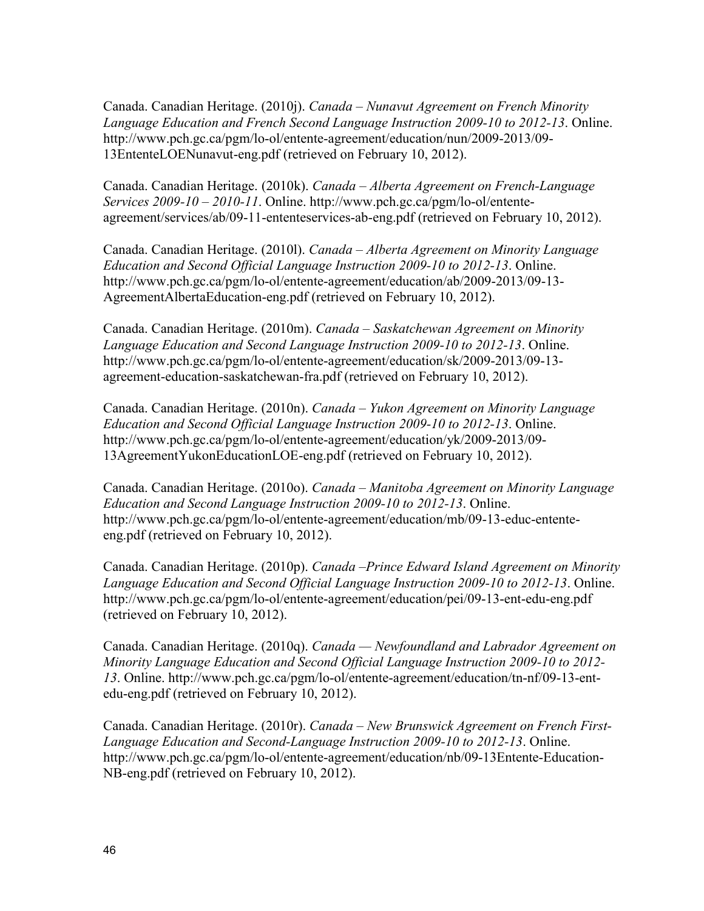Canada. Canadian Heritage. (2010j). *Canada – Nunavut Agreement on French Minority Language Education and French Second Language Instruction 2009-10 to 2012-13*. Online. http://www.pch.gc.ca/pgm/lo-ol/entente-agreement/education/nun/2009-2013/09-13EntenteLOENunavut-eng.pdf (retrieved on February 10, 2012).

Canada. Canadian Heritage. (2010k). *Canada – Alberta Agreement on French-Language Services 2009-10 – 2010-11*. Online. http://www.pch.gc.ca/pgm/lo-ol/entente-agreement/services/ab/09-11-ententeservices-ab-eng.pdf (retrieved on February 10, 2012).

Canada. Canadian Heritage. (2010l). *Canada – Alberta Agreement on Minority Language Education and Second Official Language Instruction 2009-10 to 2012-13*. Online. http://www.pch.gc.ca/pgm/lo-ol/entente-agreement/education/ab/2009-2013/09-13-AgreementAlbertaEducation-eng.pdf (retrieved on February 10, 2012).

Canada. Canadian Heritage. (2010m). *Canada – Saskatchewan Agreement on Minority Language Education and Second Language Instruction 2009-10 to 2012-13*. Online. http://www.pch.gc.ca/pgm/lo-ol/entente-agreement/education/sk/2009-2013/09-13-agreement-education-saskatchewan-fra.pdf (retrieved on February 10, 2012).

Canada. Canadian Heritage. (2010n). *Canada – Yukon Agreement on Minority Language Education and Second Official Language Instruction 2009-10 to 2012-13*. Online. http://www.pch.gc.ca/pgm/lo-ol/entente-agreement/education/yk/2009-2013/09-13AgreementYukonEducationLOE-eng.pdf (retrieved on February 10, 2012).

Canada. Canadian Heritage. (2010o). *Canada – Manitoba Agreement on Minority Language Education and Second Language Instruction 2009-10 to 2012-13*. Online. http://www.pch.gc.ca/pgm/lo-ol/entente-agreement/education/mb/09-13-educ-entente-eng.pdf (retrieved on February 10, 2012).

Canada. Canadian Heritage. (2010p). *Canada –Prince Edward Island Agreement on Minority Language Education and Second Official Language Instruction 2009-10 to 2012-13*. Online. http://www.pch.gc.ca/pgm/lo-ol/entente-agreement/education/pei/09-13-ent-edu-eng.pdf (retrieved on February 10, 2012).

Canada. Canadian Heritage. (2010q). *Canada — Newfoundland and Labrador Agreement on Minority Language Education and Second Official Language Instruction 2009-10 to 2012-13*. Online. http://www.pch.gc.ca/pgm/lo-ol/entente-agreement/education/tn-nf/09-13-ent-edu-eng.pdf (retrieved on February 10, 2012).

Canada. Canadian Heritage. (2010r). *Canada – New Brunswick Agreement on French First-Language Education and Second-Language Instruction 2009-10 to 2012-13*. Online. http://www.pch.gc.ca/pgm/lo-ol/entente-agreement/education/nb/09-13Entente-Education-NB-eng.pdf (retrieved on February 10, 2012).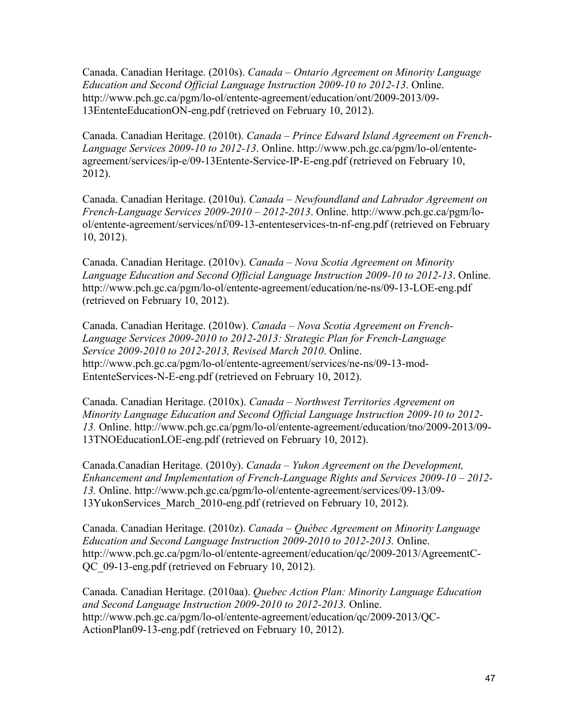Canada. Canadian Heritage. (2010s). *Canada – Ontario Agreement on Minority Language Education and Second Official Language Instruction 2009-10 to 2012-13*. Online. http://www.pch.gc.ca/pgm/lo-ol/entente-agreement/education/ont/2009-2013/09-13EntenteEducationON-eng.pdf (retrieved on February 10, 2012).

Canada. Canadian Heritage. (2010t). *Canada – Prince Edward Island Agreement on French-Language Services 2009-10 to 2012-13*. Online. http://www.pch.gc.ca/pgm/lo-ol/entente-agreement/services/ip-e/09-13Entente-Service-IP-E-eng.pdf (retrieved on February 10, 2012).

Canada. Canadian Heritage. (2010u). *Canada – Newfoundland and Labrador Agreement on French-Language Services 2009-2010 – 2012-2013*. Online. http://www.pch.gc.ca/pgm/lo-ol/entente-agreement/services/nf/09-13-ententeservices-tn-nf-eng.pdf (retrieved on February 10, 2012).

Canada. Canadian Heritage. (2010v). *Canada – Nova Scotia Agreement on Minority Language Education and Second Official Language Instruction 2009-10 to 2012-13*. Online. http://www.pch.gc.ca/pgm/lo-ol/entente-agreement/education/ne-ns/09-13-LOE-eng.pdf (retrieved on February 10, 2012).

Canada. Canadian Heritage. (2010w). *Canada – Nova Scotia Agreement on French-Language Services 2009-2010 to 2012-2013: Strategic Plan for French-Language Service 2009-2010 to 2012-2013, Revised March 2010*. Online. http://www.pch.gc.ca/pgm/lo-ol/entente-agreement/services/ne-ns/09-13-mod-EntenteServices-N-E-eng.pdf (retrieved on February 10, 2012).

Canada. Canadian Heritage. (2010x). *Canada – Northwest Territories Agreement on Minority Language Education and Second Official Language Instruction 2009-10 to 2012-13.* Online. http://www.pch.gc.ca/pgm/lo-ol/entente-agreement/education/tno/2009-2013/09-13TNOEducationLOE-eng.pdf (retrieved on February 10, 2012).

Canada.Canadian Heritage. (2010y). *Canada – Yukon Agreement on the Development, Enhancement and Implementation of French-Language Rights and Services 2009-10 – 2012-13.* Online. http://www.pch.gc.ca/pgm/lo-ol/entente-agreement/services/09-13/09-13YukonServices_March_2010-eng.pdf (retrieved on February 10, 2012).

Canada. Canadian Heritage. (2010z). *Canada – Québec Agreement on Minority Language Education and Second Language Instruction 2009-2010 to 2012-2013.* Online. http://www.pch.gc.ca/pgm/lo-ol/entente-agreement/education/qc/2009-2013/AgreementC-QC_09-13-eng.pdf (retrieved on February 10, 2012).

Canada. Canadian Heritage. (2010aa). *Quebec Action Plan: Minority Language Education and Second Language Instruction 2009-2010 to 2012-2013.* Online. http://www.pch.gc.ca/pgm/lo-ol/entente-agreement/education/qc/2009-2013/QC-ActionPlan09-13-eng.pdf (retrieved on February 10, 2012).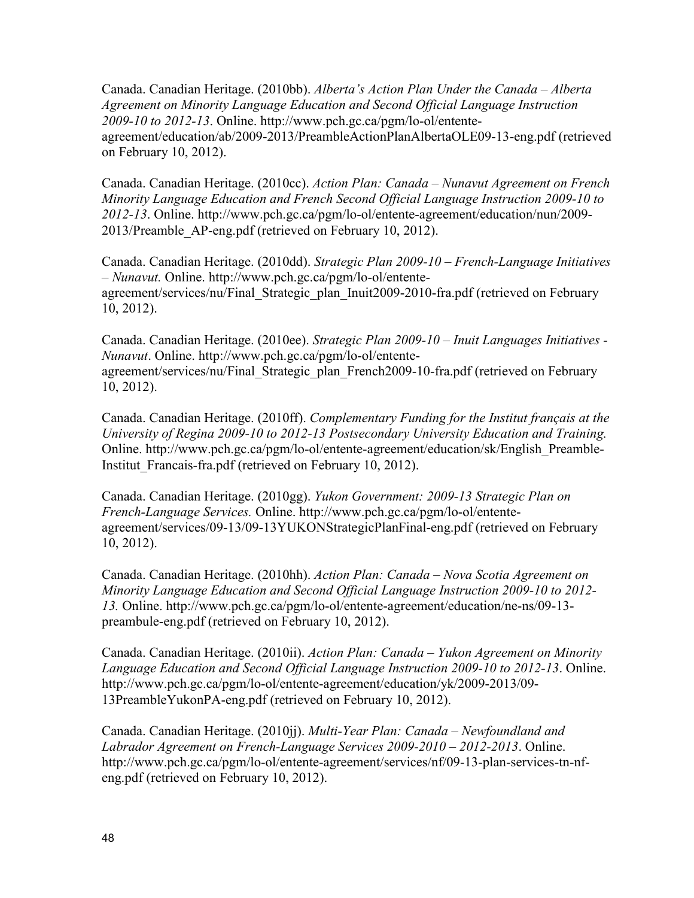Canada. Canadian Heritage. (2010bb). *Alberta's Action Plan Under the Canada – Alberta Agreement on Minority Language Education and Second Official Language Instruction 2009-10 to 2012-13*. Online. http://www.pch.gc.ca/pgm/lo-ol/entente-agreement/education/ab/2009-2013/PreambleActionPlanAlbertaOLE09-13-eng.pdf (retrieved on February 10, 2012).

Canada. Canadian Heritage. (2010cc). *Action Plan: Canada – Nunavut Agreement on French Minority Language Education and French Second Official Language Instruction 2009-10 to 2012-13*. Online. http://www.pch.gc.ca/pgm/lo-ol/entente-agreement/education/nun/2009-2013/Preamble_AP-eng.pdf (retrieved on February 10, 2012).

Canada. Canadian Heritage. (2010dd). *Strategic Plan 2009-10 – French-Language Initiatives – Nunavut.* Online. http://www.pch.gc.ca/pgm/lo-ol/entente-agreement/services/nu/Final_Strategic_plan_Inuit2009-2010-fra.pdf (retrieved on February 10, 2012).

Canada. Canadian Heritage. (2010ee). *Strategic Plan 2009-10 – Inuit Languages Initiatives - Nunavut*. Online. http://www.pch.gc.ca/pgm/lo-ol/entente-agreement/services/nu/Final_Strategic_plan_French2009-10-fra.pdf (retrieved on February 10, 2012).

Canada. Canadian Heritage. (2010ff). *Complementary Funding for the Institut français at the University of Regina 2009-10 to 2012-13 Postsecondary University Education and Training.* Online. http://www.pch.gc.ca/pgm/lo-ol/entente-agreement/education/sk/English_Preamble-Institut_Francais-fra.pdf (retrieved on February 10, 2012).

Canada. Canadian Heritage. (2010gg). *Yukon Government: 2009-13 Strategic Plan on French-Language Services.* Online. http://www.pch.gc.ca/pgm/lo-ol/entente-agreement/services/09-13/09-13YUKONStrategicPlanFinal-eng.pdf (retrieved on February 10, 2012).

Canada. Canadian Heritage. (2010hh). *Action Plan: Canada – Nova Scotia Agreement on Minority Language Education and Second Official Language Instruction 2009-10 to 2012-13.* Online. http://www.pch.gc.ca/pgm/lo-ol/entente-agreement/education/ne-ns/09-13-preambule-eng.pdf (retrieved on February 10, 2012).

Canada. Canadian Heritage. (2010ii). *Action Plan: Canada – Yukon Agreement on Minority Language Education and Second Official Language Instruction 2009-10 to 2012-13*. Online. http://www.pch.gc.ca/pgm/lo-ol/entente-agreement/education/yk/2009-2013/09-13PreambleYukonPA-eng.pdf (retrieved on February 10, 2012).

Canada. Canadian Heritage. (2010jj). *Multi-Year Plan: Canada – Newfoundland and Labrador Agreement on French-Language Services 2009-2010 – 2012-2013*. Online. http://www.pch.gc.ca/pgm/lo-ol/entente-agreement/services/nf/09-13-plan-services-tn-nf-eng.pdf (retrieved on February 10, 2012).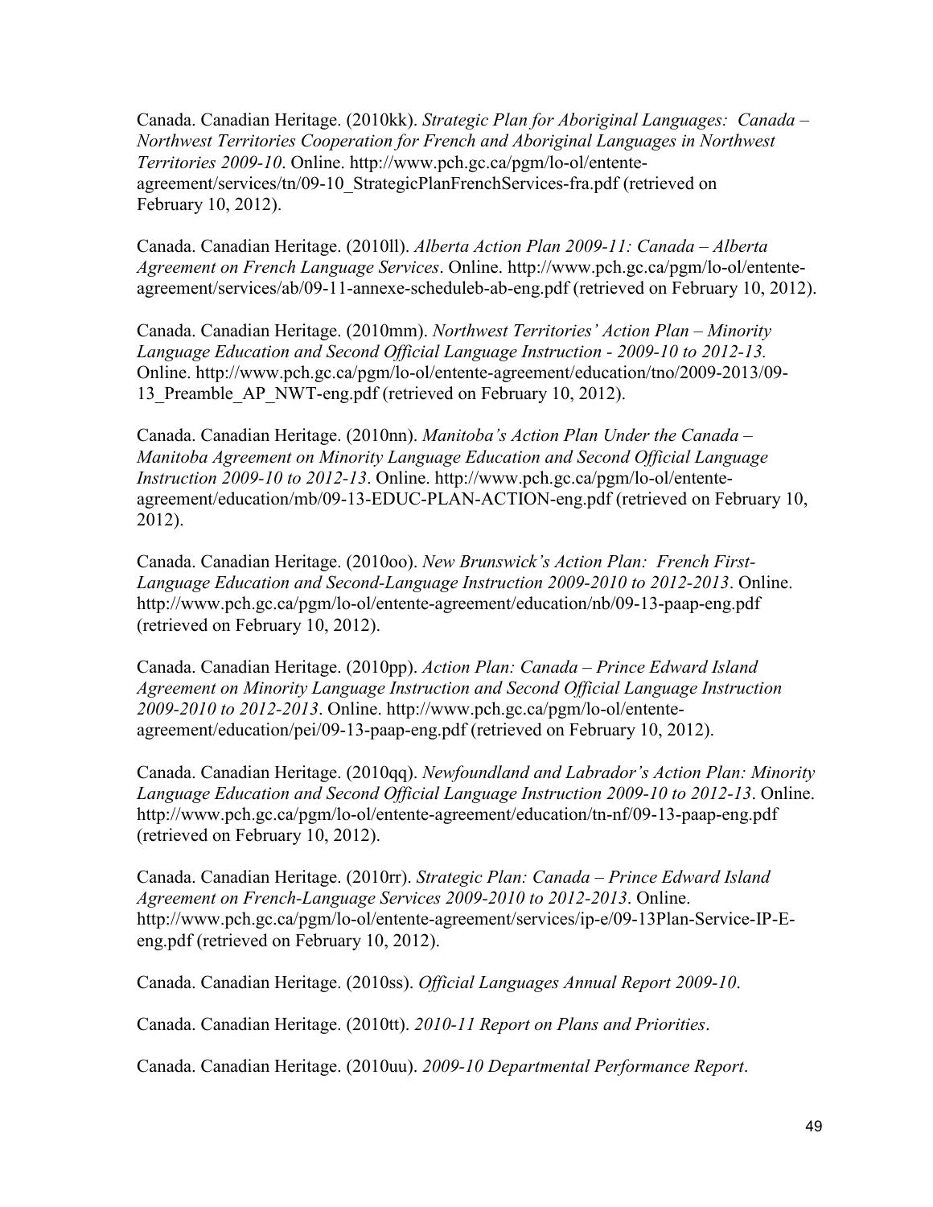Canada. Canadian Heritage. (2010kk). *Strategic Plan for Aboriginal Languages: Canada – Northwest Territories Cooperation for French and Aboriginal Languages in Northwest Territories 2009-10*. Online. http://www.pch.gc.ca/pgm/lo-ol/entente-agreement/services/tn/09-10_StrategicPlanFrenchServices-fra.pdf (retrieved on February 10, 2012).

Canada. Canadian Heritage. (2010ll). *Alberta Action Plan 2009-11: Canada – Alberta Agreement on French Language Services*. Online. http://www.pch.gc.ca/pgm/lo-ol/entente-agreement/services/ab/09-11-annexe-scheduleb-ab-eng.pdf (retrieved on February 10, 2012).

Canada. Canadian Heritage. (2010mm). *Northwest Territories' Action Plan – Minority Language Education and Second Official Language Instruction - 2009-10 to 2012-13.* Online. http://www.pch.gc.ca/pgm/lo-ol/entente-agreement/education/tno/2009-2013/09-13_Preamble_AP_NWT-eng.pdf (retrieved on February 10, 2012).

Canada. Canadian Heritage. (2010nn). *Manitoba's Action Plan Under the Canada – Manitoba Agreement on Minority Language Education and Second Official Language Instruction 2009-10 to 2012-13*. Online. http://www.pch.gc.ca/pgm/lo-ol/entente-agreement/education/mb/09-13-EDUC-PLAN-ACTION-eng.pdf (retrieved on February 10, 2012).

Canada. Canadian Heritage. (2010oo). *New Brunswick's Action Plan: French First-Language Education and Second-Language Instruction 2009-2010 to 2012-2013*. Online. http://www.pch.gc.ca/pgm/lo-ol/entente-agreement/education/nb/09-13-paap-eng.pdf (retrieved on February 10, 2012).

Canada. Canadian Heritage. (2010pp). *Action Plan: Canada – Prince Edward Island Agreement on Minority Language Instruction and Second Official Language Instruction 2009-2010 to 2012-2013*. Online. http://www.pch.gc.ca/pgm/lo-ol/entente-agreement/education/pei/09-13-paap-eng.pdf (retrieved on February 10, 2012).

Canada. Canadian Heritage. (2010qq). *Newfoundland and Labrador's Action Plan: Minority Language Education and Second Official Language Instruction 2009-10 to 2012-13*. Online. http://www.pch.gc.ca/pgm/lo-ol/entente-agreement/education/tn-nf/09-13-paap-eng.pdf (retrieved on February 10, 2012).

Canada. Canadian Heritage. (2010rr). *Strategic Plan: Canada – Prince Edward Island Agreement on French-Language Services 2009-2010 to 2012-2013*. Online. http://www.pch.gc.ca/pgm/lo-ol/entente-agreement/services/ip-e/09-13Plan-Service-IP-E-eng.pdf (retrieved on February 10, 2012).

Canada. Canadian Heritage. (2010ss). *Official Languages Annual Report 2009-10*.

Canada. Canadian Heritage. (2010tt). *2010-11 Report on Plans and Priorities*.

Canada. Canadian Heritage. (2010uu). *2009-10 Departmental Performance Report*.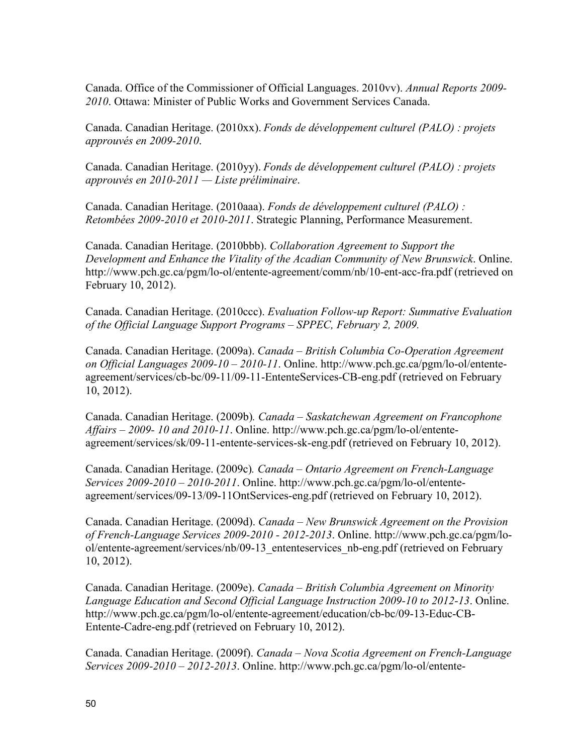Canada. Office of the Commissioner of Official Languages. 2010vv). *Annual Reports 2009-2010*. Ottawa: Minister of Public Works and Government Services Canada.

Canada. Canadian Heritage. (2010xx). *Fonds de développement culturel (PALO) : projets approuvés en 2009-2010*.

Canada. Canadian Heritage. (2010yy). *Fonds de développement culturel (PALO) : projets approuvés en 2010-2011 — Liste préliminaire*.

Canada. Canadian Heritage. (2010aaa). *Fonds de développement culturel (PALO) : Retombées 2009-2010 et 2010-2011*. Strategic Planning, Performance Measurement.

Canada. Canadian Heritage. (2010bbb). *Collaboration Agreement to Support the Development and Enhance the Vitality of the Acadian Community of New Brunswick*. Online. http://www.pch.gc.ca/pgm/lo-ol/entente-agreement/comm/nb/10-ent-acc-fra.pdf (retrieved on February 10, 2012).

Canada. Canadian Heritage. (2010ccc). *Evaluation Follow-up Report: Summative Evaluation of the Official Language Support Programs – SPPEC, February 2, 2009.*

Canada. Canadian Heritage. (2009a). *Canada – British Columbia Co-Operation Agreement on Official Languages 2009-10 – 2010-11*. Online. http://www.pch.gc.ca/pgm/lo-ol/entente-agreement/services/cb-bc/09-11/09-11-EntenteServices-CB-eng.pdf (retrieved on February 10, 2012).

Canada. Canadian Heritage. (2009b). *Canada – Saskatchewan Agreement on Francophone Affairs – 2009- 10 and 2010-11*. Online. http://www.pch.gc.ca/pgm/lo-ol/entente-agreement/services/sk/09-11-entente-services-sk-eng.pdf (retrieved on February 10, 2012).

Canada. Canadian Heritage. (2009c). *Canada – Ontario Agreement on French-Language Services 2009-2010 – 2010-2011*. Online. http://www.pch.gc.ca/pgm/lo-ol/entente-agreement/services/09-13/09-11OntServices-eng.pdf (retrieved on February 10, 2012).

Canada. Canadian Heritage. (2009d). *Canada – New Brunswick Agreement on the Provision of French-Language Services 2009-2010 - 2012-2013*. Online. http://www.pch.gc.ca/pgm/lo-ol/entente-agreement/services/nb/09-13_ententeservices_nb-eng.pdf (retrieved on February 10, 2012).

Canada. Canadian Heritage. (2009e). *Canada – British Columbia Agreement on Minority Language Education and Second Official Language Instruction 2009-10 to 2012-13*. Online. http://www.pch.gc.ca/pgm/lo-ol/entente-agreement/education/cb-bc/09-13-Educ-CB-Entente-Cadre-eng.pdf (retrieved on February 10, 2012).

Canada. Canadian Heritage. (2009f). *Canada – Nova Scotia Agreement on French-Language Services 2009-2010 – 2012-2013*. Online. http://www.pch.gc.ca/pgm/lo-ol/entente-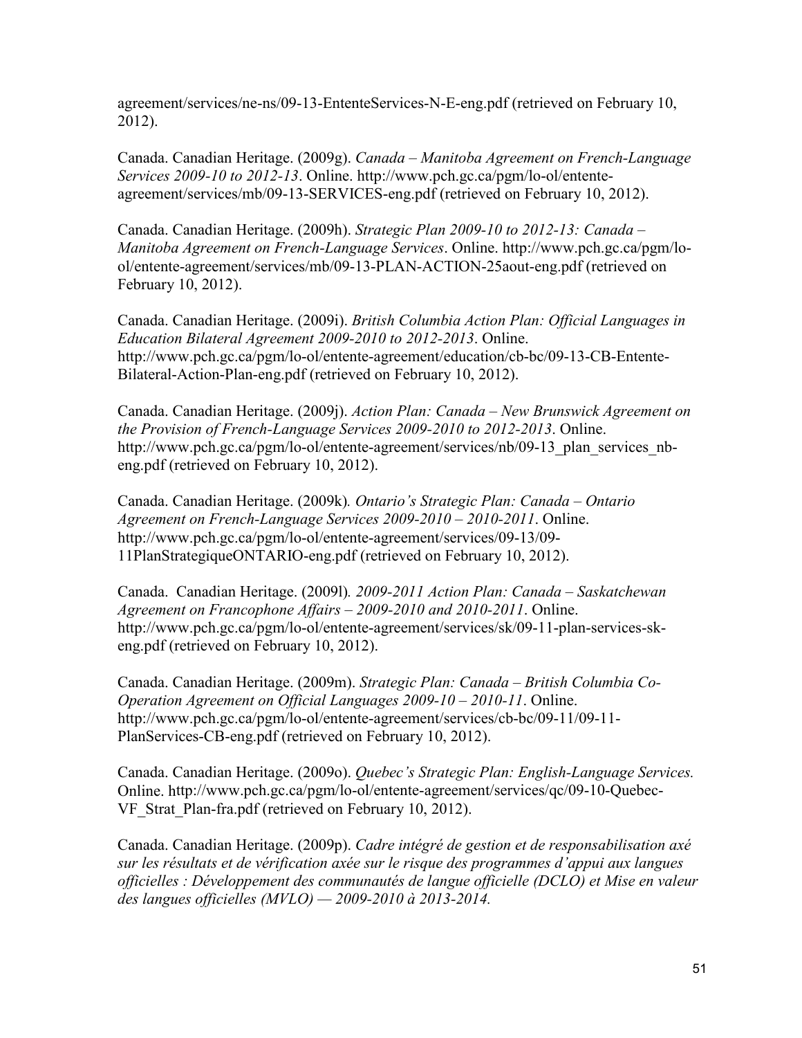agreement/services/ne-ns/09-13-EntenteServices-N-E-eng.pdf (retrieved on February 10, 2012).

Canada. Canadian Heritage. (2009g). *Canada – Manitoba Agreement on French-Language Services 2009-10 to 2012-13*. Online. http://www.pch.gc.ca/pgm/lo-ol/entente-agreement/services/mb/09-13-SERVICES-eng.pdf (retrieved on February 10, 2012).

Canada. Canadian Heritage. (2009h). *Strategic Plan 2009-10 to 2012-13: Canada – Manitoba Agreement on French-Language Services*. Online. http://www.pch.gc.ca/pgm/lo-ol/entente-agreement/services/mb/09-13-PLAN-ACTION-25aout-eng.pdf (retrieved on February 10, 2012).

Canada. Canadian Heritage. (2009i). *British Columbia Action Plan: Official Languages in Education Bilateral Agreement 2009-2010 to 2012-2013*. Online. http://www.pch.gc.ca/pgm/lo-ol/entente-agreement/education/cb-bc/09-13-CB-Entente-Bilateral-Action-Plan-eng.pdf (retrieved on February 10, 2012).

Canada. Canadian Heritage. (2009j). *Action Plan: Canada – New Brunswick Agreement on the Provision of French-Language Services 2009-2010 to 2012-2013*. Online. http://www.pch.gc.ca/pgm/lo-ol/entente-agreement/services/nb/09-13_plan_services_nb-eng.pdf (retrieved on February 10, 2012).

Canada. Canadian Heritage. (2009k)*. Ontario's Strategic Plan: Canada – Ontario Agreement on French-Language Services 2009-2010 – 2010-2011*. Online. http://www.pch.gc.ca/pgm/lo-ol/entente-agreement/services/09-13/09-11PlanStrategiqueONTARIO-eng.pdf (retrieved on February 10, 2012).

Canada. Canadian Heritage. (2009l)*. 2009-2011 Action Plan: Canada – Saskatchewan Agreement on Francophone Affairs – 2009-2010 and 2010-2011*. Online. http://www.pch.gc.ca/pgm/lo-ol/entente-agreement/services/sk/09-11-plan-services-sk-eng.pdf (retrieved on February 10, 2012).

Canada. Canadian Heritage. (2009m). *Strategic Plan: Canada – British Columbia Co-Operation Agreement on Official Languages 2009-10 – 2010-11*. Online. http://www.pch.gc.ca/pgm/lo-ol/entente-agreement/services/cb-bc/09-11/09-11-PlanServices-CB-eng.pdf (retrieved on February 10, 2012).

Canada. Canadian Heritage. (2009o). *Quebec's Strategic Plan: English-Language Services.* Online. http://www.pch.gc.ca/pgm/lo-ol/entente-agreement/services/qc/09-10-Quebec-VF_Strat_Plan-fra.pdf (retrieved on February 10, 2012).

Canada. Canadian Heritage. (2009p). *Cadre intégré de gestion et de responsabilisation axé sur les résultats et de vérification axée sur le risque des programmes d'appui aux langues officielles : Développement des communautés de langue officielle (DCLO) et Mise en valeur des langues officielles (MVLO) — 2009-2010 à 2013-2014.*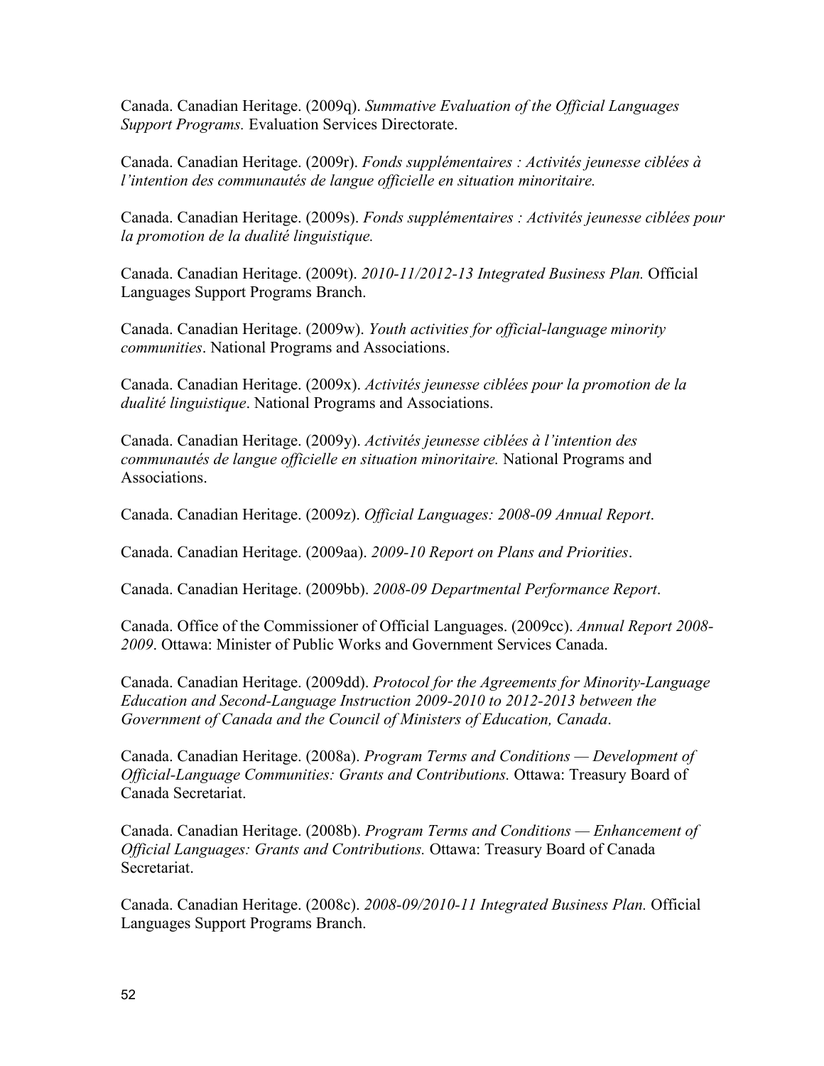Canada. Canadian Heritage. (2009q). *Summative Evaluation of the Official Languages Support Programs.* Evaluation Services Directorate.

Canada. Canadian Heritage. (2009r). *Fonds supplémentaires : Activités jeunesse ciblées à l'intention des communautés de langue officielle en situation minoritaire.*

Canada. Canadian Heritage. (2009s). *Fonds supplémentaires : Activités jeunesse ciblées pour la promotion de la dualité linguistique.*

Canada. Canadian Heritage. (2009t). *2010-11/2012-13 Integrated Business Plan.* Official Languages Support Programs Branch.

Canada. Canadian Heritage. (2009w). *Youth activities for official-language minority communities*. National Programs and Associations.

Canada. Canadian Heritage. (2009x). *Activités jeunesse ciblées pour la promotion de la dualité linguistique*. National Programs and Associations.

Canada. Canadian Heritage. (2009y). *Activités jeunesse ciblées à l'intention des communautés de langue officielle en situation minoritaire.* National Programs and Associations.

Canada. Canadian Heritage. (2009z). *Official Languages: 2008-09 Annual Report*.

Canada. Canadian Heritage. (2009aa). *2009-10 Report on Plans and Priorities*.

Canada. Canadian Heritage. (2009bb). *2008-09 Departmental Performance Report*.

Canada. Office of the Commissioner of Official Languages. (2009cc). *Annual Report 2008-2009*. Ottawa: Minister of Public Works and Government Services Canada.

Canada. Canadian Heritage. (2009dd). *Protocol for the Agreements for Minority-Language Education and Second-Language Instruction 2009-2010 to 2012-2013 between the Government of Canada and the Council of Ministers of Education, Canada*.

Canada. Canadian Heritage. (2008a). *Program Terms and Conditions — Development of Official-Language Communities: Grants and Contributions.* Ottawa: Treasury Board of Canada Secretariat.

Canada. Canadian Heritage. (2008b). *Program Terms and Conditions — Enhancement of Official Languages: Grants and Contributions.* Ottawa: Treasury Board of Canada Secretariat.

Canada. Canadian Heritage. (2008c). *2008-09/2010-11 Integrated Business Plan.* Official Languages Support Programs Branch.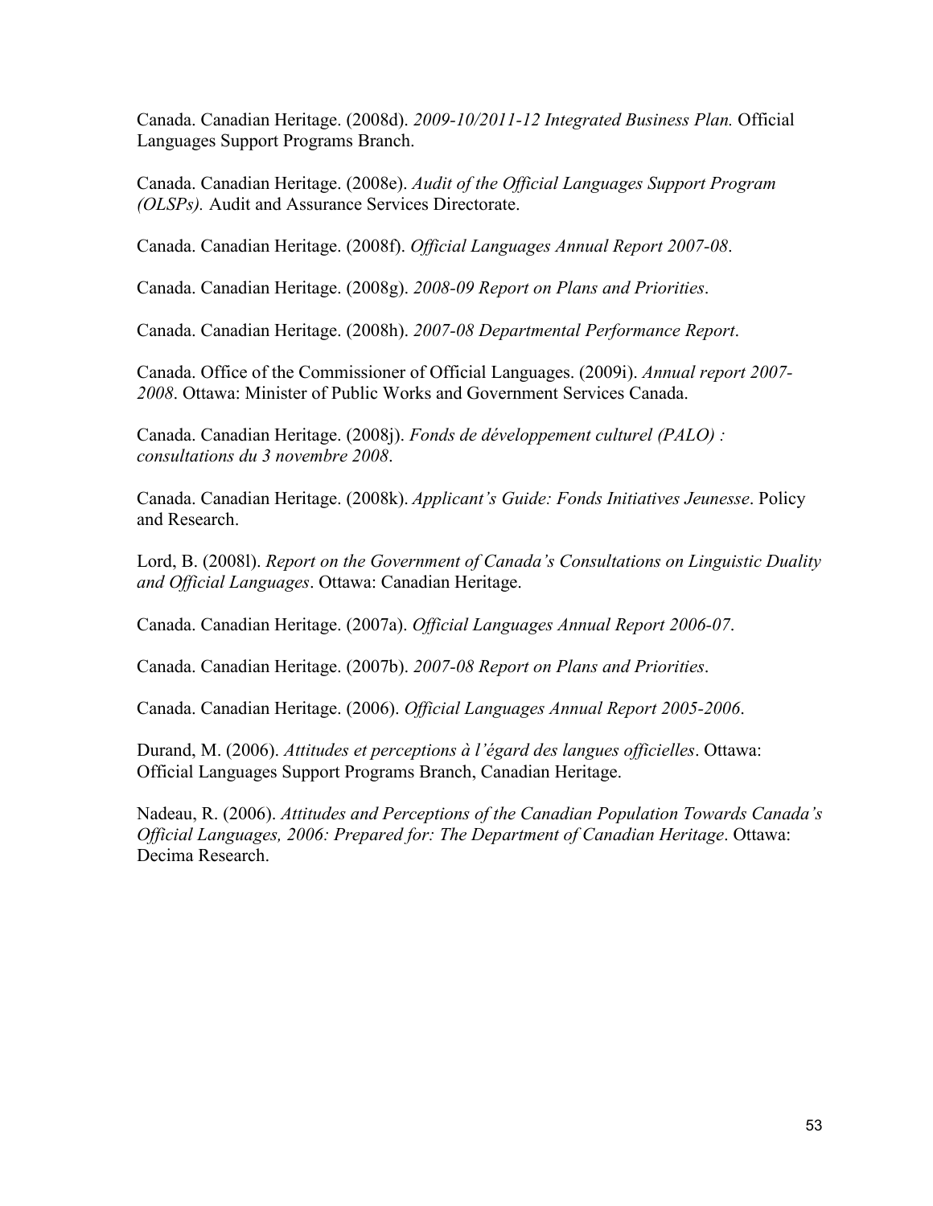Canada. Canadian Heritage. (2008d). *2009-10/2011-12 Integrated Business Plan.* Official Languages Support Programs Branch.

Canada. Canadian Heritage. (2008e). *Audit of the Official Languages Support Program (OLSPs).* Audit and Assurance Services Directorate.

Canada. Canadian Heritage. (2008f). *Official Languages Annual Report 2007-08*.

Canada. Canadian Heritage. (2008g). *2008-09 Report on Plans and Priorities*.

Canada. Canadian Heritage. (2008h). *2007-08 Departmental Performance Report*.

Canada. Office of the Commissioner of Official Languages. (2009i). *Annual report 2007-2008*. Ottawa: Minister of Public Works and Government Services Canada.

Canada. Canadian Heritage. (2008j). *Fonds de développement culturel (PALO) : consultations du 3 novembre 2008*.

Canada. Canadian Heritage. (2008k). *Applicant's Guide: Fonds Initiatives Jeunesse*. Policy and Research.

Lord, B. (2008l). *Report on the Government of Canada's Consultations on Linguistic Duality and Official Languages*. Ottawa: Canadian Heritage.

Canada. Canadian Heritage. (2007a). *Official Languages Annual Report 2006-07*.

Canada. Canadian Heritage. (2007b). *2007-08 Report on Plans and Priorities*.

Canada. Canadian Heritage. (2006). *Official Languages Annual Report 2005-2006*.

Durand, M. (2006). *Attitudes et perceptions à l'égard des langues officielles*. Ottawa: Official Languages Support Programs Branch, Canadian Heritage.

Nadeau, R. (2006). *Attitudes and Perceptions of the Canadian Population Towards Canada's Official Languages, 2006: Prepared for: The Department of Canadian Heritage*. Ottawa: Decima Research.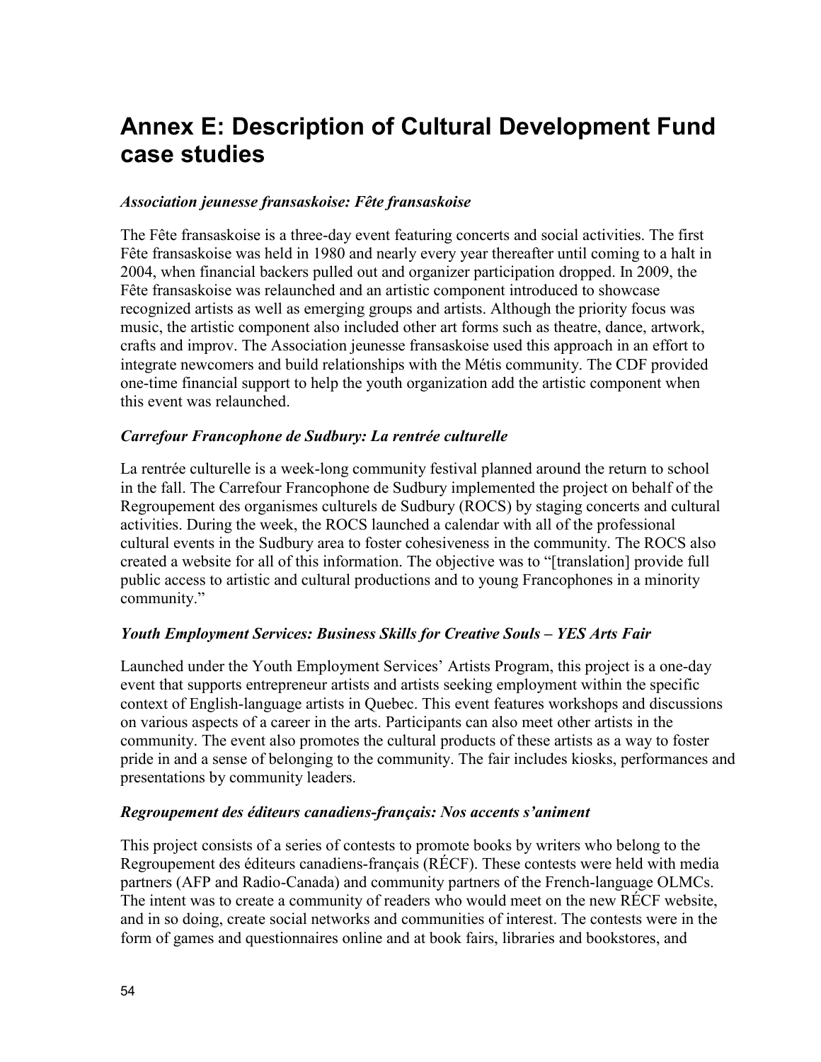# Annex E: Description of Cultural Development Fund case studies

### *Association jeunesse fransaskoise: Fête fransaskoise*

The Fête fransaskoise is a three-day event featuring concerts and social activities. The first Fête fransaskoise was held in 1980 and nearly every year thereafter until coming to a halt in 2004, when financial backers pulled out and organizer participation dropped. In 2009, the Fête fransaskoise was relaunched and an artistic component introduced to showcase recognized artists as well as emerging groups and artists. Although the priority focus was music, the artistic component also included other art forms such as theatre, dance, artwork, crafts and improv. The Association jeunesse fransaskoise used this approach in an effort to integrate newcomers and build relationships with the Métis community. The CDF provided one-time financial support to help the youth organization add the artistic component when this event was relaunched.

### *Carrefour Francophone de Sudbury: La rentrée culturelle*

La rentrée culturelle is a week-long community festival planned around the return to school in the fall. The Carrefour Francophone de Sudbury implemented the project on behalf of the Regroupement des organismes culturels de Sudbury (ROCS) by staging concerts and cultural activities. During the week, the ROCS launched a calendar with all of the professional cultural events in the Sudbury area to foster cohesiveness in the community. The ROCS also created a website for all of this information. The objective was to "[translation] provide full public access to artistic and cultural productions and to young Francophones in a minority community."

### *Youth Employment Services: Business Skills for Creative Souls – YES Arts Fair*

Launched under the Youth Employment Services' Artists Program, this project is a one-day event that supports entrepreneur artists and artists seeking employment within the specific context of English-language artists in Quebec. This event features workshops and discussions on various aspects of a career in the arts. Participants can also meet other artists in the community. The event also promotes the cultural products of these artists as a way to foster pride in and a sense of belonging to the community. The fair includes kiosks, performances and presentations by community leaders.

### *Regroupement des éditeurs canadiens-français: Nos accents s'animent*

This project consists of a series of contests to promote books by writers who belong to the Regroupement des éditeurs canadiens-français (RÉCF). These contests were held with media partners (AFP and Radio-Canada) and community partners of the French-language OLMCs. The intent was to create a community of readers who would meet on the new RÉCF website, and in so doing, create social networks and communities of interest. The contests were in the form of games and questionnaires online and at book fairs, libraries and bookstores, and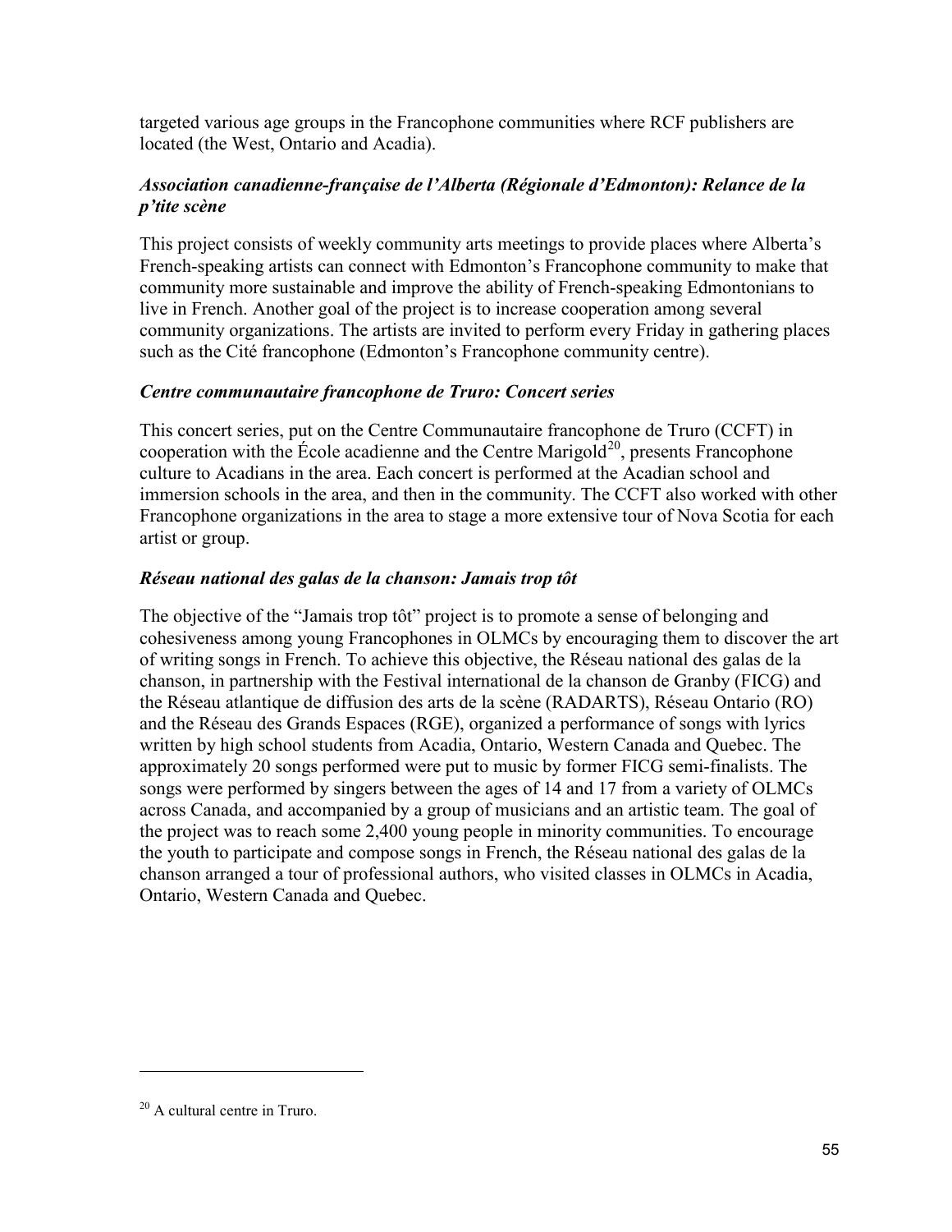targeted various age groups in the Francophone communities where RCF publishers are located (the West, Ontario and Acadia).

### *Association canadienne-française de l'Alberta (Régionale d'Edmonton): Relance de la p'tite scène*

This project consists of weekly community arts meetings to provide places where Alberta's French-speaking artists can connect with Edmonton's Francophone community to make that community more sustainable and improve the ability of French-speaking Edmontonians to live in French. Another goal of the project is to increase cooperation among several community organizations. The artists are invited to perform every Friday in gathering places such as the Cité francophone (Edmonton's Francophone community centre).

### *Centre communautaire francophone de Truro: Concert series*

This concert series, put on the Centre Communautaire francophone de Truro (CCFT) in cooperation with the École acadienne and the Centre Marigold[20], presents Francophone culture to Acadians in the area. Each concert is performed at the Acadian school and immersion schools in the area, and then in the community. The CCFT also worked with other Francophone organizations in the area to stage a more extensive tour of Nova Scotia for each artist or group.

### *Réseau national des galas de la chanson: Jamais trop tôt*

The objective of the "Jamais trop tôt" project is to promote a sense of belonging and cohesiveness among young Francophones in OLMCs by encouraging them to discover the art of writing songs in French. To achieve this objective, the Réseau national des galas de la chanson, in partnership with the Festival international de la chanson de Granby (FICG) and the Réseau atlantique de diffusion des arts de la scène (RADARTS), Réseau Ontario (RO) and the Réseau des Grands Espaces (RGE), organized a performance of songs with lyrics written by high school students from Acadia, Ontario, Western Canada and Quebec. The approximately 20 songs performed were put to music by former FICG semi-finalists. The songs were performed by singers between the ages of 14 and 17 from a variety of OLMCs across Canada, and accompanied by a group of musicians and an artistic team. The goal of the project was to reach some 2,400 young people in minority communities. To encourage the youth to participate and compose songs in French, the Réseau national des galas de la chanson arranged a tour of professional authors, who visited classes in OLMCs in Acadia, Ontario, Western Canada and Quebec.

---

[20] A cultural centre in Truro.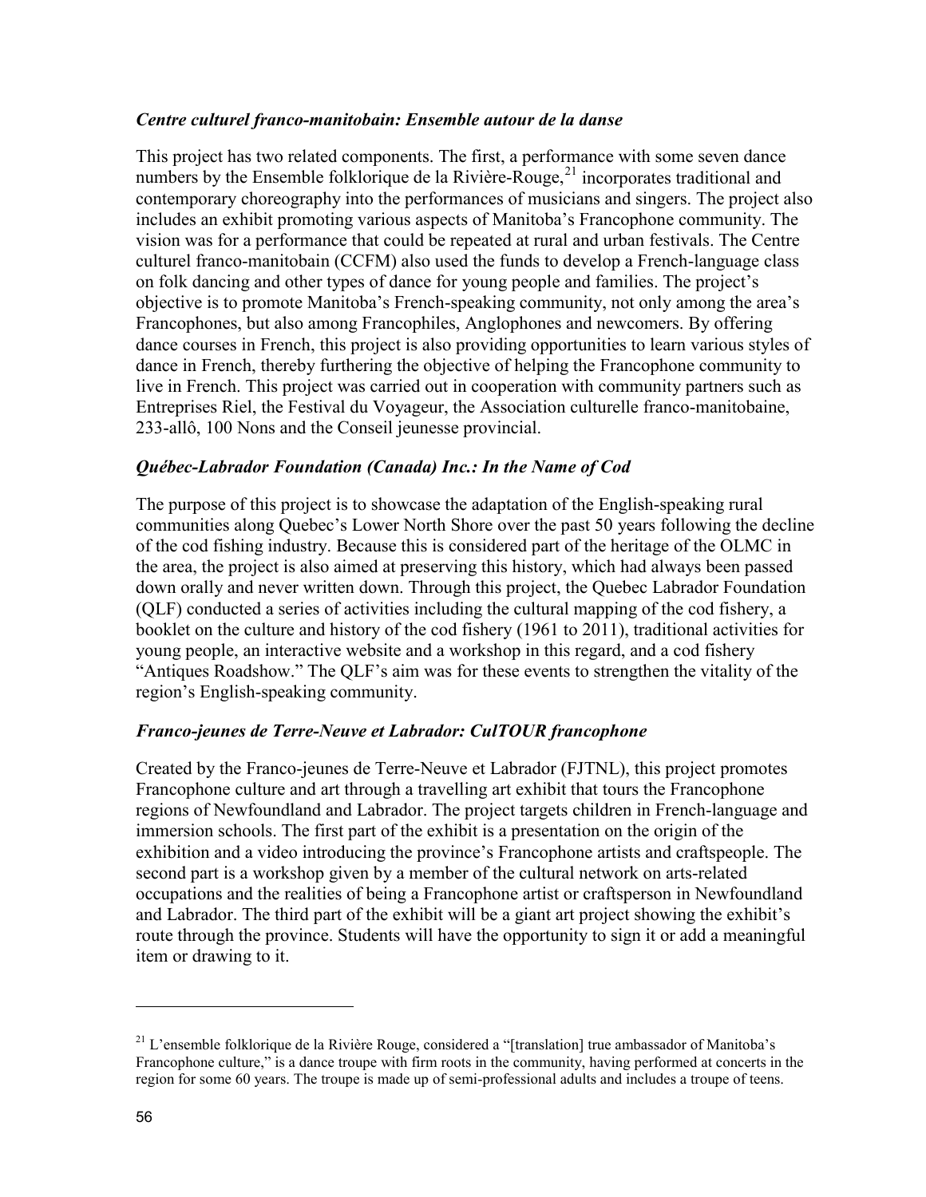### *Centre culturel franco-manitobain: Ensemble autour de la danse*

This project has two related components. The first, a performance with some seven dance numbers by the Ensemble folklorique de la Rivière-Rouge,[21] incorporates traditional and contemporary choreography into the performances of musicians and singers. The project also includes an exhibit promoting various aspects of Manitoba's Francophone community. The vision was for a performance that could be repeated at rural and urban festivals. The Centre culturel franco-manitobain (CCFM) also used the funds to develop a French-language class on folk dancing and other types of dance for young people and families. The project's objective is to promote Manitoba's French-speaking community, not only among the area's Francophones, but also among Francophiles, Anglophones and newcomers. By offering dance courses in French, this project is also providing opportunities to learn various styles of dance in French, thereby furthering the objective of helping the Francophone community to live in French. This project was carried out in cooperation with community partners such as Entreprises Riel, the Festival du Voyageur, the Association culturelle franco-manitobaine, 233-allô, 100 Nons and the Conseil jeunesse provincial.

### *Québec-Labrador Foundation (Canada) Inc.: In the Name of Cod*

The purpose of this project is to showcase the adaptation of the English-speaking rural communities along Quebec's Lower North Shore over the past 50 years following the decline of the cod fishing industry. Because this is considered part of the heritage of the OLMC in the area, the project is also aimed at preserving this history, which had always been passed down orally and never written down. Through this project, the Quebec Labrador Foundation (QLF) conducted a series of activities including the cultural mapping of the cod fishery, a booklet on the culture and history of the cod fishery (1961 to 2011), traditional activities for young people, an interactive website and a workshop in this regard, and a cod fishery "Antiques Roadshow." The QLF's aim was for these events to strengthen the vitality of the region's English-speaking community.

### *Franco-jeunes de Terre-Neuve et Labrador: CulTOUR francophone*

Created by the Franco-jeunes de Terre-Neuve et Labrador (FJTNL), this project promotes Francophone culture and art through a travelling art exhibit that tours the Francophone regions of Newfoundland and Labrador. The project targets children in French-language and immersion schools. The first part of the exhibit is a presentation on the origin of the exhibition and a video introducing the province's Francophone artists and craftspeople. The second part is a workshop given by a member of the cultural network on arts-related occupations and the realities of being a Francophone artist or craftsperson in Newfoundland and Labrador. The third part of the exhibit will be a giant art project showing the exhibit's route through the province. Students will have the opportunity to sign it or add a meaningful item or drawing to it.

---

[21] L'ensemble folklorique de la Rivière Rouge, considered a "[translation] true ambassador of Manitoba's Francophone culture," is a dance troupe with firm roots in the community, having performed at concerts in the region for some 60 years. The troupe is made up of semi-professional adults and includes a troupe of teens.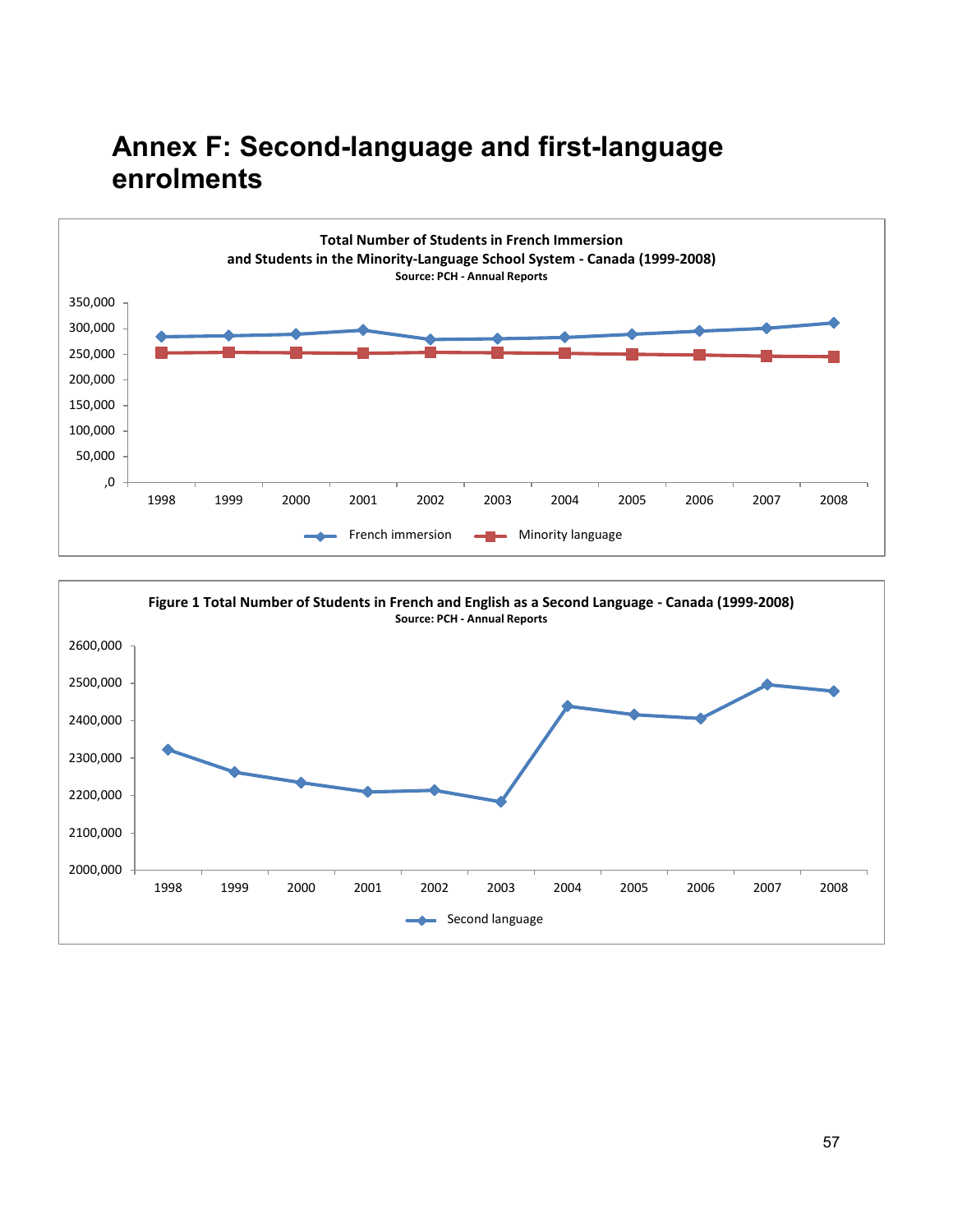# Annex F: Second-language and first-language enrolments

**Total Number of Students in French Immersion and Students in the Minority-Language School System - Canada (1999-2008)**
Source: PCH - Annual Reports

**Figure 1 Total Number of Students in French and English as a Second Language - Canada (1999-2008)**
Source: PCH - Annual Reports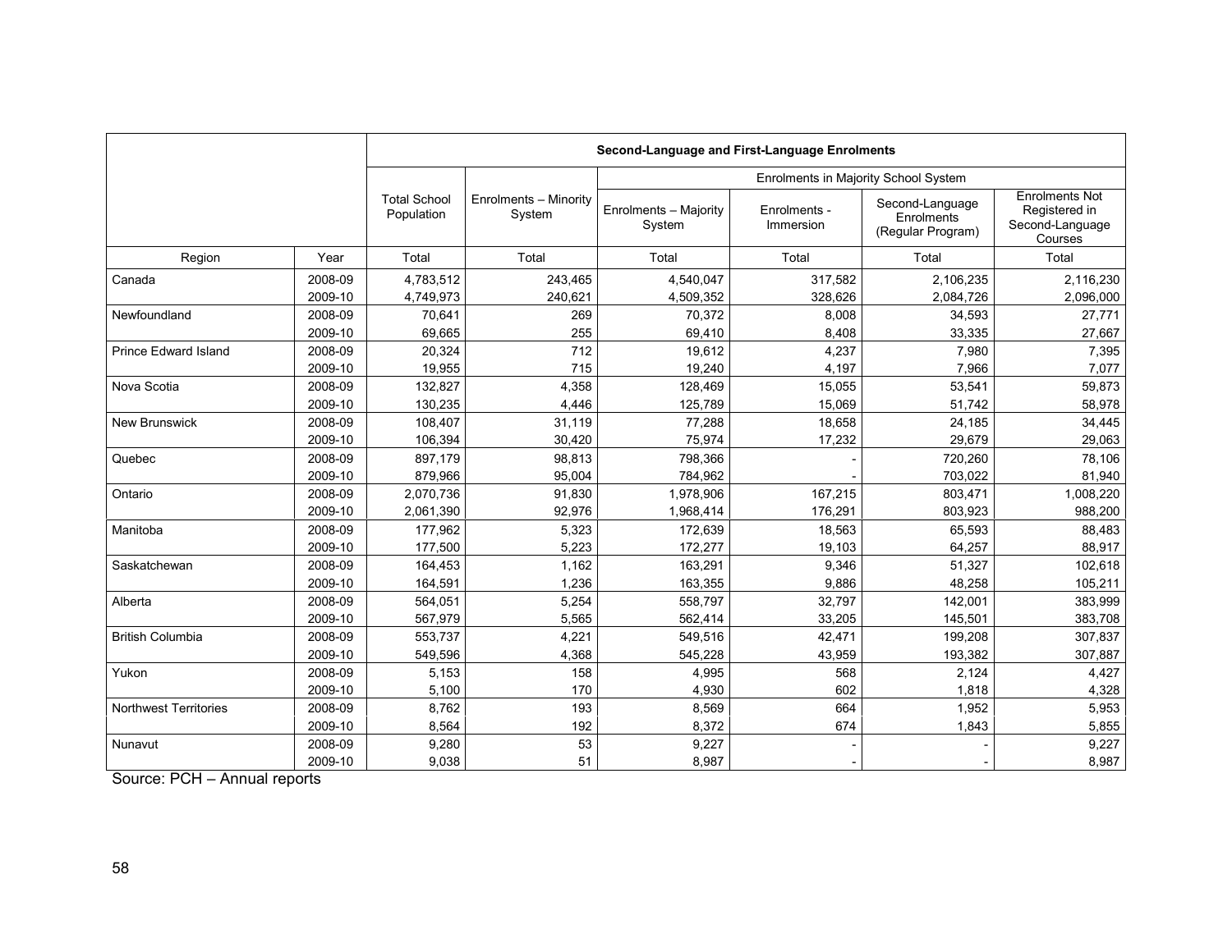| | | Second-Language and First-Language Enrolments | | | | | |
|---|---|---|---|---|---|---|---|
| | | | | Enrolments in Majority School System | | | |
| | | Total School Population | Enrolments – Minority System | Enrolments – Majority System | Enrolments - Immersion | Second-Language Enrolments (Regular Program) | Enrolments Not Registered in Second-Language Courses |
| Region | Year | Total | Total | Total | Total | Total | Total |
| Canada | 2008-09 | 4,783,512 | 243,465 | 4,540,047 | 317,582 | 2,106,235 | 2,116,230 |
| | 2009-10 | 4,749,973 | 240,621 | 4,509,352 | 328,626 | 2,084,726 | 2,096,000 |
| Newfoundland | 2008-09 | 70,641 | 269 | 70,372 | 8,008 | 34,593 | 27,771 |
| | 2009-10 | 69,665 | 255 | 69,410 | 8,408 | 33,335 | 27,667 |
| Prince Edward Island | 2008-09 | 20,324 | 712 | 19,612 | 4,237 | 7,980 | 7,395 |
| | 2009-10 | 19,955 | 715 | 19,240 | 4,197 | 7,966 | 7,077 |
| Nova Scotia | 2008-09 | 132,827 | 4,358 | 128,469 | 15,055 | 53,541 | 59,873 |
| | 2009-10 | 130,235 | 4,446 | 125,789 | 15,069 | 51,742 | 58,978 |
| New Brunswick | 2008-09 | 108,407 | 31,119 | 77,288 | 18,658 | 24,185 | 34,445 |
| | 2009-10 | 106,394 | 30,420 | 75,974 | 17,232 | 29,679 | 29,063 |
| Quebec | 2008-09 | 897,179 | 98,813 | 798,366 | - | 720,260 | 78,106 |
| | 2009-10 | 879,966 | 95,004 | 784,962 | - | 703,022 | 81,940 |
| Ontario | 2008-09 | 2,070,736 | 91,830 | 1,978,906 | 167,215 | 803,471 | 1,008,220 |
| | 2009-10 | 2,061,390 | 92,976 | 1,968,414 | 176,291 | 803,923 | 988,200 |
| Manitoba | 2008-09 | 177,962 | 5,323 | 172,639 | 18,563 | 65,593 | 88,483 |
| | 2009-10 | 177,500 | 5,223 | 172,277 | 19,103 | 64,257 | 88,917 |
| Saskatchewan | 2008-09 | 164,453 | 1,162 | 163,291 | 9,346 | 51,327 | 102,618 |
| | 2009-10 | 164,591 | 1,236 | 163,355 | 9,886 | 48,258 | 105,211 |
| Alberta | 2008-09 | 564,051 | 5,254 | 558,797 | 32,797 | 142,001 | 383,999 |
| | 2009-10 | 567,979 | 5,565 | 562,414 | 33,205 | 145,501 | 383,708 |
| British Columbia | 2008-09 | 553,737 | 4,221 | 549,516 | 42,471 | 199,208 | 307,837 |
| | 2009-10 | 549,596 | 4,368 | 545,228 | 43,959 | 193,382 | 307,887 |
| Yukon | 2008-09 | 5,153 | 158 | 4,995 | 568 | 2,124 | 4,427 |
| | 2009-10 | 5,100 | 170 | 4,930 | 602 | 1,818 | 4,328 |
| Northwest Territories | 2008-09 | 8,762 | 193 | 8,569 | 664 | 1,952 | 5,953 |
| | 2009-10 | 8,564 | 192 | 8,372 | 674 | 1,843 | 5,855 |
| Nunavut | 2008-09 | 9,280 | 53 | 9,227 | - | - | 9,227 |
| | 2009-10 | 9,038 | 51 | 8,987 | - | - | 8,987 |

Source: PCH – Annual reports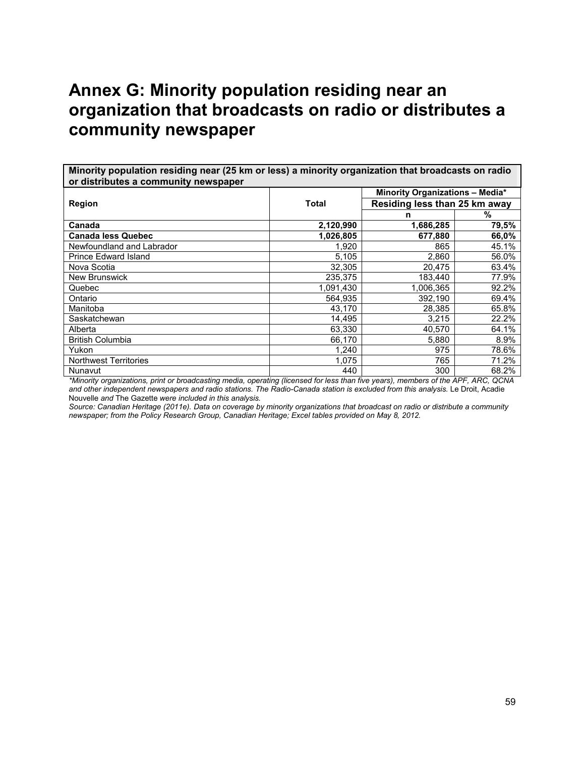# Annex G: Minority population residing near an organization that broadcasts on radio or distributes a community newspaper

| Minority population residing near (25 km or less) a minority organization that broadcasts on radio or distributes a community newspaper | | | |
|---|---|---|---|
| **Region** | **Total** | **Minority Organizations – Media\*** | |
| | | **Residing less than 25 km away** | |
| | | **n** | **%** |
| **Canada** | **2,120,990** | **1,686,285** | **79,5%** |
| **Canada less Quebec** | **1,026,805** | **677,880** | **66,0%** |
| Newfoundland and Labrador | 1,920 | 865 | 45.1% |
| Prince Edward Island | 5,105 | 2,860 | 56.0% |
| Nova Scotia | 32,305 | 20,475 | 63.4% |
| New Brunswick | 235,375 | 183,440 | 77.9% |
| Quebec | 1,091,430 | 1,006,365 | 92.2% |
| Ontario | 564,935 | 392,190 | 69.4% |
| Manitoba | 43,170 | 28,385 | 65.8% |
| Saskatchewan | 14,495 | 3,215 | 22.2% |
| Alberta | 63,330 | 40,570 | 64.1% |
| British Columbia | 66,170 | 5,880 | 8.9% |
| Yukon | 1,240 | 975 | 78.6% |
| Northwest Territories | 1,075 | 765 | 71.2% |
| Nunavut | 440 | 300 | 68.2% |

*\*Minority organizations, print or broadcasting media, operating (licensed for less than five years), members of the APF, ARC, QCNA and other independent newspapers and radio stations. The Radio-Canada station is excluded from this analysis.* Le Droit, Acadie Nouvelle *and* The Gazette *were included in this analysis.*

*Source: Canadian Heritage (2011e). Data on coverage by minority organizations that broadcast on radio or distribute a community newspaper; from the Policy Research Group, Canadian Heritage; Excel tables provided on May 8, 2012.*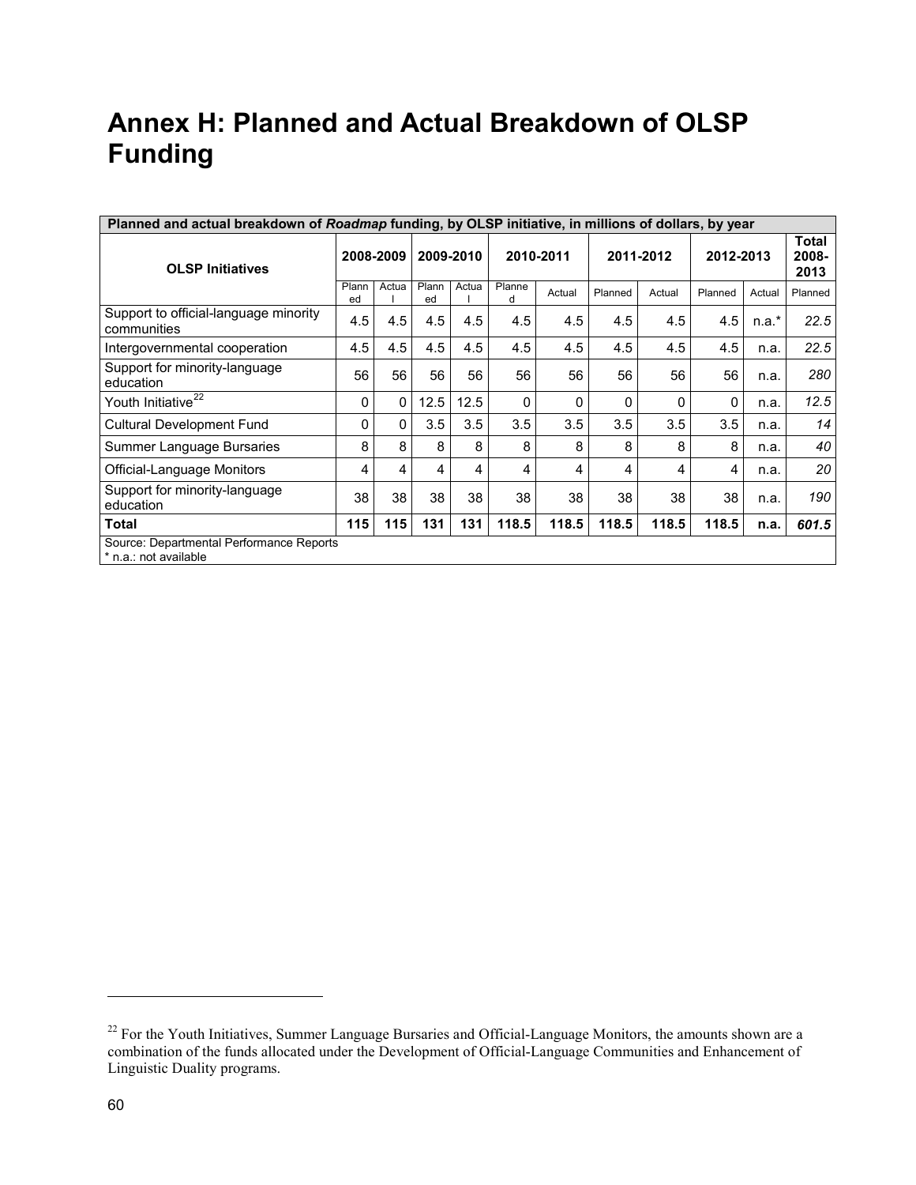# Annex H: Planned and Actual Breakdown of OLSP Funding

| Planned and actual breakdown of *Roadmap* funding, by OLSP initiative, in millions of dollars, by year | | | | | | | | | | | |
|---|---|---|---|---|---|---|---|---|---|---|---|
| **OLSP Initiatives** | **2008-2009** | | **2009-2010** | | **2010-2011** | | **2011-2012** | | **2012-2013** | | **Total 2008-2013** |
| | Planned | Actual | Planned | Actual | Planned | Actual | Planned | Actual | Planned | Actual | Planned |
| Support to official-language minority communities | 4.5 | 4.5 | 4.5 | 4.5 | 4.5 | 4.5 | 4.5 | 4.5 | 4.5 | n.a.* | *22.5* |
| Intergovernmental cooperation | 4.5 | 4.5 | 4.5 | 4.5 | 4.5 | 4.5 | 4.5 | 4.5 | 4.5 | n.a. | *22.5* |
| Support for minority-language education | 56 | 56 | 56 | 56 | 56 | 56 | 56 | 56 | 56 | n.a. | *280* |
| Youth Initiative[22] | 0 | 0 | 12.5 | 12.5 | 0 | 0 | 0 | 0 | 0 | n.a. | *12.5* |
| Cultural Development Fund | 0 | 0 | 3.5 | 3.5 | 3.5 | 3.5 | 3.5 | 3.5 | 3.5 | n.a. | *14* |
| Summer Language Bursaries | 8 | 8 | 8 | 8 | 8 | 8 | 8 | 8 | 8 | n.a. | *40* |
| Official-Language Monitors | 4 | 4 | 4 | 4 | 4 | 4 | 4 | 4 | 4 | n.a. | *20* |
| Support for minority-language education | 38 | 38 | 38 | 38 | 38 | 38 | 38 | 38 | 38 | n.a. | *190* |
| **Total** | **115** | **115** | **131** | **131** | **118.5** | **118.5** | **118.5** | **118.5** | **118.5** | **n.a.** | ***601.5*** |

Source: Departmental Performance Reports
\* n.a.: not available

[22] For the Youth Initiatives, Summer Language Bursaries and Official-Language Monitors, the amounts shown are a combination of the funds allocated under the Development of Official-Language Communities and Enhancement of Linguistic Duality programs.